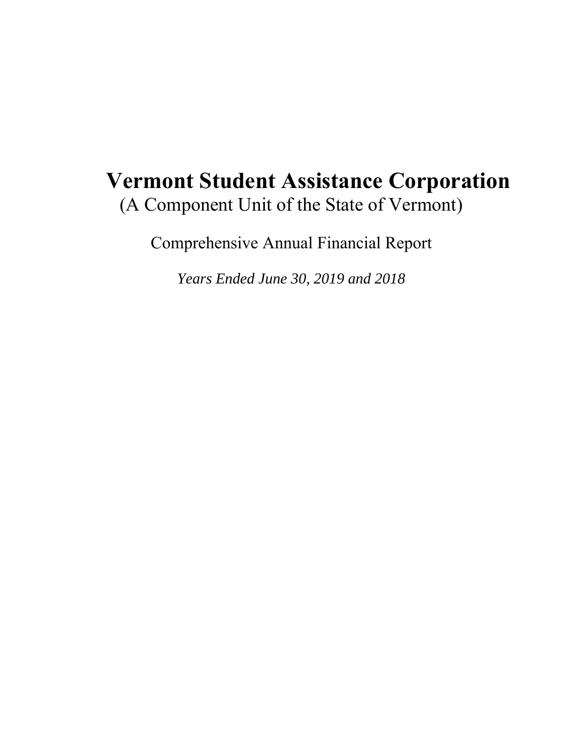# Vermont Student Assistance Corporation

(A Component Unit of the State of Vermont)

Comprehensive Annual Financial Report

*Years Ended June 30, 2019 and 2018*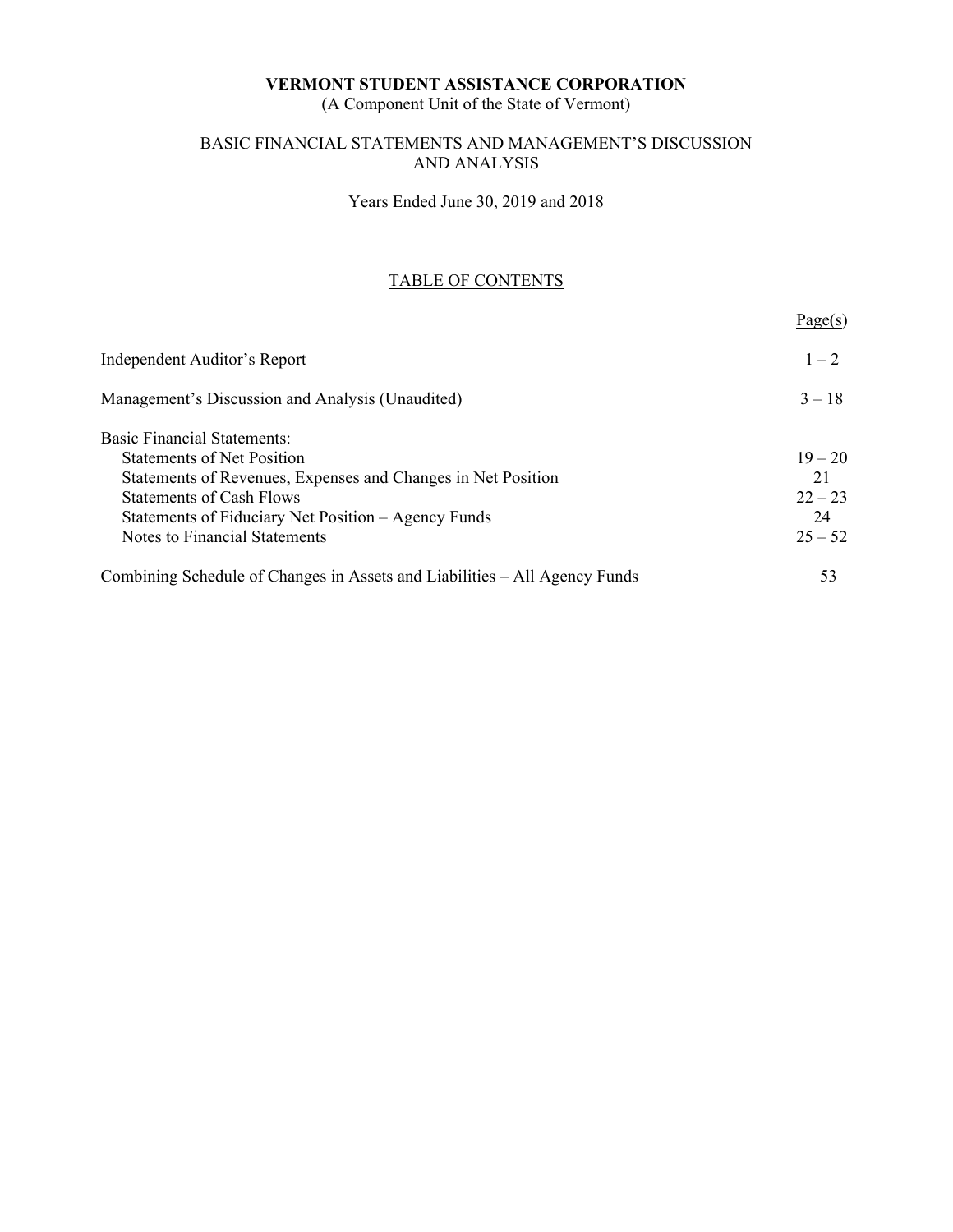**VERMONT STUDENT ASSISTANCE CORPORATION**

(A Component Unit of the State of Vermont)

BASIC FINANCIAL STATEMENTS AND MANAGEMENT'S DISCUSSION AND ANALYSIS

Years Ended June 30, 2019 and 2018

TABLE OF CONTENTS

| | Page(s) |
|---|---|
| Independent Auditor's Report | 1 – 2 |
| Management's Discussion and Analysis (Unaudited) | 3 – 18 |
| Basic Financial Statements: | |
| Statements of Net Position | 19 – 20 |
| Statements of Revenues, Expenses and Changes in Net Position | 21 |
| Statements of Cash Flows | 22 – 23 |
| Statements of Fiduciary Net Position – Agency Funds | 24 |
| Notes to Financial Statements | 25 – 52 |
| Combining Schedule of Changes in Assets and Liabilities – All Agency Funds | 53 |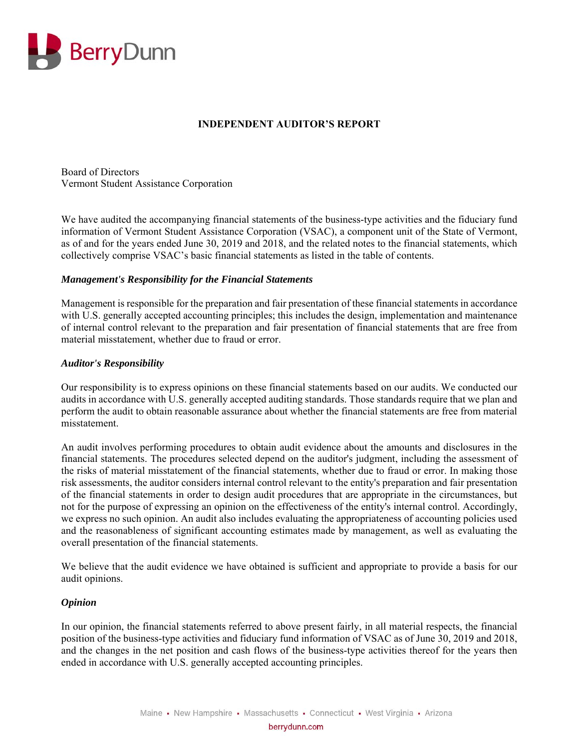# INDEPENDENT AUDITOR'S REPORT

Board of Directors
Vermont Student Assistance Corporation

We have audited the accompanying financial statements of the business-type activities and the fiduciary fund information of Vermont Student Assistance Corporation (VSAC), a component unit of the State of Vermont, as of and for the years ended June 30, 2019 and 2018, and the related notes to the financial statements, which collectively comprise VSAC's basic financial statements as listed in the table of contents.

***Management's Responsibility for the Financial Statements***

Management is responsible for the preparation and fair presentation of these financial statements in accordance with U.S. generally accepted accounting principles; this includes the design, implementation and maintenance of internal control relevant to the preparation and fair presentation of financial statements that are free from material misstatement, whether due to fraud or error.

***Auditor's Responsibility***

Our responsibility is to express opinions on these financial statements based on our audits. We conducted our audits in accordance with U.S. generally accepted auditing standards. Those standards require that we plan and perform the audit to obtain reasonable assurance about whether the financial statements are free from material misstatement.

An audit involves performing procedures to obtain audit evidence about the amounts and disclosures in the financial statements. The procedures selected depend on the auditor's judgment, including the assessment of the risks of material misstatement of the financial statements, whether due to fraud or error. In making those risk assessments, the auditor considers internal control relevant to the entity's preparation and fair presentation of the financial statements in order to design audit procedures that are appropriate in the circumstances, but not for the purpose of expressing an opinion on the effectiveness of the entity's internal control. Accordingly, we express no such opinion. An audit also includes evaluating the appropriateness of accounting policies used and the reasonableness of significant accounting estimates made by management, as well as evaluating the overall presentation of the financial statements.

We believe that the audit evidence we have obtained is sufficient and appropriate to provide a basis for our audit opinions.

***Opinion***

In our opinion, the financial statements referred to above present fairly, in all material respects, the financial position of the business-type activities and fiduciary fund information of VSAC as of June 30, 2019 and 2018, and the changes in the net position and cash flows of the business-type activities thereof for the years then ended in accordance with U.S. generally accepted accounting principles.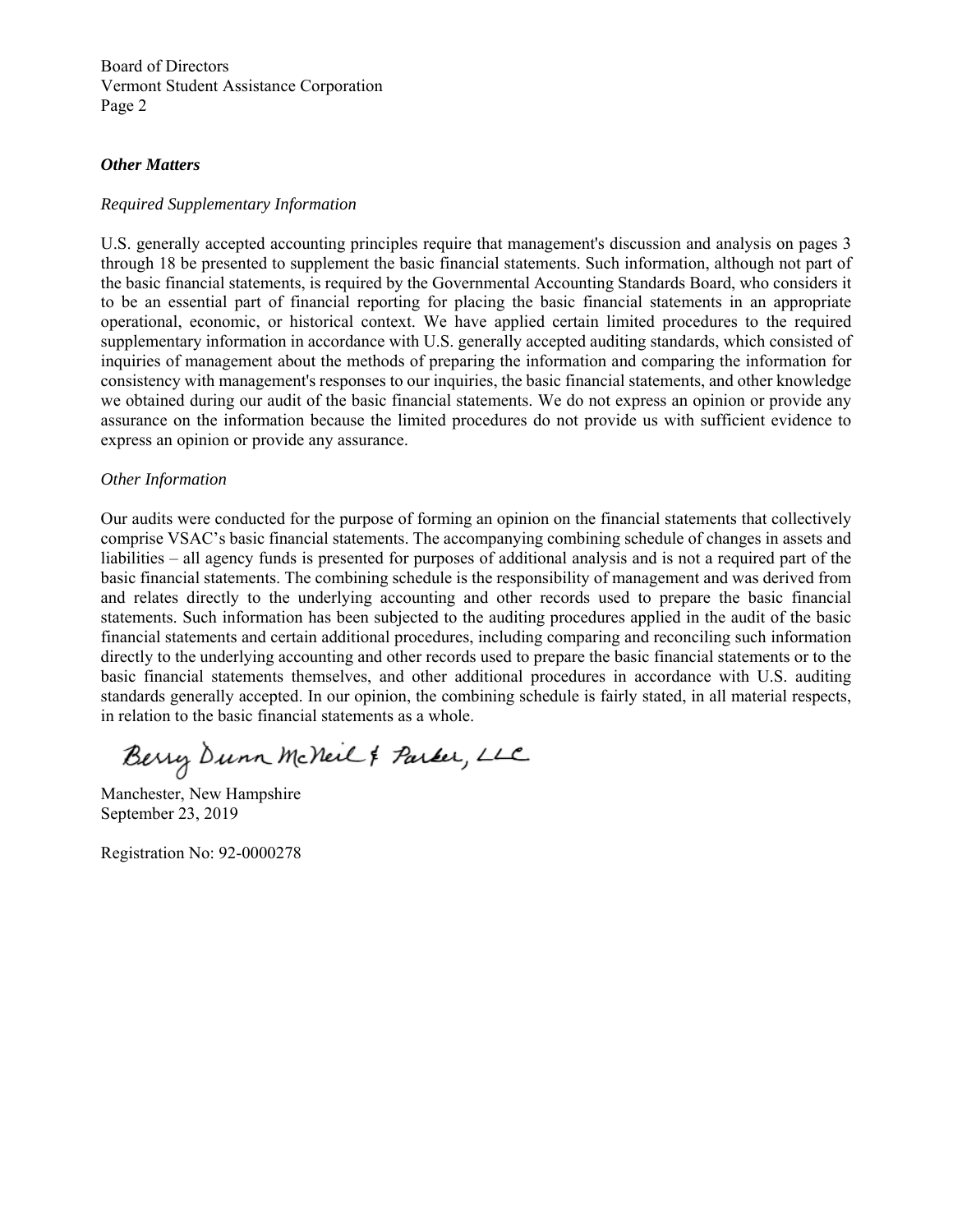Board of Directors
Vermont Student Assistance Corporation
Page 2

***Other Matters***

*Required Supplementary Information*

U.S. generally accepted accounting principles require that management's discussion and analysis on pages 3 through 18 be presented to supplement the basic financial statements. Such information, although not part of the basic financial statements, is required by the Governmental Accounting Standards Board, who considers it to be an essential part of financial reporting for placing the basic financial statements in an appropriate operational, economic, or historical context. We have applied certain limited procedures to the required supplementary information in accordance with U.S. generally accepted auditing standards, which consisted of inquiries of management about the methods of preparing the information and comparing the information for consistency with management's responses to our inquiries, the basic financial statements, and other knowledge we obtained during our audit of the basic financial statements. We do not express an opinion or provide any assurance on the information because the limited procedures do not provide us with sufficient evidence to express an opinion or provide any assurance.

*Other Information*

Our audits were conducted for the purpose of forming an opinion on the financial statements that collectively comprise VSAC's basic financial statements. The accompanying combining schedule of changes in assets and liabilities – all agency funds is presented for purposes of additional analysis and is not a required part of the basic financial statements. The combining schedule is the responsibility of management and was derived from and relates directly to the underlying accounting and other records used to prepare the basic financial statements. Such information has been subjected to the auditing procedures applied in the audit of the basic financial statements and certain additional procedures, including comparing and reconciling such information directly to the underlying accounting and other records used to prepare the basic financial statements or to the basic financial statements themselves, and other additional procedures in accordance with U.S. auditing standards generally accepted. In our opinion, the combining schedule is fairly stated, in all material respects, in relation to the basic financial statements as a whole.

Berry Dunn McNeil & Parker, LLC

Manchester, New Hampshire
September 23, 2019

Registration No: 92-0000278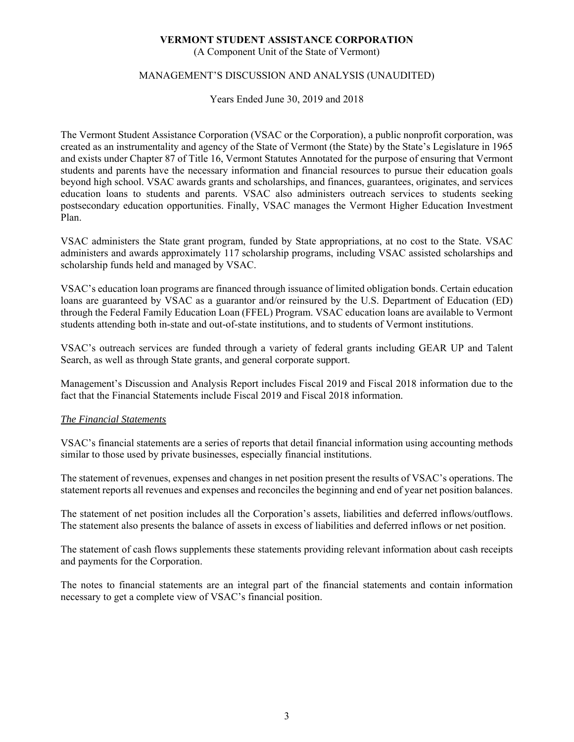**VERMONT STUDENT ASSISTANCE CORPORATION**
(A Component Unit of the State of Vermont)

MANAGEMENT'S DISCUSSION AND ANALYSIS (UNAUDITED)

Years Ended June 30, 2019 and 2018

The Vermont Student Assistance Corporation (VSAC or the Corporation), a public nonprofit corporation, was created as an instrumentality and agency of the State of Vermont (the State) by the State's Legislature in 1965 and exists under Chapter 87 of Title 16, Vermont Statutes Annotated for the purpose of ensuring that Vermont students and parents have the necessary information and financial resources to pursue their education goals beyond high school. VSAC awards grants and scholarships, and finances, guarantees, originates, and services education loans to students and parents. VSAC also administers outreach services to students seeking postsecondary education opportunities. Finally, VSAC manages the Vermont Higher Education Investment Plan.

VSAC administers the State grant program, funded by State appropriations, at no cost to the State. VSAC administers and awards approximately 117 scholarship programs, including VSAC assisted scholarships and scholarship funds held and managed by VSAC.

VSAC's education loan programs are financed through issuance of limited obligation bonds. Certain education loans are guaranteed by VSAC as a guarantor and/or reinsured by the U.S. Department of Education (ED) through the Federal Family Education Loan (FFEL) Program. VSAC education loans are available to Vermont students attending both in-state and out-of-state institutions, and to students of Vermont institutions.

VSAC's outreach services are funded through a variety of federal grants including GEAR UP and Talent Search, as well as through State grants, and general corporate support.

Management's Discussion and Analysis Report includes Fiscal 2019 and Fiscal 2018 information due to the fact that the Financial Statements include Fiscal 2019 and Fiscal 2018 information.

*The Financial Statements*

VSAC's financial statements are a series of reports that detail financial information using accounting methods similar to those used by private businesses, especially financial institutions.

The statement of revenues, expenses and changes in net position present the results of VSAC's operations. The statement reports all revenues and expenses and reconciles the beginning and end of year net position balances.

The statement of net position includes all the Corporation's assets, liabilities and deferred inflows/outflows. The statement also presents the balance of assets in excess of liabilities and deferred inflows or net position.

The statement of cash flows supplements these statements providing relevant information about cash receipts and payments for the Corporation.

The notes to financial statements are an integral part of the financial statements and contain information necessary to get a complete view of VSAC's financial position.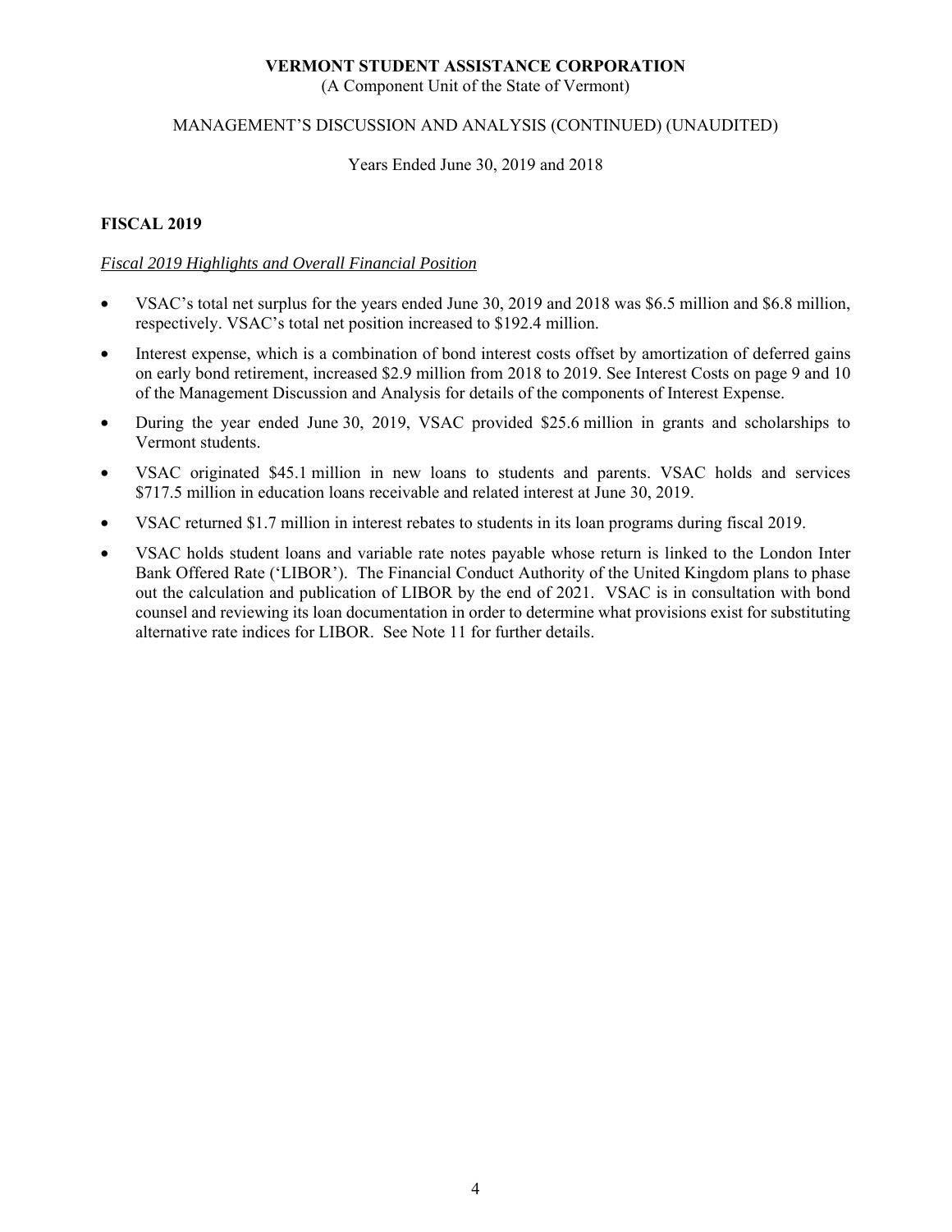## FISCAL 2019

*Fiscal 2019 Highlights and Overall Financial Position*

- VSAC's total net surplus for the years ended June 30, 2019 and 2018 was $6.5 million and $6.8 million, respectively. VSAC's total net position increased to $192.4 million.
- Interest expense, which is a combination of bond interest costs offset by amortization of deferred gains on early bond retirement, increased $2.9 million from 2018 to 2019. See Interest Costs on page 9 and 10 of the Management Discussion and Analysis for details of the components of Interest Expense.
- During the year ended June 30, 2019, VSAC provided $25.6 million in grants and scholarships to Vermont students.
- VSAC originated $45.1 million in new loans to students and parents. VSAC holds and services $717.5 million in education loans receivable and related interest at June 30, 2019.
- VSAC returned $1.7 million in interest rebates to students in its loan programs during fiscal 2019.
- VSAC holds student loans and variable rate notes payable whose return is linked to the London Inter Bank Offered Rate ('LIBOR'). The Financial Conduct Authority of the United Kingdom plans to phase out the calculation and publication of LIBOR by the end of 2021. VSAC is in consultation with bond counsel and reviewing its loan documentation in order to determine what provisions exist for substituting alternative rate indices for LIBOR. See Note 11 for further details.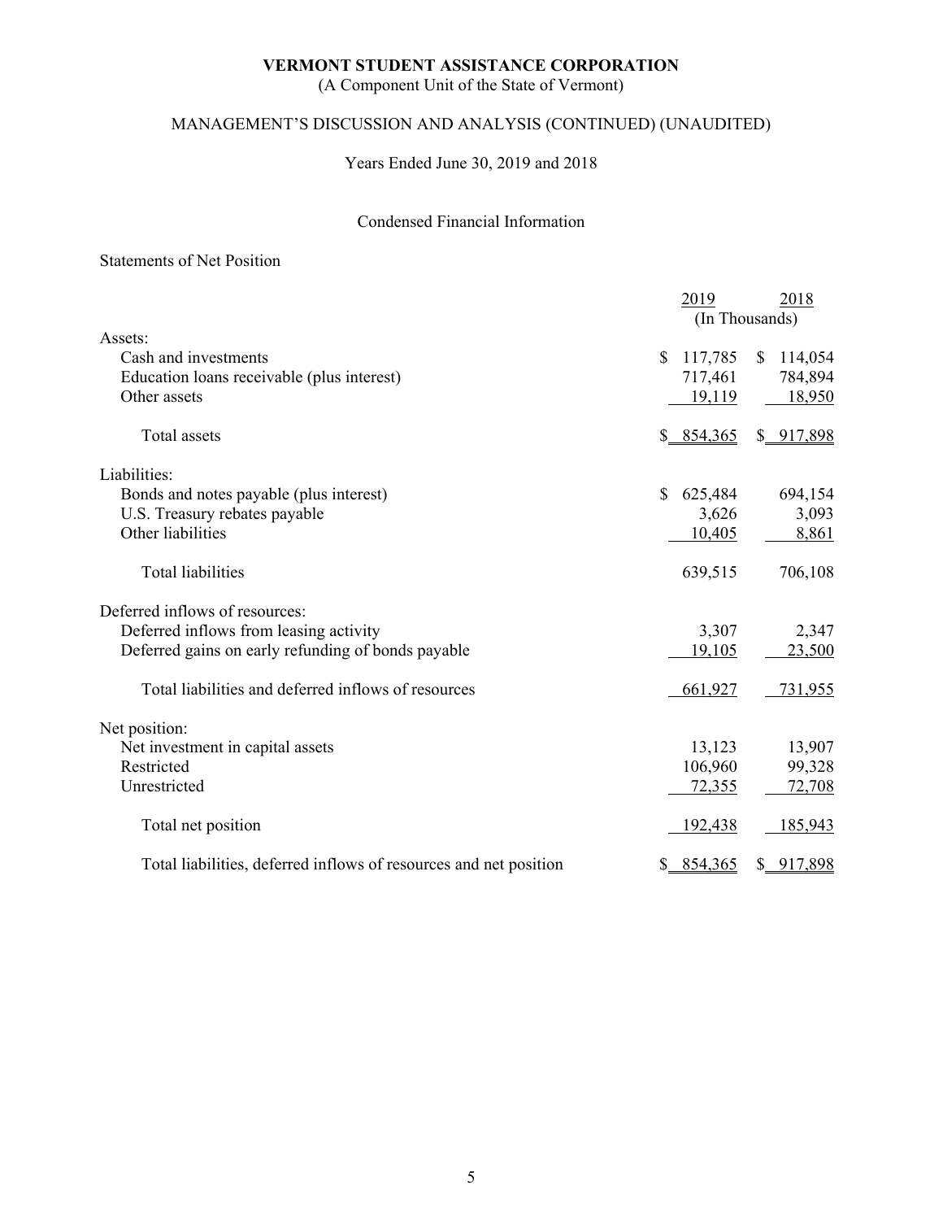# VERMONT STUDENT ASSISTANCE CORPORATION

(A Component Unit of the State of Vermont)

## MANAGEMENT'S DISCUSSION AND ANALYSIS (CONTINUED) (UNAUDITED)

Years Ended June 30, 2019 and 2018

### Condensed Financial Information

Statements of Net Position

| | 2019 | 2018 |
|---|---|---|
| | (In Thousands) | |
| Assets: | | |
| Cash and investments | $ 117,785 | $ 114,054 |
| Education loans receivable (plus interest) | 717,461 | 784,894 |
| Other assets | 19,119 | 18,950 |
| Total assets | $ 854,365 | $ 917,898 |
| Liabilities: | | |
| Bonds and notes payable (plus interest) | $ 625,484 | 694,154 |
| U.S. Treasury rebates payable | 3,626 | 3,093 |
| Other liabilities | 10,405 | 8,861 |
| Total liabilities | 639,515 | 706,108 |
| Deferred inflows of resources: | | |
| Deferred inflows from leasing activity | 3,307 | 2,347 |
| Deferred gains on early refunding of bonds payable | 19,105 | 23,500 |
| Total liabilities and deferred inflows of resources | 661,927 | 731,955 |
| Net position: | | |
| Net investment in capital assets | 13,123 | 13,907 |
| Restricted | 106,960 | 99,328 |
| Unrestricted | 72,355 | 72,708 |
| Total net position | 192,438 | 185,943 |
| Total liabilities, deferred inflows of resources and net position | $ 854,365 | $ 917,898 |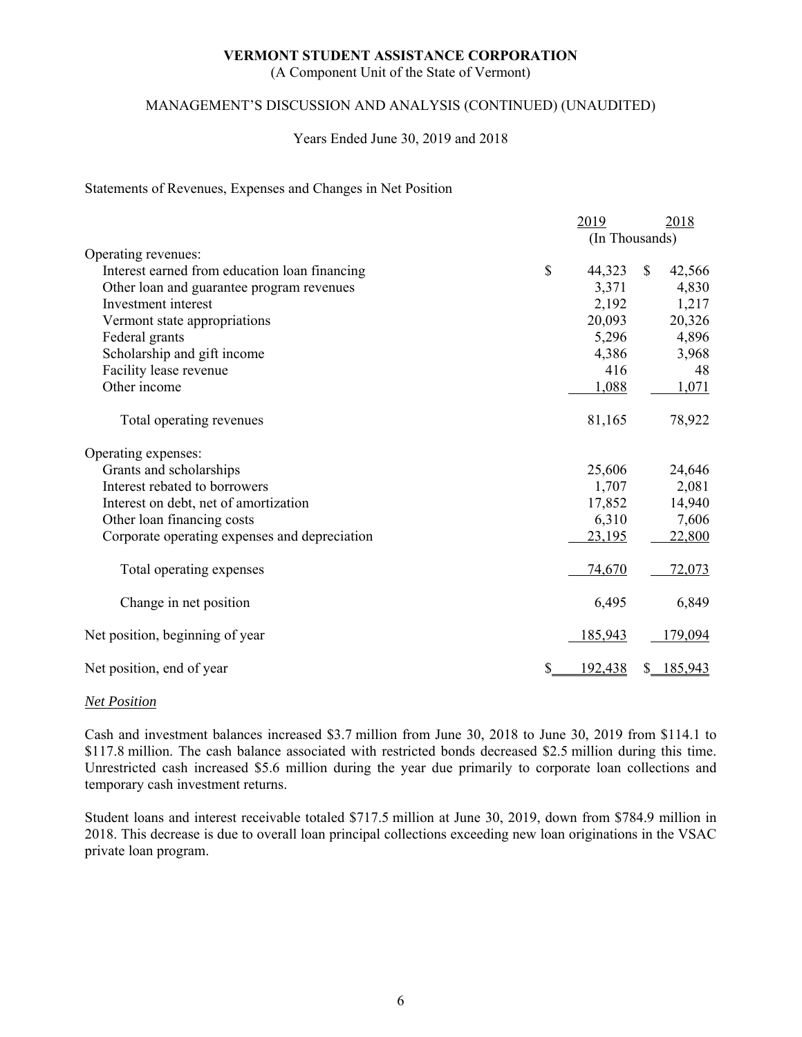**VERMONT STUDENT ASSISTANCE CORPORATION**
(A Component Unit of the State of Vermont)

MANAGEMENT'S DISCUSSION AND ANALYSIS (CONTINUED) (UNAUDITED)

Years Ended June 30, 2019 and 2018

Statements of Revenues, Expenses and Changes in Net Position

| | 2019 | 2018 |
|---|---|---|
| | (In Thousands) | |
| Operating revenues: | | |
| Interest earned from education loan financing | $ 44,323 | $ 42,566 |
| Other loan and guarantee program revenues | 3,371 | 4,830 |
| Investment interest | 2,192 | 1,217 |
| Vermont state appropriations | 20,093 | 20,326 |
| Federal grants | 5,296 | 4,896 |
| Scholarship and gift income | 4,386 | 3,968 |
| Facility lease revenue | 416 | 48 |
| Other income | 1,088 | 1,071 |
| Total operating revenues | 81,165 | 78,922 |
| Operating expenses: | | |
| Grants and scholarships | 25,606 | 24,646 |
| Interest rebated to borrowers | 1,707 | 2,081 |
| Interest on debt, net of amortization | 17,852 | 14,940 |
| Other loan financing costs | 6,310 | 7,606 |
| Corporate operating expenses and depreciation | 23,195 | 22,800 |
| Total operating expenses | 74,670 | 72,073 |
| Change in net position | 6,495 | 6,849 |
| Net position, beginning of year | 185,943 | 179,094 |
| Net position, end of year | $ 192,438 | $ 185,943 |

*Net Position*

Cash and investment balances increased $3.7 million from June 30, 2018 to June 30, 2019 from $114.1 to $117.8 million. The cash balance associated with restricted bonds decreased $2.5 million during this time. Unrestricted cash increased $5.6 million during the year due primarily to corporate loan collections and temporary cash investment returns.

Student loans and interest receivable totaled $717.5 million at June 30, 2019, down from $784.9 million in 2018. This decrease is due to overall loan principal collections exceeding new loan originations in the VSAC private loan program.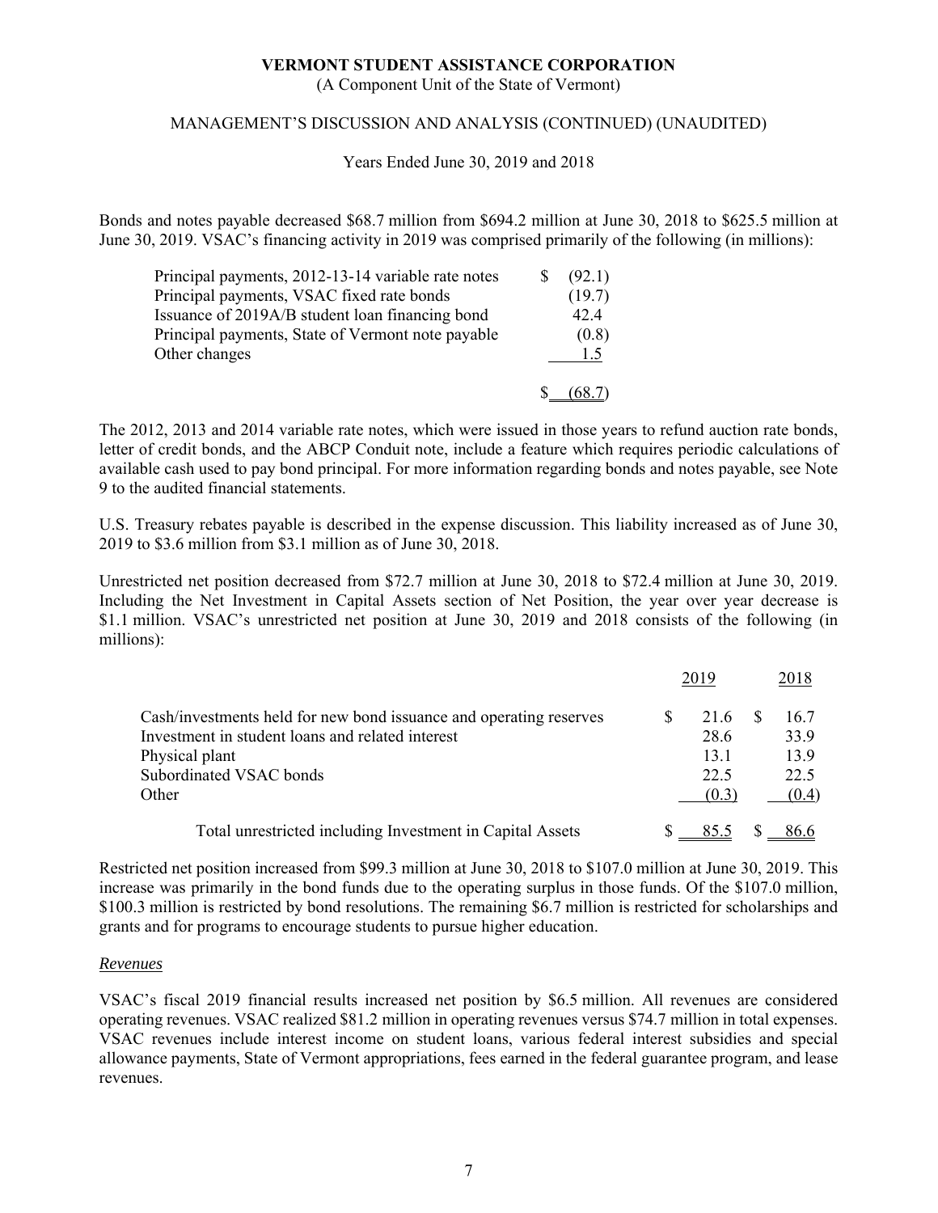Bonds and notes payable decreased \$68.7 million from \$694.2 million at June 30, 2018 to \$625.5 million at June 30, 2019. VSAC's financing activity in 2019 was comprised primarily of the following (in millions):

| | |
|---|---|
| Principal payments, 2012-13-14 variable rate notes | \$ (92.1) |
| Principal payments, VSAC fixed rate bonds | (19.7) |
| Issuance of 2019A/B student loan financing bond | 42.4 |
| Principal payments, State of Vermont note payable | (0.8) |
| Other changes | 1.5 |
| | \$ (68.7) |

The 2012, 2013 and 2014 variable rate notes, which were issued in those years to refund auction rate bonds, letter of credit bonds, and the ABCP Conduit note, include a feature which requires periodic calculations of available cash used to pay bond principal. For more information regarding bonds and notes payable, see Note 9 to the audited financial statements.

U.S. Treasury rebates payable is described in the expense discussion. This liability increased as of June 30, 2019 to \$3.6 million from \$3.1 million as of June 30, 2018.

Unrestricted net position decreased from \$72.7 million at June 30, 2018 to \$72.4 million at June 30, 2019. Including the Net Investment in Capital Assets section of Net Position, the year over year decrease is \$1.1 million. VSAC's unrestricted net position at June 30, 2019 and 2018 consists of the following (in millions):

| | 2019 | 2018 |
|---|---|---|
| Cash/investments held for new bond issuance and operating reserves | \$ 21.6 | \$ 16.7 |
| Investment in student loans and related interest | 28.6 | 33.9 |
| Physical plant | 13.1 | 13.9 |
| Subordinated VSAC bonds | 22.5 | 22.5 |
| Other | (0.3) | (0.4) |
| Total unrestricted including Investment in Capital Assets | \$ 85.5 | \$ 86.6 |

Restricted net position increased from \$99.3 million at June 30, 2018 to \$107.0 million at June 30, 2019. This increase was primarily in the bond funds due to the operating surplus in those funds. Of the \$107.0 million, \$100.3 million is restricted by bond resolutions. The remaining \$6.7 million is restricted for scholarships and grants and for programs to encourage students to pursue higher education.

*Revenues*

VSAC's fiscal 2019 financial results increased net position by \$6.5 million. All revenues are considered operating revenues. VSAC realized \$81.2 million in operating revenues versus \$74.7 million in total expenses. VSAC revenues include interest income on student loans, various federal interest subsidies and special allowance payments, State of Vermont appropriations, fees earned in the federal guarantee program, and lease revenues.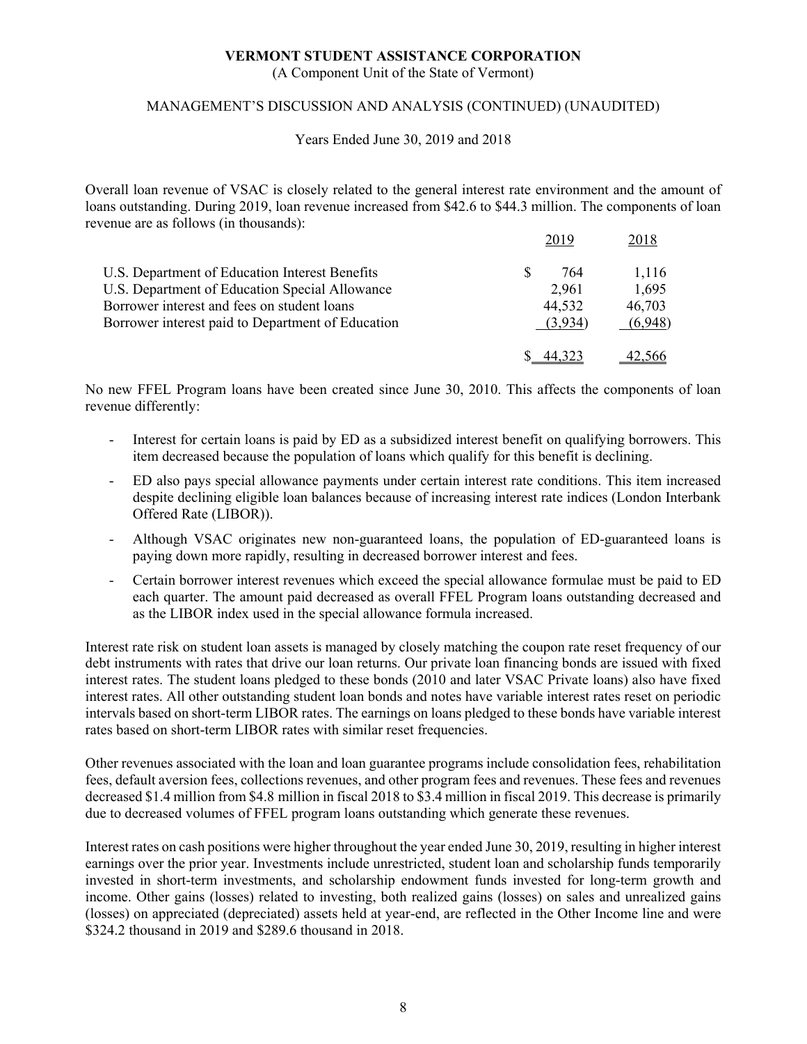Overall loan revenue of VSAC is closely related to the general interest rate environment and the amount of loans outstanding. During 2019, loan revenue increased from $42.6 to $44.3 million. The components of loan revenue are as follows (in thousands):

| | 2019 | 2018 |
|---|---|---|
| U.S. Department of Education Interest Benefits | $ 764 | 1,116 |
| U.S. Department of Education Special Allowance | 2,961 | 1,695 |
| Borrower interest and fees on student loans | 44,532 | 46,703 |
| Borrower interest paid to Department of Education | (3,934) | (6,948) |
| | $ 44,323 | 42,566 |

No new FFEL Program loans have been created since June 30, 2010. This affects the components of loan revenue differently:

- Interest for certain loans is paid by ED as a subsidized interest benefit on qualifying borrowers. This item decreased because the population of loans which qualify for this benefit is declining.
- ED also pays special allowance payments under certain interest rate conditions. This item increased despite declining eligible loan balances because of increasing interest rate indices (London Interbank Offered Rate (LIBOR)).
- Although VSAC originates new non-guaranteed loans, the population of ED-guaranteed loans is paying down more rapidly, resulting in decreased borrower interest and fees.
- Certain borrower interest revenues which exceed the special allowance formulae must be paid to ED each quarter. The amount paid decreased as overall FFEL Program loans outstanding decreased and as the LIBOR index used in the special allowance formula increased.

Interest rate risk on student loan assets is managed by closely matching the coupon rate reset frequency of our debt instruments with rates that drive our loan returns. Our private loan financing bonds are issued with fixed interest rates. The student loans pledged to these bonds (2010 and later VSAC Private loans) also have fixed interest rates. All other outstanding student loan bonds and notes have variable interest rates reset on periodic intervals based on short-term LIBOR rates. The earnings on loans pledged to these bonds have variable interest rates based on short-term LIBOR rates with similar reset frequencies.

Other revenues associated with the loan and loan guarantee programs include consolidation fees, rehabilitation fees, default aversion fees, collections revenues, and other program fees and revenues. These fees and revenues decreased $1.4 million from $4.8 million in fiscal 2018 to $3.4 million in fiscal 2019. This decrease is primarily due to decreased volumes of FFEL program loans outstanding which generate these revenues.

Interest rates on cash positions were higher throughout the year ended June 30, 2019, resulting in higher interest earnings over the prior year. Investments include unrestricted, student loan and scholarship funds temporarily invested in short-term investments, and scholarship endowment funds invested for long-term growth and income. Other gains (losses) related to investing, both realized gains (losses) on sales and unrealized gains (losses) on appreciated (depreciated) assets held at year-end, are reflected in the Other Income line and were $324.2 thousand in 2019 and $289.6 thousand in 2018.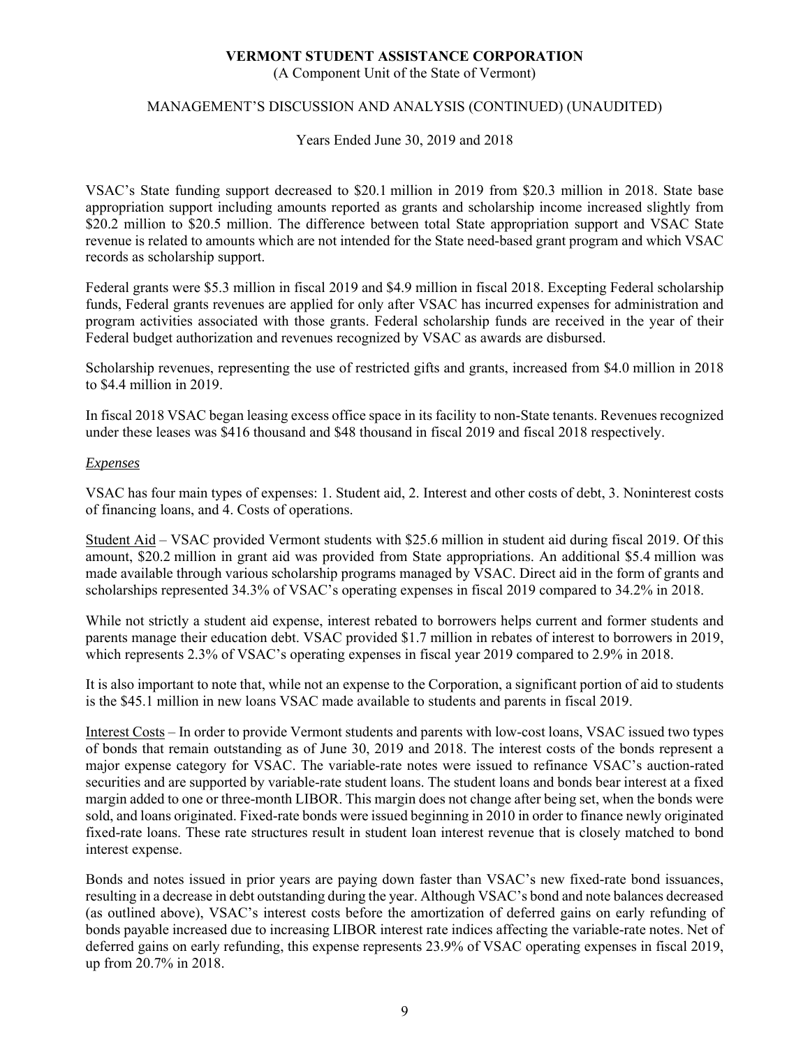VSAC's State funding support decreased to \$20.1 million in 2019 from \$20.3 million in 2018. State base appropriation support including amounts reported as grants and scholarship income increased slightly from \$20.2 million to \$20.5 million. The difference between total State appropriation support and VSAC State revenue is related to amounts which are not intended for the State need-based grant program and which VSAC records as scholarship support.

Federal grants were \$5.3 million in fiscal 2019 and \$4.9 million in fiscal 2018. Excepting Federal scholarship funds, Federal grants revenues are applied for only after VSAC has incurred expenses for administration and program activities associated with those grants. Federal scholarship funds are received in the year of their Federal budget authorization and revenues recognized by VSAC as awards are disbursed.

Scholarship revenues, representing the use of restricted gifts and grants, increased from \$4.0 million in 2018 to \$4.4 million in 2019.

In fiscal 2018 VSAC began leasing excess office space in its facility to non-State tenants. Revenues recognized under these leases was \$416 thousand and \$48 thousand in fiscal 2019 and fiscal 2018 respectively.

*Expenses*

VSAC has four main types of expenses: 1. Student aid, 2. Interest and other costs of debt, 3. Noninterest costs of financing loans, and 4. Costs of operations.

Student Aid – VSAC provided Vermont students with \$25.6 million in student aid during fiscal 2019. Of this amount, \$20.2 million in grant aid was provided from State appropriations. An additional \$5.4 million was made available through various scholarship programs managed by VSAC. Direct aid in the form of grants and scholarships represented 34.3% of VSAC's operating expenses in fiscal 2019 compared to 34.2% in 2018.

While not strictly a student aid expense, interest rebated to borrowers helps current and former students and parents manage their education debt. VSAC provided \$1.7 million in rebates of interest to borrowers in 2019, which represents 2.3% of VSAC's operating expenses in fiscal year 2019 compared to 2.9% in 2018.

It is also important to note that, while not an expense to the Corporation, a significant portion of aid to students is the \$45.1 million in new loans VSAC made available to students and parents in fiscal 2019.

Interest Costs – In order to provide Vermont students and parents with low-cost loans, VSAC issued two types of bonds that remain outstanding as of June 30, 2019 and 2018. The interest costs of the bonds represent a major expense category for VSAC. The variable-rate notes were issued to refinance VSAC's auction-rated securities and are supported by variable-rate student loans. The student loans and bonds bear interest at a fixed margin added to one or three-month LIBOR. This margin does not change after being set, when the bonds were sold, and loans originated. Fixed-rate bonds were issued beginning in 2010 in order to finance newly originated fixed-rate loans. These rate structures result in student loan interest revenue that is closely matched to bond interest expense.

Bonds and notes issued in prior years are paying down faster than VSAC's new fixed-rate bond issuances, resulting in a decrease in debt outstanding during the year. Although VSAC's bond and note balances decreased (as outlined above), VSAC's interest costs before the amortization of deferred gains on early refunding of bonds payable increased due to increasing LIBOR interest rate indices affecting the variable-rate notes. Net of deferred gains on early refunding, this expense represents 23.9% of VSAC operating expenses in fiscal 2019, up from 20.7% in 2018.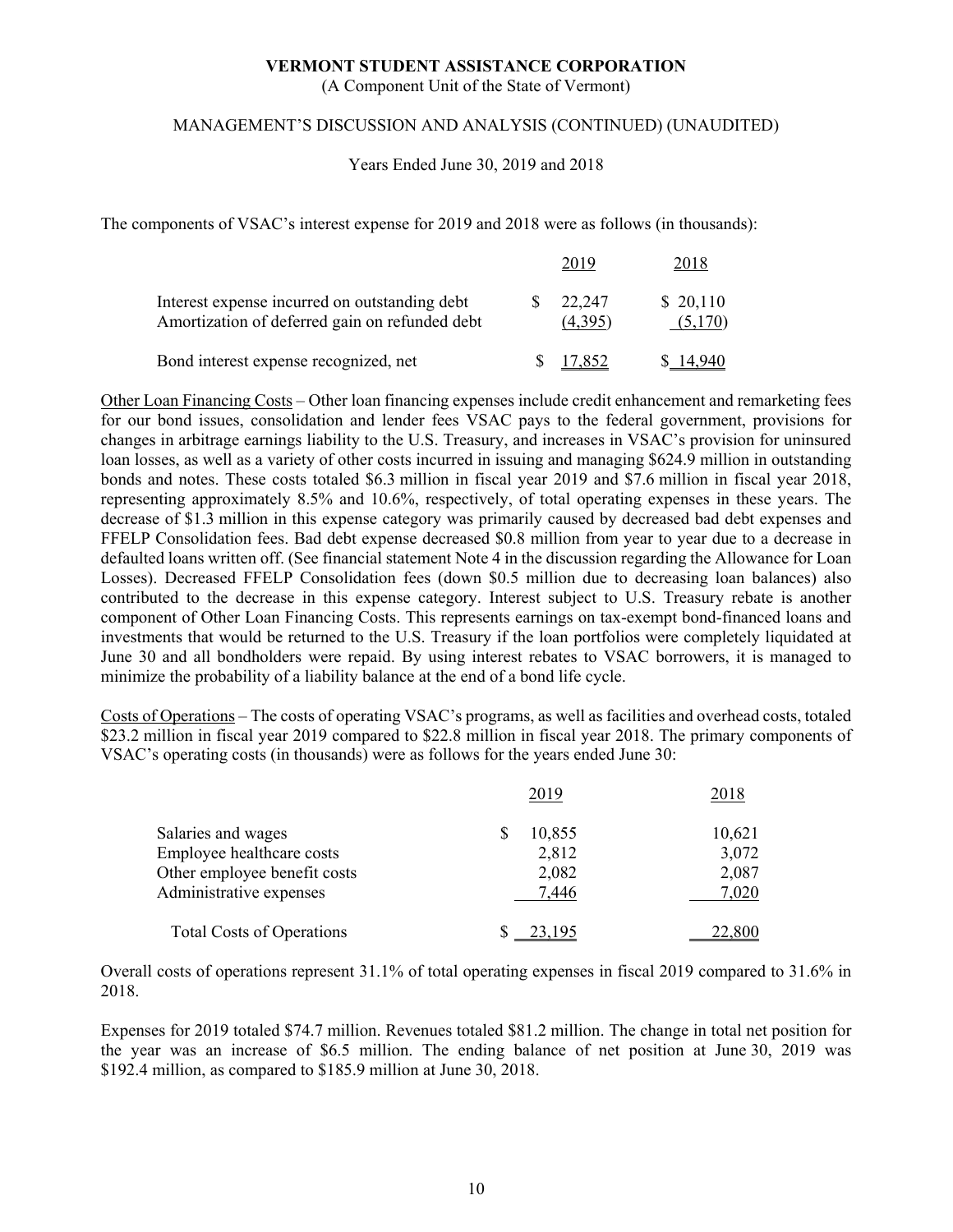VERMONT STUDENT ASSISTANCE CORPORATION
(A Component Unit of the State of Vermont)

MANAGEMENT'S DISCUSSION AND ANALYSIS (CONTINUED) (UNAUDITED)

Years Ended June 30, 2019 and 2018

The components of VSAC's interest expense for 2019 and 2018 were as follows (in thousands):

| | 2019 | 2018 |
|---|---|---|
| Interest expense incurred on outstanding debt | $ 22,247 | $ 20,110 |
| Amortization of deferred gain on refunded debt | (4,395) | (5,170) |
| Bond interest expense recognized, net | $ 17,852 | $ 14,940 |

Other Loan Financing Costs – Other loan financing expenses include credit enhancement and remarketing fees for our bond issues, consolidation and lender fees VSAC pays to the federal government, provisions for changes in arbitrage earnings liability to the U.S. Treasury, and increases in VSAC's provision for uninsured loan losses, as well as a variety of other costs incurred in issuing and managing $624.9 million in outstanding bonds and notes. These costs totaled $6.3 million in fiscal year 2019 and $7.6 million in fiscal year 2018, representing approximately 8.5% and 10.6%, respectively, of total operating expenses in these years. The decrease of $1.3 million in this expense category was primarily caused by decreased bad debt expenses and FFELP Consolidation fees. Bad debt expense decreased $0.8 million from year to year due to a decrease in defaulted loans written off. (See financial statement Note 4 in the discussion regarding the Allowance for Loan Losses). Decreased FFELP Consolidation fees (down $0.5 million due to decreasing loan balances) also contributed to the decrease in this expense category. Interest subject to U.S. Treasury rebate is another component of Other Loan Financing Costs. This represents earnings on tax-exempt bond-financed loans and investments that would be returned to the U.S. Treasury if the loan portfolios were completely liquidated at June 30 and all bondholders were repaid. By using interest rebates to VSAC borrowers, it is managed to minimize the probability of a liability balance at the end of a bond life cycle.

Costs of Operations – The costs of operating VSAC's programs, as well as facilities and overhead costs, totaled $23.2 million in fiscal year 2019 compared to $22.8 million in fiscal year 2018. The primary components of VSAC's operating costs (in thousands) were as follows for the years ended June 30:

| | 2019 | 2018 |
|---|---|---|
| Salaries and wages | $ 10,855 | 10,621 |
| Employee healthcare costs | 2,812 | 3,072 |
| Other employee benefit costs | 2,082 | 2,087 |
| Administrative expenses | 7,446 | 7,020 |
| Total Costs of Operations | $ 23,195 | 22,800 |

Overall costs of operations represent 31.1% of total operating expenses in fiscal 2019 compared to 31.6% in 2018.

Expenses for 2019 totaled $74.7 million. Revenues totaled $81.2 million. The change in total net position for the year was an increase of $6.5 million. The ending balance of net position at June 30, 2019 was $192.4 million, as compared to $185.9 million at June 30, 2018.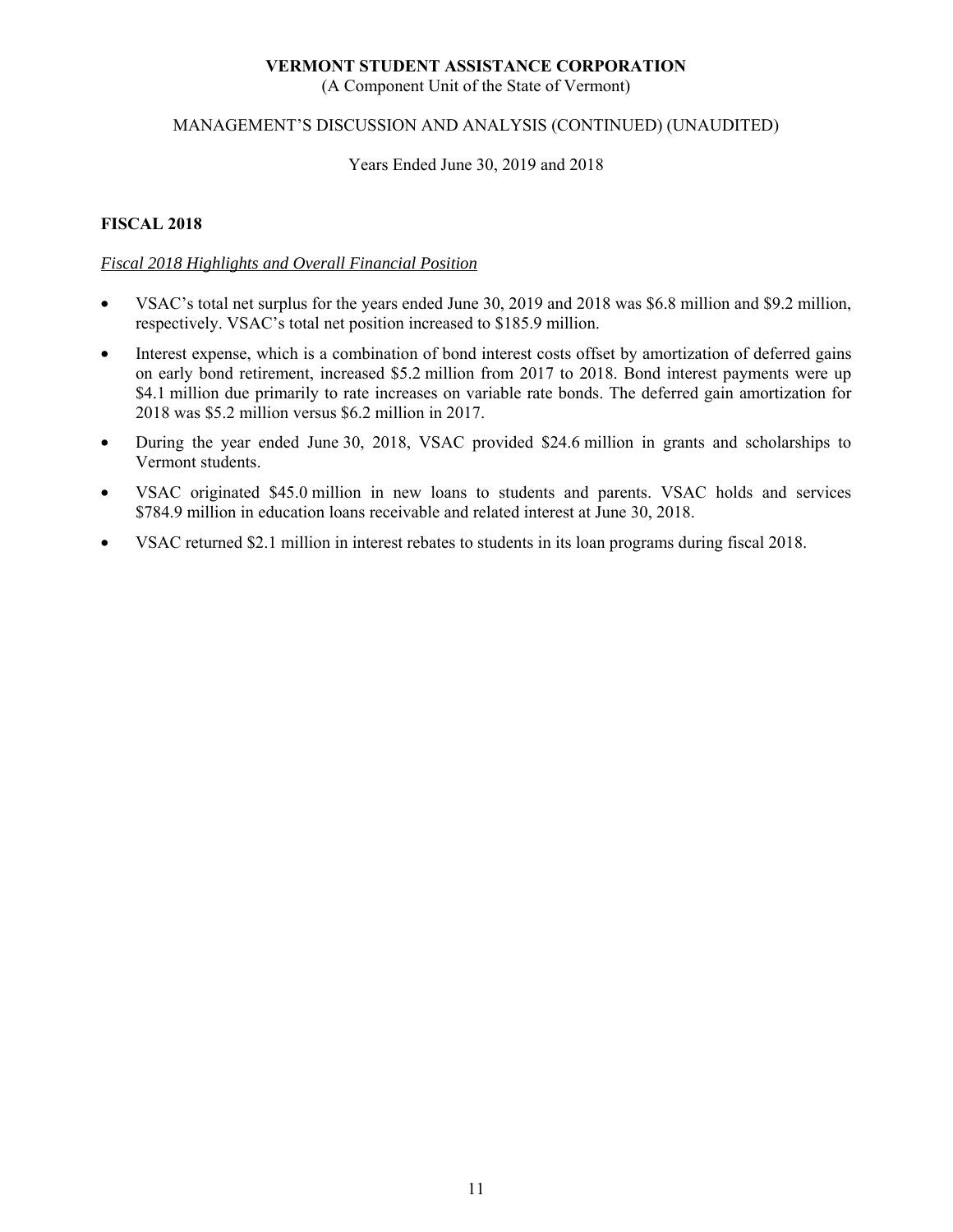## FISCAL 2018

### *Fiscal 2018 Highlights and Overall Financial Position*

- VSAC's total net surplus for the years ended June 30, 2019 and 2018 was $6.8 million and $9.2 million, respectively. VSAC's total net position increased to $185.9 million.
- Interest expense, which is a combination of bond interest costs offset by amortization of deferred gains on early bond retirement, increased $5.2 million from 2017 to 2018. Bond interest payments were up $4.1 million due primarily to rate increases on variable rate bonds. The deferred gain amortization for 2018 was $5.2 million versus $6.2 million in 2017.
- During the year ended June 30, 2018, VSAC provided $24.6 million in grants and scholarships to Vermont students.
- VSAC originated $45.0 million in new loans to students and parents. VSAC holds and services $784.9 million in education loans receivable and related interest at June 30, 2018.
- VSAC returned $2.1 million in interest rebates to students in its loan programs during fiscal 2018.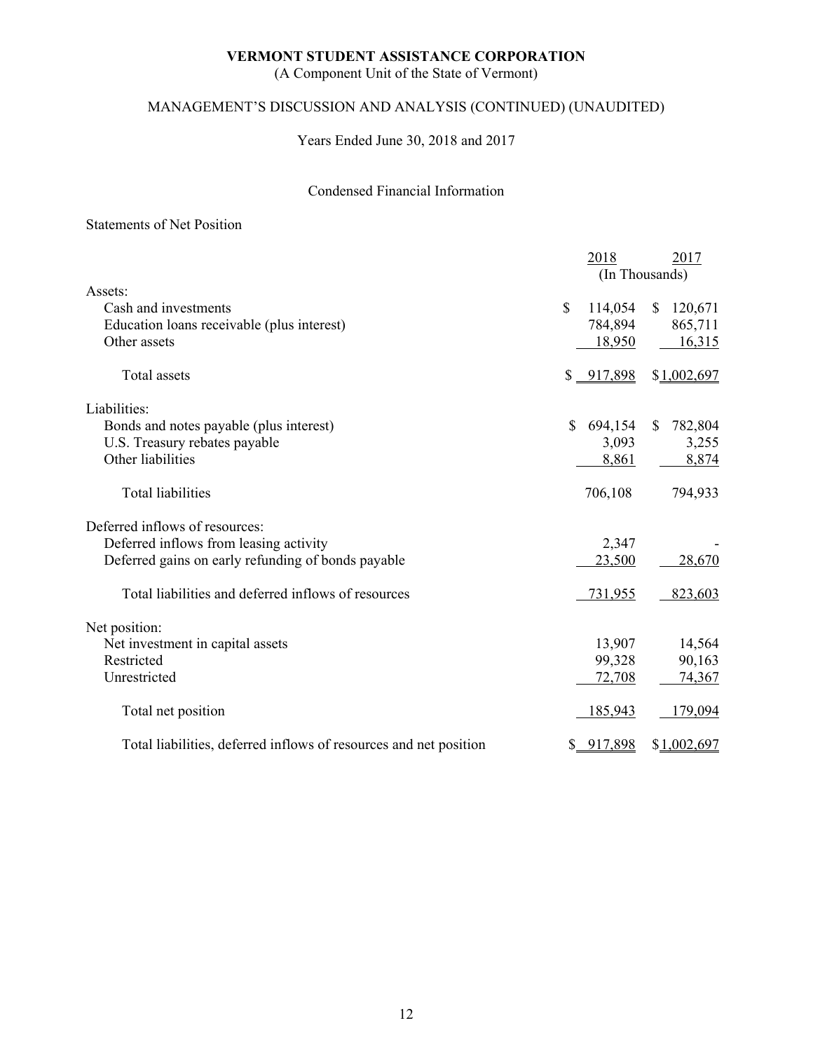# VERMONT STUDENT ASSISTANCE CORPORATION

(A Component Unit of the State of Vermont)

## MANAGEMENT'S DISCUSSION AND ANALYSIS (CONTINUED) (UNAUDITED)

Years Ended June 30, 2018 and 2017

### Condensed Financial Information

Statements of Net Position

| | 2018 | 2017 |
|---|---|---|
| | (In Thousands) | |
| Assets: | | |
| Cash and investments | $ 114,054 | $ 120,671 |
| Education loans receivable (plus interest) | 784,894 | 865,711 |
| Other assets | 18,950 | 16,315 |
| Total assets | $ 917,898 | $1,002,697 |
| Liabilities: | | |
| Bonds and notes payable (plus interest) | $ 694,154 | $ 782,804 |
| U.S. Treasury rebates payable | 3,093 | 3,255 |
| Other liabilities | 8,861 | 8,874 |
| Total liabilities | 706,108 | 794,933 |
| Deferred inflows of resources: | | |
| Deferred inflows from leasing activity | 2,347 | - |
| Deferred gains on early refunding of bonds payable | 23,500 | 28,670 |
| Total liabilities and deferred inflows of resources | 731,955 | 823,603 |
| Net position: | | |
| Net investment in capital assets | 13,907 | 14,564 |
| Restricted | 99,328 | 90,163 |
| Unrestricted | 72,708 | 74,367 |
| Total net position | 185,943 | 179,094 |
| Total liabilities, deferred inflows of resources and net position | $ 917,898 | $1,002,697 |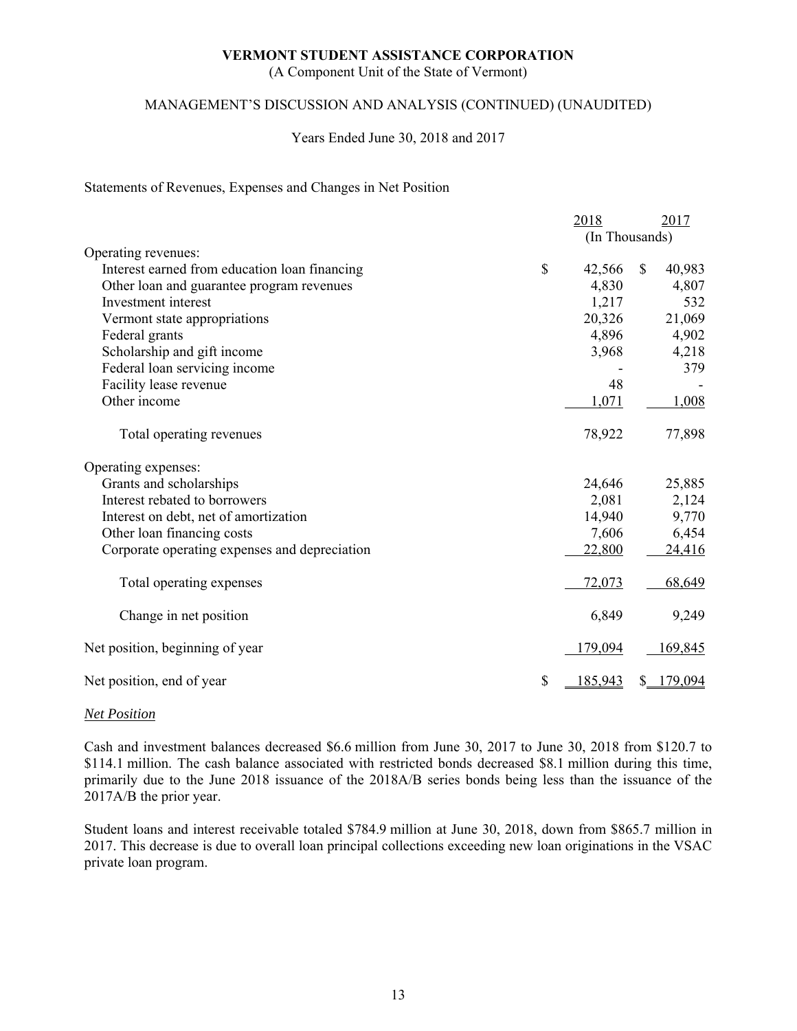**VERMONT STUDENT ASSISTANCE CORPORATION**
(A Component Unit of the State of Vermont)

MANAGEMENT'S DISCUSSION AND ANALYSIS (CONTINUED) (UNAUDITED)

Years Ended June 30, 2018 and 2017

Statements of Revenues, Expenses and Changes in Net Position

| | 2018 | 2017 |
|---|---|---|
| | (In Thousands) | |
| Operating revenues: | | |
| Interest earned from education loan financing | $ 42,566 | $ 40,983 |
| Other loan and guarantee program revenues | 4,830 | 4,807 |
| Investment interest | 1,217 | 532 |
| Vermont state appropriations | 20,326 | 21,069 |
| Federal grants | 4,896 | 4,902 |
| Scholarship and gift income | 3,968 | 4,218 |
| Federal loan servicing income | - | 379 |
| Facility lease revenue | 48 | - |
| Other income | 1,071 | 1,008 |
| Total operating revenues | 78,922 | 77,898 |
| Operating expenses: | | |
| Grants and scholarships | 24,646 | 25,885 |
| Interest rebated to borrowers | 2,081 | 2,124 |
| Interest on debt, net of amortization | 14,940 | 9,770 |
| Other loan financing costs | 7,606 | 6,454 |
| Corporate operating expenses and depreciation | 22,800 | 24,416 |
| Total operating expenses | 72,073 | 68,649 |
| Change in net position | 6,849 | 9,249 |
| Net position, beginning of year | 179,094 | 169,845 |
| Net position, end of year | $ 185,943 | $ 179,094 |

*Net Position*

Cash and investment balances decreased \$6.6 million from June 30, 2017 to June 30, 2018 from \$120.7 to \$114.1 million. The cash balance associated with restricted bonds decreased \$8.1 million during this time, primarily due to the June 2018 issuance of the 2018A/B series bonds being less than the issuance of the 2017A/B the prior year.

Student loans and interest receivable totaled \$784.9 million at June 30, 2018, down from \$865.7 million in 2017. This decrease is due to overall loan principal collections exceeding new loan originations in the VSAC private loan program.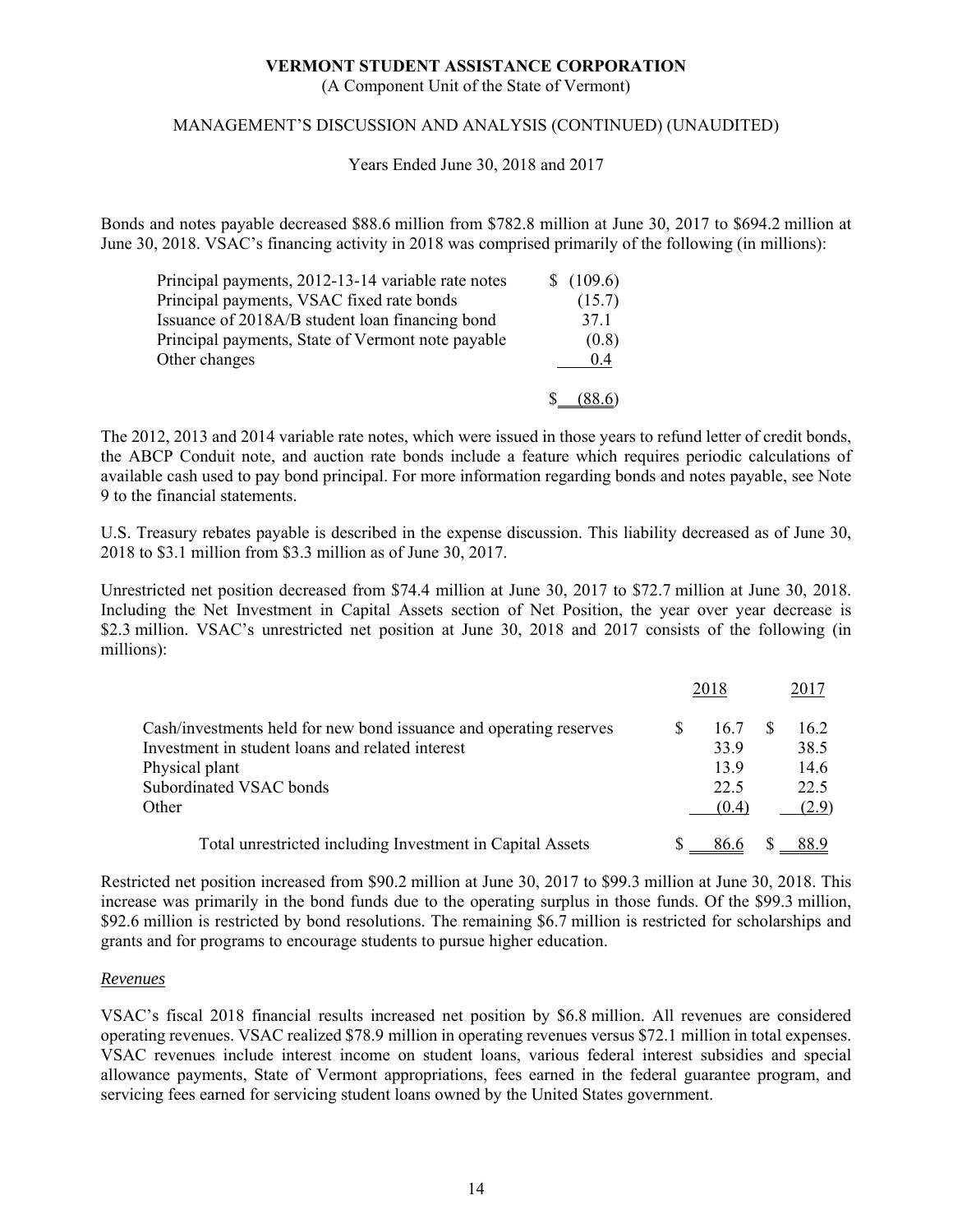Bonds and notes payable decreased \$88.6 million from \$782.8 million at June 30, 2017 to \$694.2 million at June 30, 2018. VSAC's financing activity in 2018 was comprised primarily of the following (in millions):

| | |
|---|---|
| Principal payments, 2012-13-14 variable rate notes | $ (109.6) |
| Principal payments, VSAC fixed rate bonds | (15.7) |
| Issuance of 2018A/B student loan financing bond | 37.1 |
| Principal payments, State of Vermont note payable | (0.8) |
| Other changes | 0.4 |
| | $ (88.6) |

The 2012, 2013 and 2014 variable rate notes, which were issued in those years to refund letter of credit bonds, the ABCP Conduit note, and auction rate bonds include a feature which requires periodic calculations of available cash used to pay bond principal. For more information regarding bonds and notes payable, see Note 9 to the financial statements.

U.S. Treasury rebates payable is described in the expense discussion. This liability decreased as of June 30, 2018 to \$3.1 million from \$3.3 million as of June 30, 2017.

Unrestricted net position decreased from \$74.4 million at June 30, 2017 to \$72.7 million at June 30, 2018. Including the Net Investment in Capital Assets section of Net Position, the year over year decrease is \$2.3 million. VSAC's unrestricted net position at June 30, 2018 and 2017 consists of the following (in millions):

| | 2018 | 2017 |
|---|---|---|
| Cash/investments held for new bond issuance and operating reserves | $ 16.7 | $ 16.2 |
| Investment in student loans and related interest | 33.9 | 38.5 |
| Physical plant | 13.9 | 14.6 |
| Subordinated VSAC bonds | 22.5 | 22.5 |
| Other | (0.4) | (2.9) |
| Total unrestricted including Investment in Capital Assets | $ 86.6 | $ 88.9 |

Restricted net position increased from \$90.2 million at June 30, 2017 to \$99.3 million at June 30, 2018. This increase was primarily in the bond funds due to the operating surplus in those funds. Of the \$99.3 million, \$92.6 million is restricted by bond resolutions. The remaining \$6.7 million is restricted for scholarships and grants and for programs to encourage students to pursue higher education.

*Revenues*

VSAC's fiscal 2018 financial results increased net position by \$6.8 million. All revenues are considered operating revenues. VSAC realized \$78.9 million in operating revenues versus \$72.1 million in total expenses. VSAC revenues include interest income on student loans, various federal interest subsidies and special allowance payments, State of Vermont appropriations, fees earned in the federal guarantee program, and servicing fees earned for servicing student loans owned by the United States government.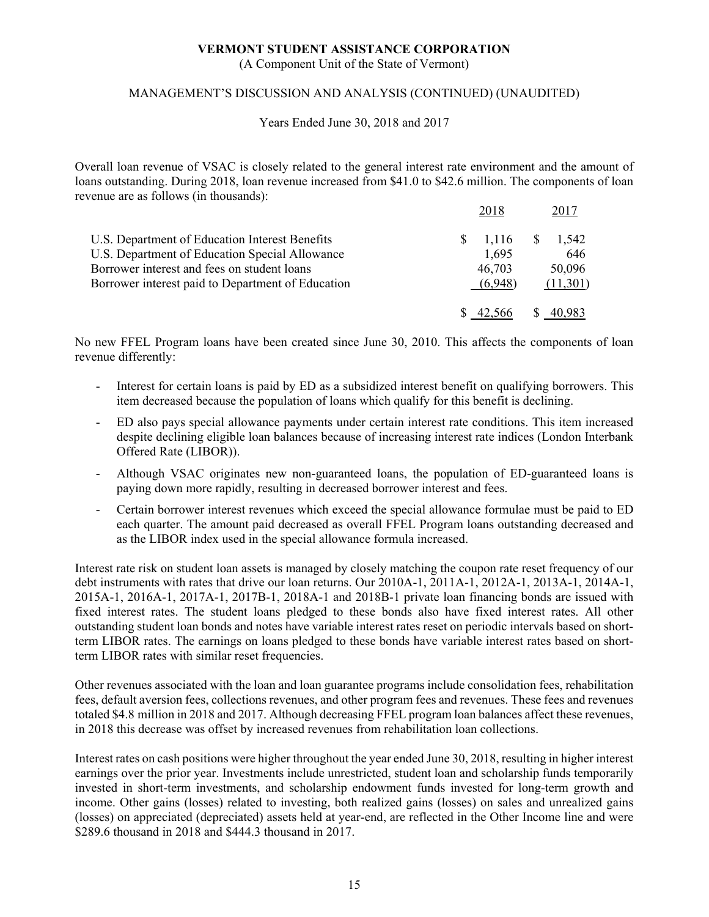Overall loan revenue of VSAC is closely related to the general interest rate environment and the amount of loans outstanding. During 2018, loan revenue increased from $41.0 to $42.6 million. The components of loan revenue are as follows (in thousands):

| | 2018 | 2017 |
|---|---|---|
| U.S. Department of Education Interest Benefits | $ 1,116 | $ 1,542 |
| U.S. Department of Education Special Allowance | 1,695 | 646 |
| Borrower interest and fees on student loans | 46,703 | 50,096 |
| Borrower interest paid to Department of Education | (6,948) | (11,301) |
| | $ 42,566 | $ 40,983 |

No new FFEL Program loans have been created since June 30, 2010. This affects the components of loan revenue differently:

- Interest for certain loans is paid by ED as a subsidized interest benefit on qualifying borrowers. This item decreased because the population of loans which qualify for this benefit is declining.
- ED also pays special allowance payments under certain interest rate conditions. This item increased despite declining eligible loan balances because of increasing interest rate indices (London Interbank Offered Rate (LIBOR)).
- Although VSAC originates new non-guaranteed loans, the population of ED-guaranteed loans is paying down more rapidly, resulting in decreased borrower interest and fees.
- Certain borrower interest revenues which exceed the special allowance formulae must be paid to ED each quarter. The amount paid decreased as overall FFEL Program loans outstanding decreased and as the LIBOR index used in the special allowance formula increased.

Interest rate risk on student loan assets is managed by closely matching the coupon rate reset frequency of our debt instruments with rates that drive our loan returns. Our 2010A-1, 2011A-1, 2012A-1, 2013A-1, 2014A-1, 2015A-1, 2016A-1, 2017A-1, 2017B-1, 2018A-1 and 2018B-1 private loan financing bonds are issued with fixed interest rates. The student loans pledged to these bonds also have fixed interest rates. All other outstanding student loan bonds and notes have variable interest rates reset on periodic intervals based on short-term LIBOR rates. The earnings on loans pledged to these bonds have variable interest rates based on short-term LIBOR rates with similar reset frequencies.

Other revenues associated with the loan and loan guarantee programs include consolidation fees, rehabilitation fees, default aversion fees, collections revenues, and other program fees and revenues. These fees and revenues totaled $4.8 million in 2018 and 2017. Although decreasing FFEL program loan balances affect these revenues, in 2018 this decrease was offset by increased revenues from rehabilitation loan collections.

Interest rates on cash positions were higher throughout the year ended June 30, 2018, resulting in higher interest earnings over the prior year. Investments include unrestricted, student loan and scholarship funds temporarily invested in short-term investments, and scholarship endowment funds invested for long-term growth and income. Other gains (losses) related to investing, both realized gains (losses) on sales and unrealized gains (losses) on appreciated (depreciated) assets held at year-end, are reflected in the Other Income line and were $289.6 thousand in 2018 and $444.3 thousand in 2017.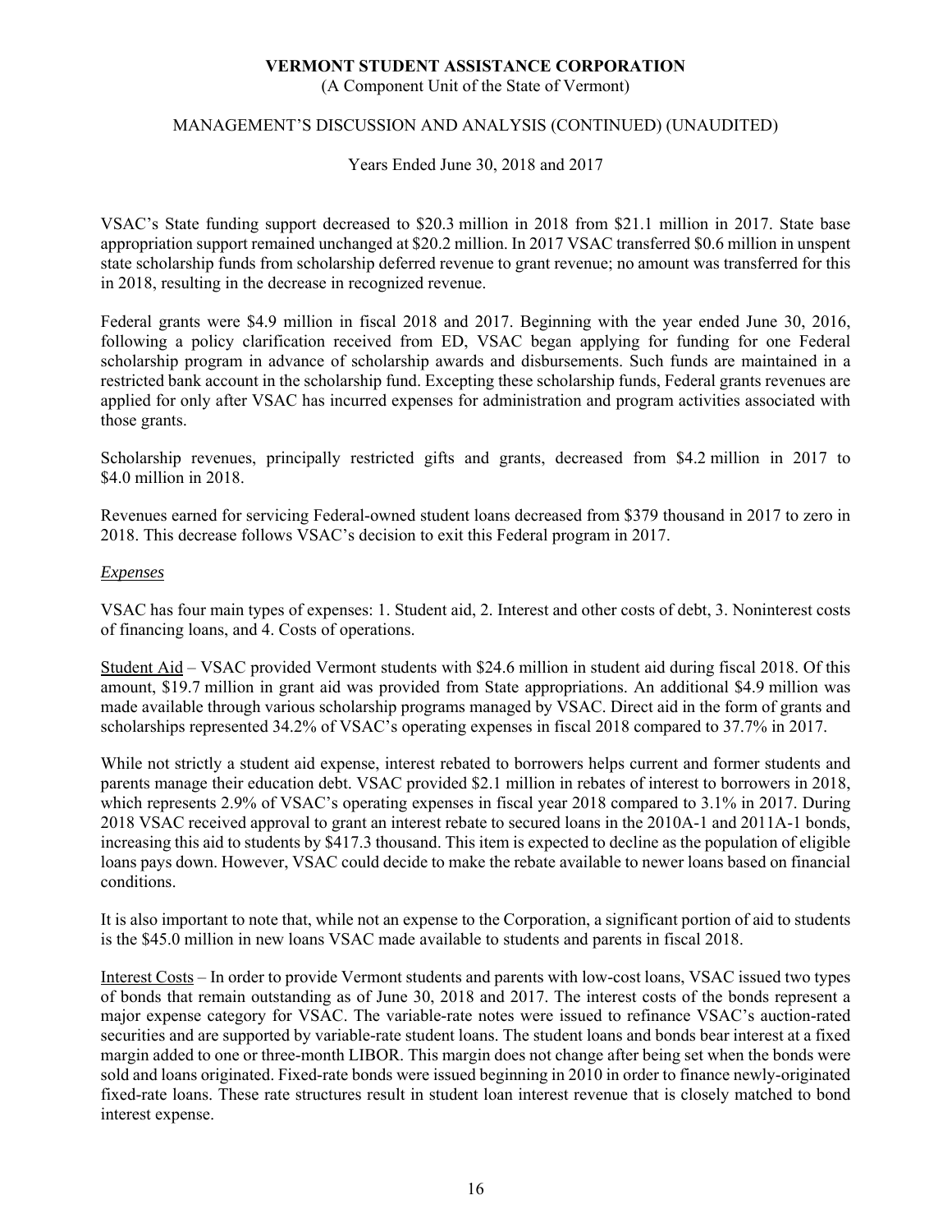VSAC's State funding support decreased to \$20.3 million in 2018 from \$21.1 million in 2017. State base appropriation support remained unchanged at \$20.2 million. In 2017 VSAC transferred \$0.6 million in unspent state scholarship funds from scholarship deferred revenue to grant revenue; no amount was transferred for this in 2018, resulting in the decrease in recognized revenue.

Federal grants were \$4.9 million in fiscal 2018 and 2017. Beginning with the year ended June 30, 2016, following a policy clarification received from ED, VSAC began applying for funding for one Federal scholarship program in advance of scholarship awards and disbursements. Such funds are maintained in a restricted bank account in the scholarship fund. Excepting these scholarship funds, Federal grants revenues are applied for only after VSAC has incurred expenses for administration and program activities associated with those grants.

Scholarship revenues, principally restricted gifts and grants, decreased from \$4.2 million in 2017 to \$4.0 million in 2018.

Revenues earned for servicing Federal-owned student loans decreased from \$379 thousand in 2017 to zero in 2018. This decrease follows VSAC's decision to exit this Federal program in 2017.

*Expenses*

VSAC has four main types of expenses: 1. Student aid, 2. Interest and other costs of debt, 3. Noninterest costs of financing loans, and 4. Costs of operations.

Student Aid – VSAC provided Vermont students with \$24.6 million in student aid during fiscal 2018. Of this amount, \$19.7 million in grant aid was provided from State appropriations. An additional \$4.9 million was made available through various scholarship programs managed by VSAC. Direct aid in the form of grants and scholarships represented 34.2% of VSAC's operating expenses in fiscal 2018 compared to 37.7% in 2017.

While not strictly a student aid expense, interest rebated to borrowers helps current and former students and parents manage their education debt. VSAC provided \$2.1 million in rebates of interest to borrowers in 2018, which represents 2.9% of VSAC's operating expenses in fiscal year 2018 compared to 3.1% in 2017. During 2018 VSAC received approval to grant an interest rebate to secured loans in the 2010A-1 and 2011A-1 bonds, increasing this aid to students by \$417.3 thousand. This item is expected to decline as the population of eligible loans pays down. However, VSAC could decide to make the rebate available to newer loans based on financial conditions.

It is also important to note that, while not an expense to the Corporation, a significant portion of aid to students is the \$45.0 million in new loans VSAC made available to students and parents in fiscal 2018.

Interest Costs – In order to provide Vermont students and parents with low-cost loans, VSAC issued two types of bonds that remain outstanding as of June 30, 2018 and 2017. The interest costs of the bonds represent a major expense category for VSAC. The variable-rate notes were issued to refinance VSAC's auction-rated securities and are supported by variable-rate student loans. The student loans and bonds bear interest at a fixed margin added to one or three-month LIBOR. This margin does not change after being set when the bonds were sold and loans originated. Fixed-rate bonds were issued beginning in 2010 in order to finance newly-originated fixed-rate loans. These rate structures result in student loan interest revenue that is closely matched to bond interest expense.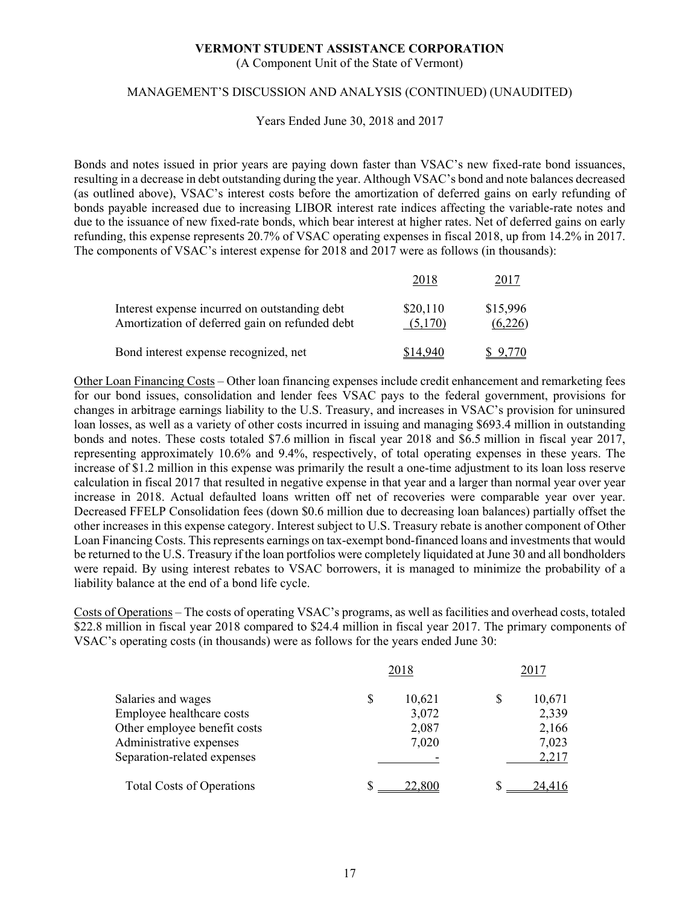Bonds and notes issued in prior years are paying down faster than VSAC's new fixed-rate bond issuances, resulting in a decrease in debt outstanding during the year. Although VSAC's bond and note balances decreased (as outlined above), VSAC's interest costs before the amortization of deferred gains on early refunding of bonds payable increased due to increasing LIBOR interest rate indices affecting the variable-rate notes and due to the issuance of new fixed-rate bonds, which bear interest at higher rates. Net of deferred gains on early refunding, this expense represents 20.7% of VSAC operating expenses in fiscal 2018, up from 14.2% in 2017. The components of VSAC's interest expense for 2018 and 2017 were as follows (in thousands):

| | 2018 | 2017 |
|---|---|---|
| Interest expense incurred on outstanding debt | $20,110 | $15,996 |
| Amortization of deferred gain on refunded debt | (5,170) | (6,226) |
| Bond interest expense recognized, net | $14,940 | $ 9,770 |

Other Loan Financing Costs – Other loan financing expenses include credit enhancement and remarketing fees for our bond issues, consolidation and lender fees VSAC pays to the federal government, provisions for changes in arbitrage earnings liability to the U.S. Treasury, and increases in VSAC's provision for uninsured loan losses, as well as a variety of other costs incurred in issuing and managing $693.4 million in outstanding bonds and notes. These costs totaled $7.6 million in fiscal year 2018 and $6.5 million in fiscal year 2017, representing approximately 10.6% and 9.4%, respectively, of total operating expenses in these years. The increase of $1.2 million in this expense was primarily the result a one-time adjustment to its loan loss reserve calculation in fiscal 2017 that resulted in negative expense in that year and a larger than normal year over year increase in 2018. Actual defaulted loans written off net of recoveries were comparable year over year. Decreased FFELP Consolidation fees (down $0.6 million due to decreasing loan balances) partially offset the other increases in this expense category. Interest subject to U.S. Treasury rebate is another component of Other Loan Financing Costs. This represents earnings on tax-exempt bond-financed loans and investments that would be returned to the U.S. Treasury if the loan portfolios were completely liquidated at June 30 and all bondholders were repaid. By using interest rebates to VSAC borrowers, it is managed to minimize the probability of a liability balance at the end of a bond life cycle.

Costs of Operations – The costs of operating VSAC's programs, as well as facilities and overhead costs, totaled $22.8 million in fiscal year 2018 compared to $24.4 million in fiscal year 2017. The primary components of VSAC's operating costs (in thousands) were as follows for the years ended June 30:

| | 2018 | 2017 |
|---|---|---|
| Salaries and wages | $ 10,621 | $ 10,671 |
| Employee healthcare costs | 3,072 | 2,339 |
| Other employee benefit costs | 2,087 | 2,166 |
| Administrative expenses | 7,020 | 7,023 |
| Separation-related expenses | - | 2,217 |
| Total Costs of Operations | $ 22,800 | $ 24,416 |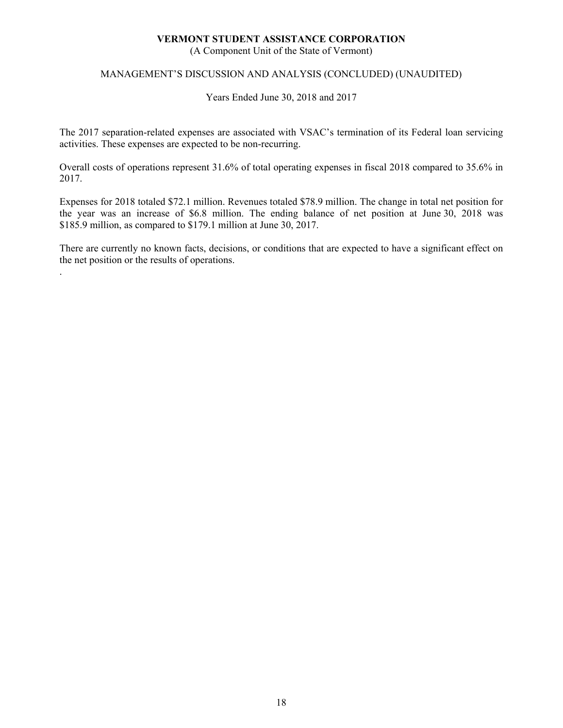The 2017 separation-related expenses are associated with VSAC's termination of its Federal loan servicing activities. These expenses are expected to be non-recurring.

Overall costs of operations represent 31.6% of total operating expenses in fiscal 2018 compared to 35.6% in 2017.

Expenses for 2018 totaled $72.1 million. Revenues totaled $78.9 million. The change in total net position for the year was an increase of $6.8 million. The ending balance of net position at June 30, 2018 was $185.9 million, as compared to $179.1 million at June 30, 2017.

There are currently no known facts, decisions, or conditions that are expected to have a significant effect on the net position or the results of operations.

.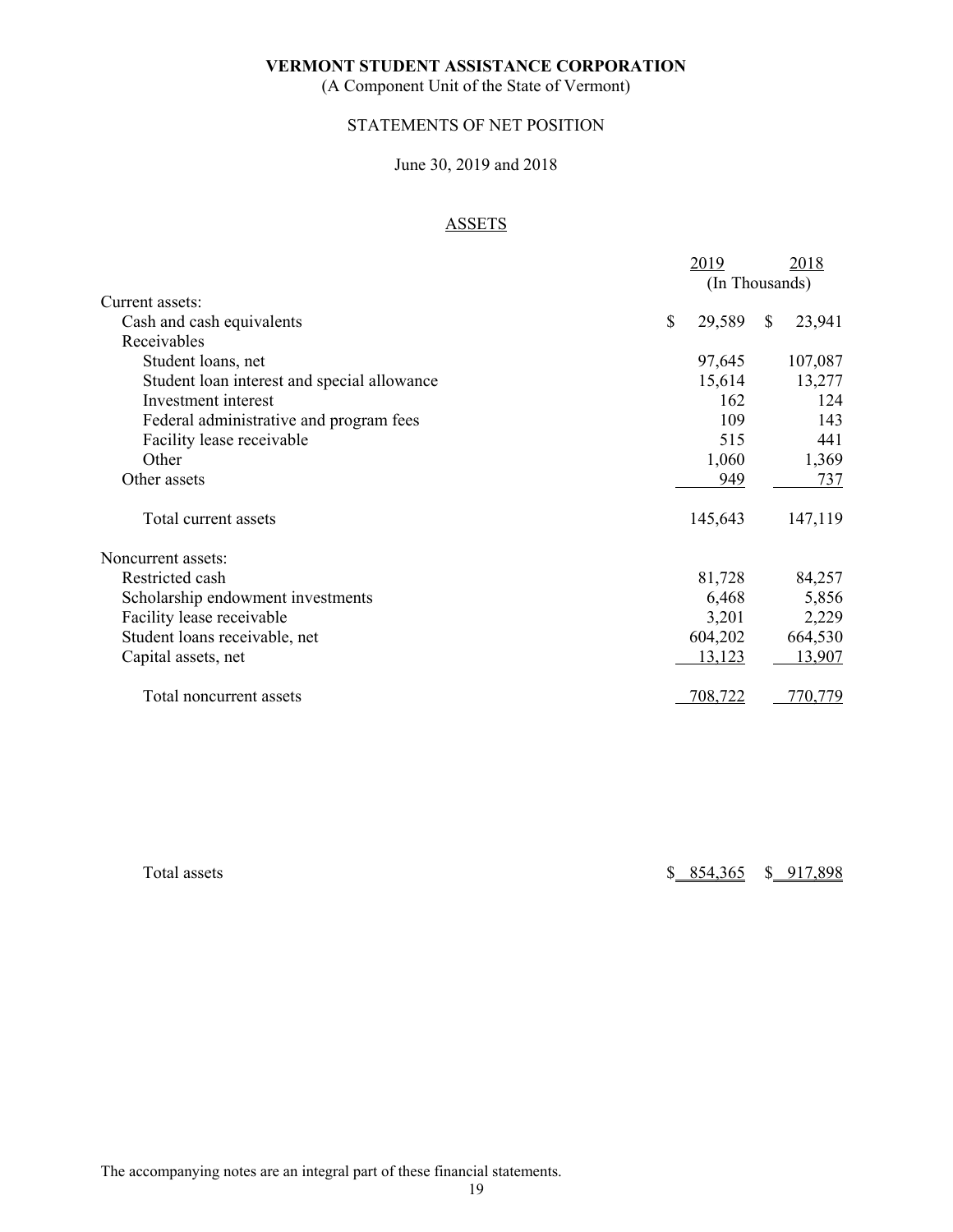**VERMONT STUDENT ASSISTANCE CORPORATION**

(A Component Unit of the State of Vermont)

STATEMENTS OF NET POSITION

June 30, 2019 and 2018

ASSETS

| | 2019 | 2018 |
|---|---|---|
| | (In Thousands) | |
| Current assets: | | |
| Cash and cash equivalents | $ 29,589 | $ 23,941 |
| Receivables | | |
| Student loans, net | 97,645 | 107,087 |
| Student loan interest and special allowance | 15,614 | 13,277 |
| Investment interest | 162 | 124 |
| Federal administrative and program fees | 109 | 143 |
| Facility lease receivable | 515 | 441 |
| Other | 1,060 | 1,369 |
| Other assets | 949 | 737 |
| Total current assets | 145,643 | 147,119 |
| Noncurrent assets: | | |
| Restricted cash | 81,728 | 84,257 |
| Scholarship endowment investments | 6,468 | 5,856 |
| Facility lease receivable | 3,201 | 2,229 |
| Student loans receivable, net | 604,202 | 664,530 |
| Capital assets, net | 13,123 | 13,907 |
| Total noncurrent assets | 708,722 | 770,779 |
| Total assets | $ 854,365 | $ 917,898 |

The accompanying notes are an integral part of these financial statements.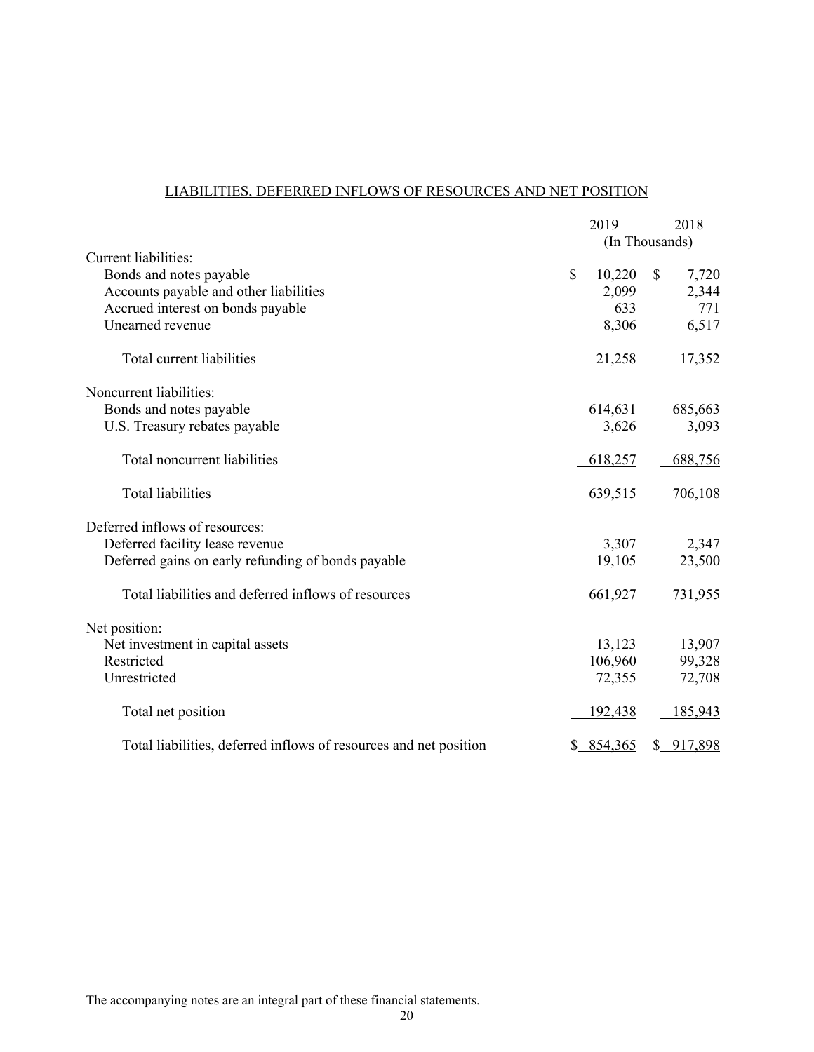LIABILITIES, DEFERRED INFLOWS OF RESOURCES AND NET POSITION

| | 2019 | 2018 |
|---|---|---|
| | (In Thousands) | |
| Current liabilities: | | |
| Bonds and notes payable | $ 10,220 | $ 7,720 |
| Accounts payable and other liabilities | 2,099 | 2,344 |
| Accrued interest on bonds payable | 633 | 771 |
| Unearned revenue | 8,306 | 6,517 |
| Total current liabilities | 21,258 | 17,352 |
| Noncurrent liabilities: | | |
| Bonds and notes payable | 614,631 | 685,663 |
| U.S. Treasury rebates payable | 3,626 | 3,093 |
| Total noncurrent liabilities | 618,257 | 688,756 |
| Total liabilities | 639,515 | 706,108 |
| Deferred inflows of resources: | | |
| Deferred facility lease revenue | 3,307 | 2,347 |
| Deferred gains on early refunding of bonds payable | 19,105 | 23,500 |
| Total liabilities and deferred inflows of resources | 661,927 | 731,955 |
| Net position: | | |
| Net investment in capital assets | 13,123 | 13,907 |
| Restricted | 106,960 | 99,328 |
| Unrestricted | 72,355 | 72,708 |
| Total net position | 192,438 | 185,943 |
| Total liabilities, deferred inflows of resources and net position | $ 854,365 | $ 917,898 |

The accompanying notes are an integral part of these financial statements.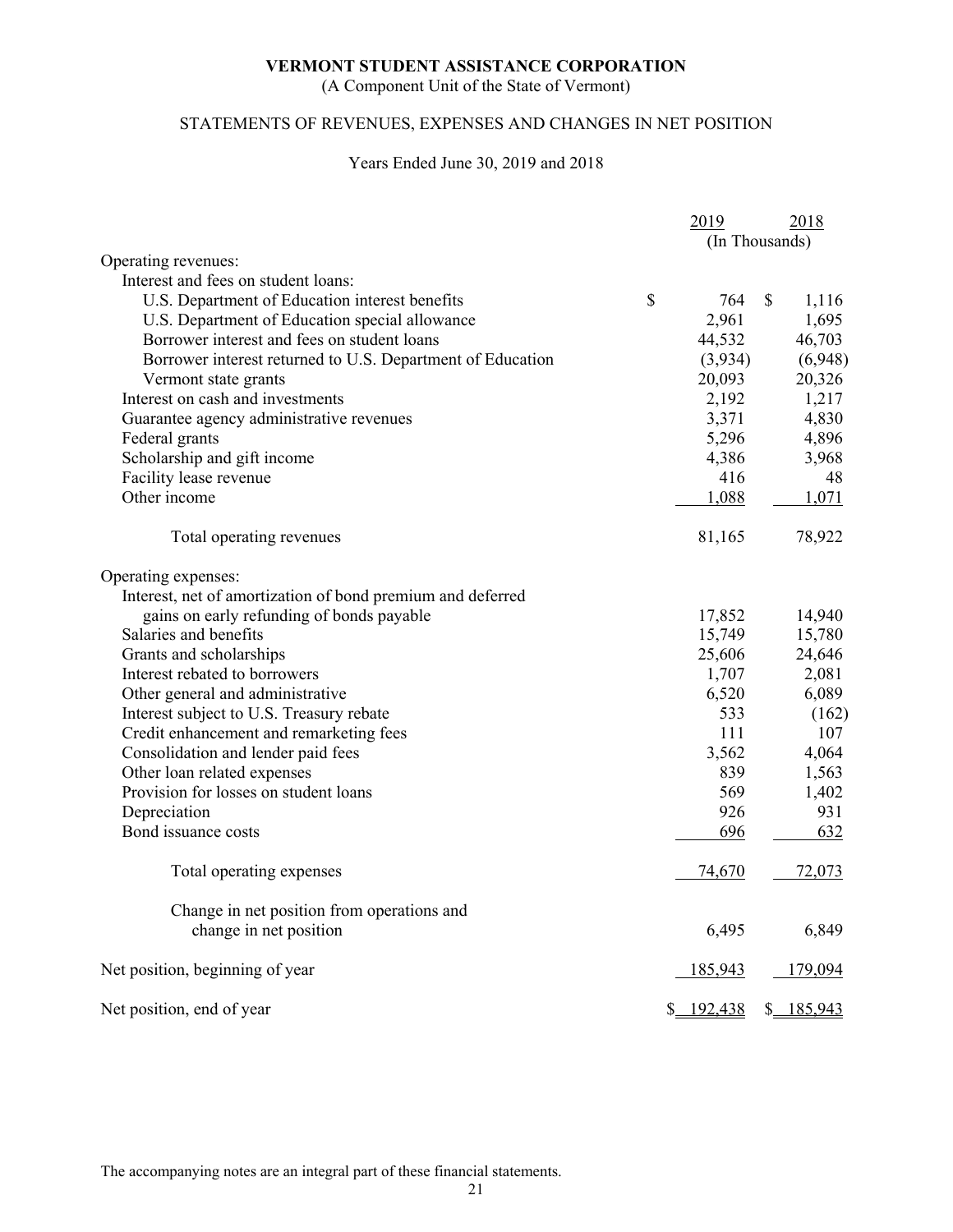# VERMONT STUDENT ASSISTANCE CORPORATION

(A Component Unit of the State of Vermont)

## STATEMENTS OF REVENUES, EXPENSES AND CHANGES IN NET POSITION

Years Ended June 30, 2019 and 2018

| | 2019 | 2018 |
|---|---|---|
| | (In Thousands) | |
| **Operating revenues:** | | |
| Interest and fees on student loans: | | |
| U.S. Department of Education interest benefits | $ 764 | $ 1,116 |
| U.S. Department of Education special allowance | 2,961 | 1,695 |
| Borrower interest and fees on student loans | 44,532 | 46,703 |
| Borrower interest returned to U.S. Department of Education | (3,934) | (6,948) |
| Vermont state grants | 20,093 | 20,326 |
| Interest on cash and investments | 2,192 | 1,217 |
| Guarantee agency administrative revenues | 3,371 | 4,830 |
| Federal grants | 5,296 | 4,896 |
| Scholarship and gift income | 4,386 | 3,968 |
| Facility lease revenue | 416 | 48 |
| Other income | 1,088 | 1,071 |
| Total operating revenues | 81,165 | 78,922 |
| **Operating expenses:** | | |
| Interest, net of amortization of bond premium and deferred gains on early refunding of bonds payable | 17,852 | 14,940 |
| Salaries and benefits | 15,749 | 15,780 |
| Grants and scholarships | 25,606 | 24,646 |
| Interest rebated to borrowers | 1,707 | 2,081 |
| Other general and administrative | 6,520 | 6,089 |
| Interest subject to U.S. Treasury rebate | 533 | (162) |
| Credit enhancement and remarketing fees | 111 | 107 |
| Consolidation and lender paid fees | 3,562 | 4,064 |
| Other loan related expenses | 839 | 1,563 |
| Provision for losses on student loans | 569 | 1,402 |
| Depreciation | 926 | 931 |
| Bond issuance costs | 696 | 632 |
| Total operating expenses | 74,670 | 72,073 |
| Change in net position from operations and change in net position | 6,495 | 6,849 |
| Net position, beginning of year | 185,943 | 179,094 |
| Net position, end of year | $ 192,438 | $ 185,943 |

The accompanying notes are an integral part of these financial statements.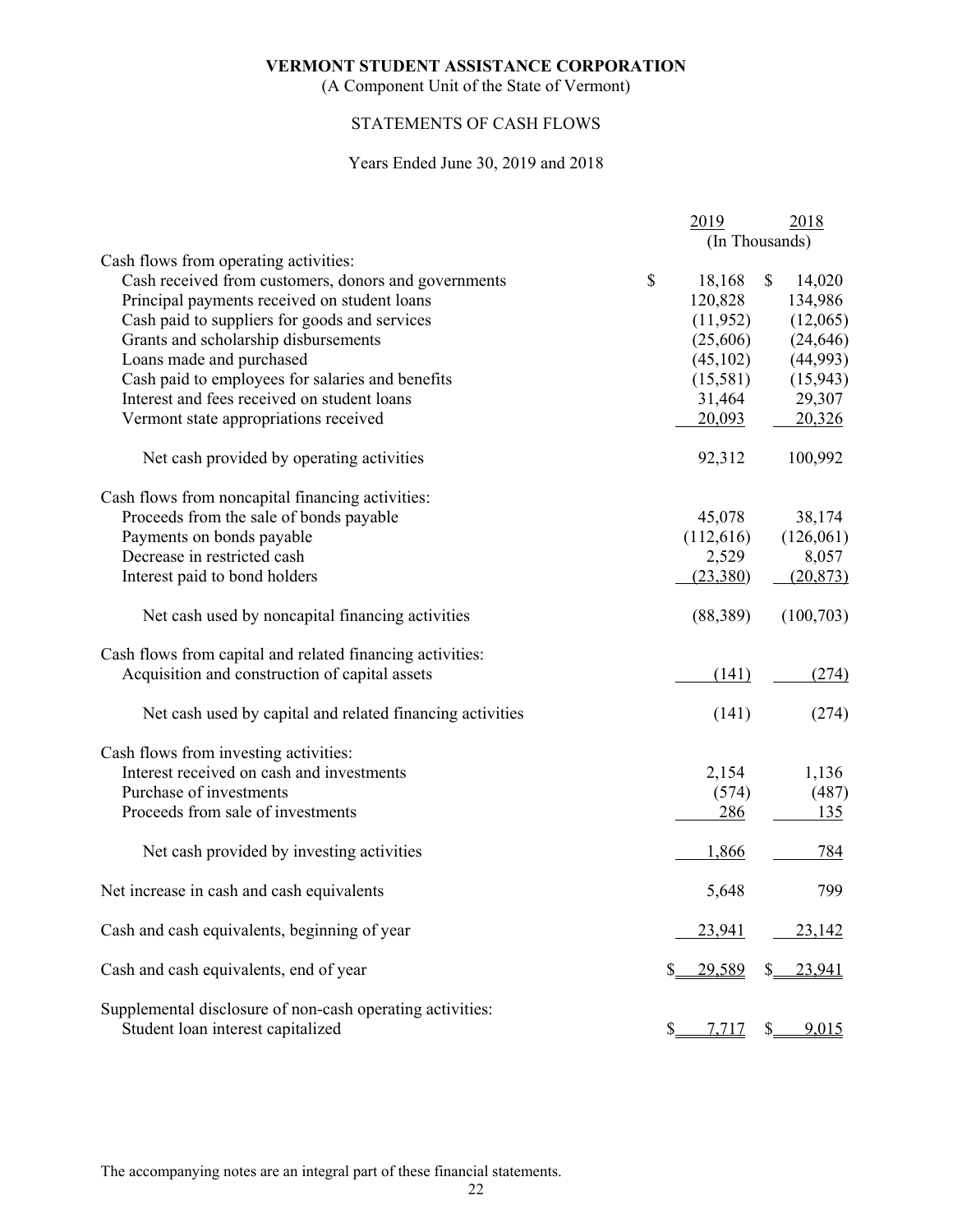**VERMONT STUDENT ASSISTANCE CORPORATION**

(A Component Unit of the State of Vermont)

STATEMENTS OF CASH FLOWS

Years Ended June 30, 2019 and 2018

| | 2019 | 2018 |
|---|---|---|
| | (In Thousands) | |
| Cash flows from operating activities: | | |
| Cash received from customers, donors and governments | $ 18,168 | $ 14,020 |
| Principal payments received on student loans | 120,828 | 134,986 |
| Cash paid to suppliers for goods and services | (11,952) | (12,065) |
| Grants and scholarship disbursements | (25,606) | (24,646) |
| Loans made and purchased | (45,102) | (44,993) |
| Cash paid to employees for salaries and benefits | (15,581) | (15,943) |
| Interest and fees received on student loans | 31,464 | 29,307 |
| Vermont state appropriations received | 20,093 | 20,326 |
| Net cash provided by operating activities | 92,312 | 100,992 |
| Cash flows from noncapital financing activities: | | |
| Proceeds from the sale of bonds payable | 45,078 | 38,174 |
| Payments on bonds payable | (112,616) | (126,061) |
| Decrease in restricted cash | 2,529 | 8,057 |
| Interest paid to bond holders | (23,380) | (20,873) |
| Net cash used by noncapital financing activities | (88,389) | (100,703) |
| Cash flows from capital and related financing activities: | | |
| Acquisition and construction of capital assets | (141) | (274) |
| Net cash used by capital and related financing activities | (141) | (274) |
| Cash flows from investing activities: | | |
| Interest received on cash and investments | 2,154 | 1,136 |
| Purchase of investments | (574) | (487) |
| Proceeds from sale of investments | 286 | 135 |
| Net cash provided by investing activities | 1,866 | 784 |
| Net increase in cash and cash equivalents | 5,648 | 799 |
| Cash and cash equivalents, beginning of year | 23,941 | 23,142 |
| Cash and cash equivalents, end of year | $ 29,589 | $ 23,941 |
| Supplemental disclosure of non-cash operating activities: | | |
| Student loan interest capitalized | $ 7,717 | $ 9,015 |

The accompanying notes are an integral part of these financial statements.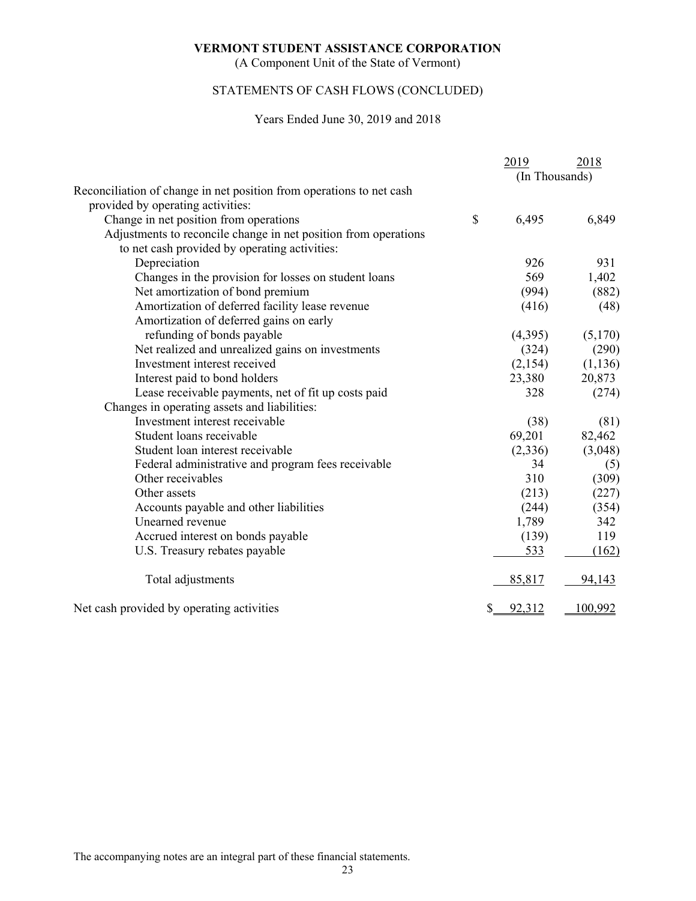**VERMONT STUDENT ASSISTANCE CORPORATION**

(A Component Unit of the State of Vermont)

STATEMENTS OF CASH FLOWS (CONCLUDED)

Years Ended June 30, 2019 and 2018

| | 2019 | 2018 |
|---|---|---|
| | (In Thousands) | |
| Reconciliation of change in net position from operations to net cash provided by operating activities: | | |
| Change in net position from operations | $ 6,495 | 6,849 |
| Adjustments to reconcile change in net position from operations to net cash provided by operating activities: | | |
| Depreciation | 926 | 931 |
| Changes in the provision for losses on student loans | 569 | 1,402 |
| Net amortization of bond premium | (994) | (882) |
| Amortization of deferred facility lease revenue | (416) | (48) |
| Amortization of deferred gains on early refunding of bonds payable | (4,395) | (5,170) |
| Net realized and unrealized gains on investments | (324) | (290) |
| Investment interest received | (2,154) | (1,136) |
| Interest paid to bond holders | 23,380 | 20,873 |
| Lease receivable payments, net of fit up costs paid | 328 | (274) |
| Changes in operating assets and liabilities: | | |
| Investment interest receivable | (38) | (81) |
| Student loans receivable | 69,201 | 82,462 |
| Student loan interest receivable | (2,336) | (3,048) |
| Federal administrative and program fees receivable | 34 | (5) |
| Other receivables | 310 | (309) |
| Other assets | (213) | (227) |
| Accounts payable and other liabilities | (244) | (354) |
| Unearned revenue | 1,789 | 342 |
| Accrued interest on bonds payable | (139) | 119 |
| U.S. Treasury rebates payable | 533 | (162) |
| Total adjustments | 85,817 | 94,143 |
| Net cash provided by operating activities | $ 92,312 | 100,992 |

The accompanying notes are an integral part of these financial statements.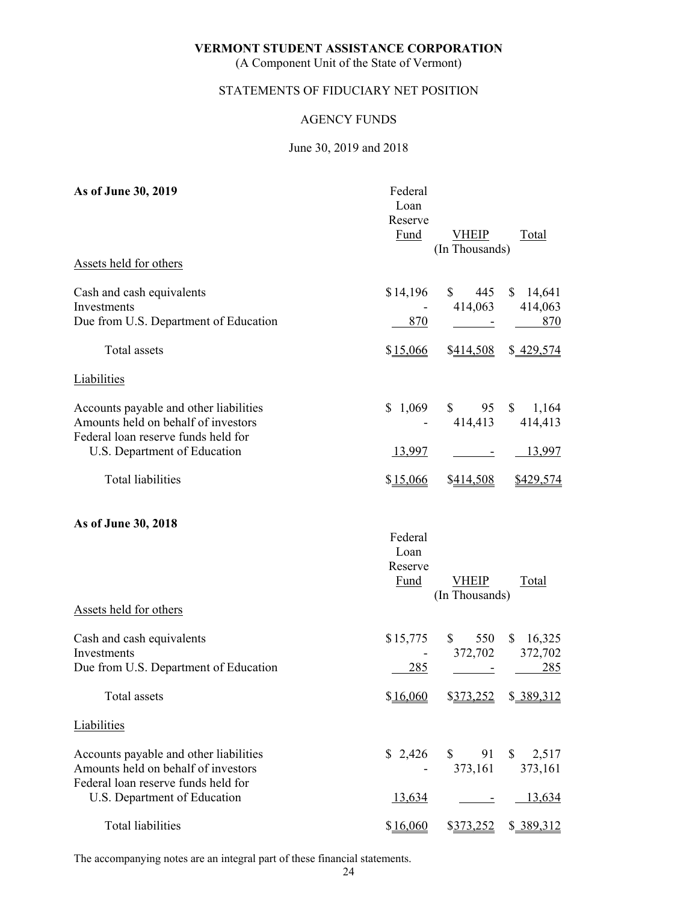**VERMONT STUDENT ASSISTANCE CORPORATION**

(A Component Unit of the State of Vermont)

STATEMENTS OF FIDUCIARY NET POSITION

AGENCY FUNDS

June 30, 2019 and 2018

**As of June 30, 2019**

| | Federal Loan Reserve Fund | VHEIP | Total |
|---|---|---|---|
| | | (In Thousands) | |
| Assets held for others | | | |
| Cash and cash equivalents | $14,196 | $ 445 | $ 14,641 |
| Investments | - | 414,063 | 414,063 |
| Due from U.S. Department of Education | 870 | - | 870 |
| Total assets | $15,066 | $414,508 | $ 429,574 |
| Liabilities | | | |
| Accounts payable and other liabilities | $ 1,069 | $ 95 | $ 1,164 |
| Amounts held on behalf of investors | - | 414,413 | 414,413 |
| Federal loan reserve funds held for U.S. Department of Education | 13,997 | - | 13,997 |
| Total liabilities | $15,066 | $414,508 | $429,574 |

**As of June 30, 2018**

| | Federal Loan Reserve Fund | VHEIP | Total |
|---|---|---|---|
| | | (In Thousands) | |
| Assets held for others | | | |
| Cash and cash equivalents | $15,775 | $ 550 | $ 16,325 |
| Investments | - | 372,702 | 372,702 |
| Due from U.S. Department of Education | 285 | - | 285 |
| Total assets | $16,060 | $373,252 | $ 389,312 |
| Liabilities | | | |
| Accounts payable and other liabilities | $ 2,426 | $ 91 | $ 2,517 |
| Amounts held on behalf of investors | - | 373,161 | 373,161 |
| Federal loan reserve funds held for U.S. Department of Education | 13,634 | - | 13,634 |
| Total liabilities | $16,060 | $373,252 | $ 389,312 |

The accompanying notes are an integral part of these financial statements.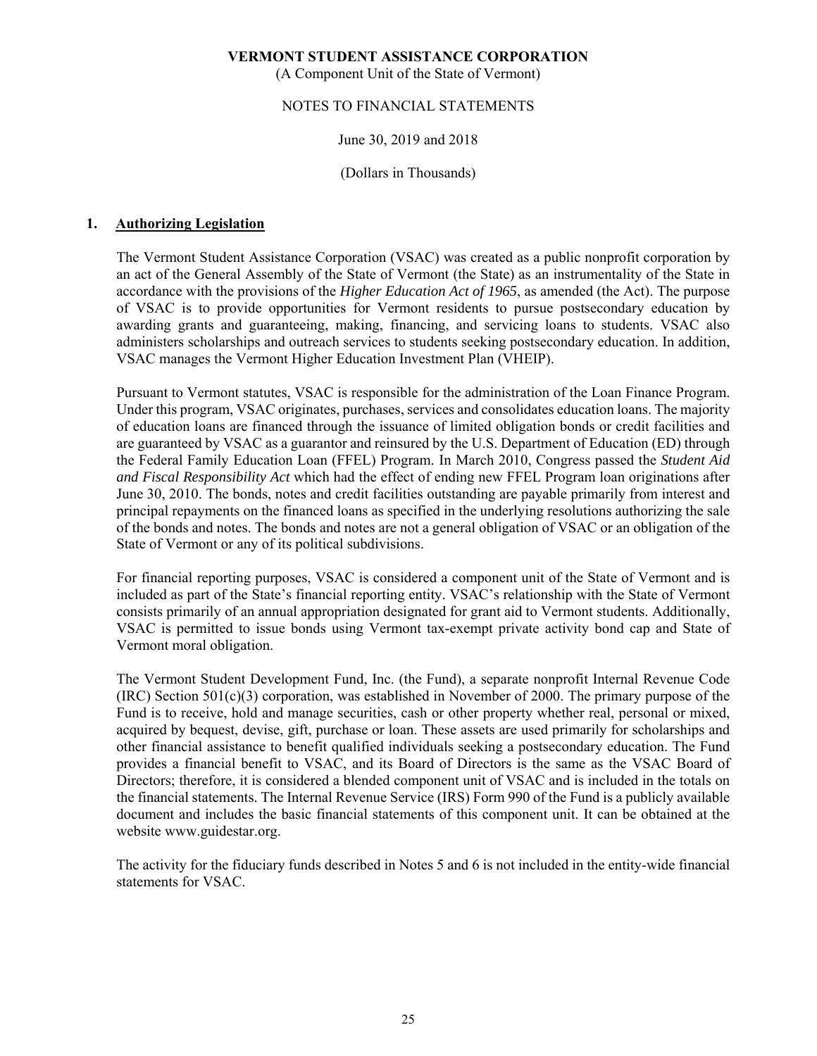**VERMONT STUDENT ASSISTANCE CORPORATION**

(A Component Unit of the State of Vermont)

NOTES TO FINANCIAL STATEMENTS

June 30, 2019 and 2018

(Dollars in Thousands)

## 1. Authorizing Legislation

The Vermont Student Assistance Corporation (VSAC) was created as a public nonprofit corporation by an act of the General Assembly of the State of Vermont (the State) as an instrumentality of the State in accordance with the provisions of the *Higher Education Act of 1965*, as amended (the Act). The purpose of VSAC is to provide opportunities for Vermont residents to pursue postsecondary education by awarding grants and guaranteeing, making, financing, and servicing loans to students. VSAC also administers scholarships and outreach services to students seeking postsecondary education. In addition, VSAC manages the Vermont Higher Education Investment Plan (VHEIP).

Pursuant to Vermont statutes, VSAC is responsible for the administration of the Loan Finance Program. Under this program, VSAC originates, purchases, services and consolidates education loans. The majority of education loans are financed through the issuance of limited obligation bonds or credit facilities and are guaranteed by VSAC as a guarantor and reinsured by the U.S. Department of Education (ED) through the Federal Family Education Loan (FFEL) Program. In March 2010, Congress passed the *Student Aid and Fiscal Responsibility Act* which had the effect of ending new FFEL Program loan originations after June 30, 2010. The bonds, notes and credit facilities outstanding are payable primarily from interest and principal repayments on the financed loans as specified in the underlying resolutions authorizing the sale of the bonds and notes. The bonds and notes are not a general obligation of VSAC or an obligation of the State of Vermont or any of its political subdivisions.

For financial reporting purposes, VSAC is considered a component unit of the State of Vermont and is included as part of the State's financial reporting entity. VSAC's relationship with the State of Vermont consists primarily of an annual appropriation designated for grant aid to Vermont students. Additionally, VSAC is permitted to issue bonds using Vermont tax-exempt private activity bond cap and State of Vermont moral obligation.

The Vermont Student Development Fund, Inc. (the Fund), a separate nonprofit Internal Revenue Code (IRC) Section 501(c)(3) corporation, was established in November of 2000. The primary purpose of the Fund is to receive, hold and manage securities, cash or other property whether real, personal or mixed, acquired by bequest, devise, gift, purchase or loan. These assets are used primarily for scholarships and other financial assistance to benefit qualified individuals seeking a postsecondary education. The Fund provides a financial benefit to VSAC, and its Board of Directors is the same as the VSAC Board of Directors; therefore, it is considered a blended component unit of VSAC and is included in the totals on the financial statements. The Internal Revenue Service (IRS) Form 990 of the Fund is a publicly available document and includes the basic financial statements of this component unit. It can be obtained at the website www.guidestar.org.

The activity for the fiduciary funds described in Notes 5 and 6 is not included in the entity-wide financial statements for VSAC.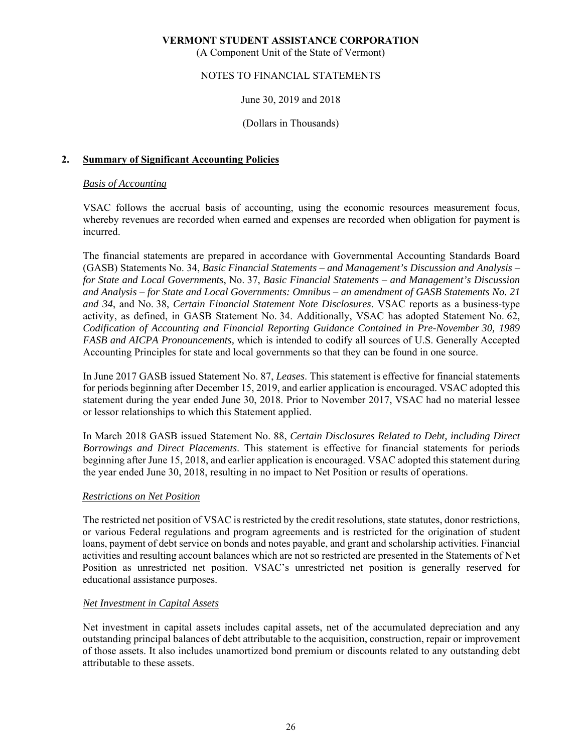# VERMONT STUDENT ASSISTANCE CORPORATION

(A Component Unit of the State of Vermont)

NOTES TO FINANCIAL STATEMENTS

June 30, 2019 and 2018

(Dollars in Thousands)

## 2. Summary of Significant Accounting Policies

### *Basis of Accounting*

VSAC follows the accrual basis of accounting, using the economic resources measurement focus, whereby revenues are recorded when earned and expenses are recorded when obligation for payment is incurred.

The financial statements are prepared in accordance with Governmental Accounting Standards Board (GASB) Statements No. 34, *Basic Financial Statements – and Management's Discussion and Analysis – for State and Local Governments*, No. 37, *Basic Financial Statements – and Management's Discussion and Analysis – for State and Local Governments: Omnibus – an amendment of GASB Statements No. 21 and 34*, and No. 38, *Certain Financial Statement Note Disclosures*. VSAC reports as a business-type activity, as defined, in GASB Statement No. 34. Additionally, VSAC has adopted Statement No. 62, *Codification of Accounting and Financial Reporting Guidance Contained in Pre-November 30, 1989 FASB and AICPA Pronouncements,* which is intended to codify all sources of U.S. Generally Accepted Accounting Principles for state and local governments so that they can be found in one source.

In June 2017 GASB issued Statement No. 87, *Leases*. This statement is effective for financial statements for periods beginning after December 15, 2019, and earlier application is encouraged. VSAC adopted this statement during the year ended June 30, 2018. Prior to November 2017, VSAC had no material lessee or lessor relationships to which this Statement applied.

In March 2018 GASB issued Statement No. 88, *Certain Disclosures Related to Debt, including Direct Borrowings and Direct Placements*. This statement is effective for financial statements for periods beginning after June 15, 2018, and earlier application is encouraged. VSAC adopted this statement during the year ended June 30, 2018, resulting in no impact to Net Position or results of operations.

### *Restrictions on Net Position*

The restricted net position of VSAC is restricted by the credit resolutions, state statutes, donor restrictions, or various Federal regulations and program agreements and is restricted for the origination of student loans, payment of debt service on bonds and notes payable, and grant and scholarship activities. Financial activities and resulting account balances which are not so restricted are presented in the Statements of Net Position as unrestricted net position. VSAC's unrestricted net position is generally reserved for educational assistance purposes.

### *Net Investment in Capital Assets*

Net investment in capital assets includes capital assets, net of the accumulated depreciation and any outstanding principal balances of debt attributable to the acquisition, construction, repair or improvement of those assets. It also includes unamortized bond premium or discounts related to any outstanding debt attributable to these assets.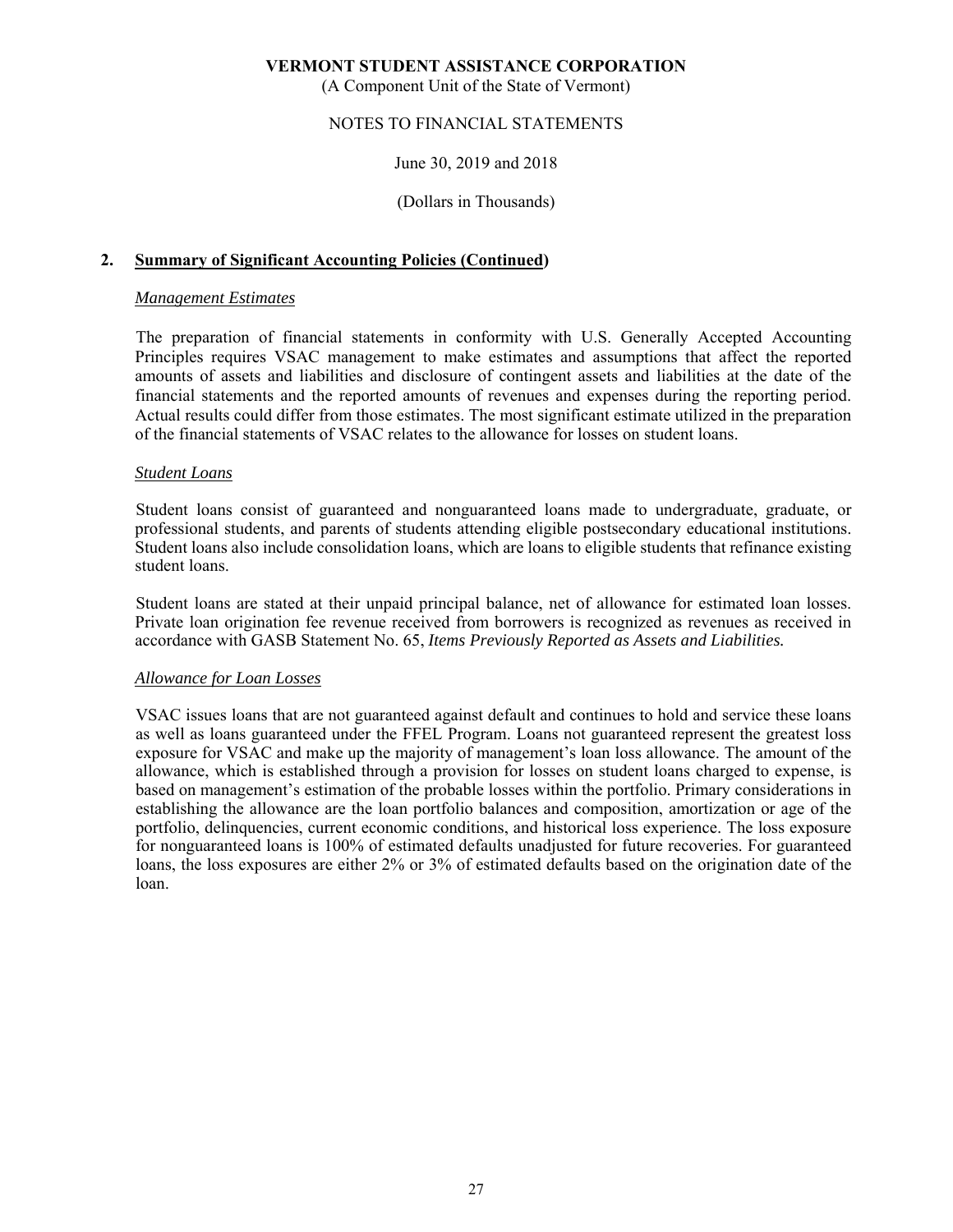## 2. Summary of Significant Accounting Policies (Continued)

### *Management Estimates*

The preparation of financial statements in conformity with U.S. Generally Accepted Accounting Principles requires VSAC management to make estimates and assumptions that affect the reported amounts of assets and liabilities and disclosure of contingent assets and liabilities at the date of the financial statements and the reported amounts of revenues and expenses during the reporting period. Actual results could differ from those estimates. The most significant estimate utilized in the preparation of the financial statements of VSAC relates to the allowance for losses on student loans.

### *Student Loans*

Student loans consist of guaranteed and nonguaranteed loans made to undergraduate, graduate, or professional students, and parents of students attending eligible postsecondary educational institutions. Student loans also include consolidation loans, which are loans to eligible students that refinance existing student loans.

Student loans are stated at their unpaid principal balance, net of allowance for estimated loan losses. Private loan origination fee revenue received from borrowers is recognized as revenues as received in accordance with GASB Statement No. 65, *Items Previously Reported as Assets and Liabilities.*

### *Allowance for Loan Losses*

VSAC issues loans that are not guaranteed against default and continues to hold and service these loans as well as loans guaranteed under the FFEL Program. Loans not guaranteed represent the greatest loss exposure for VSAC and make up the majority of management's loan loss allowance. The amount of the allowance, which is established through a provision for losses on student loans charged to expense, is based on management's estimation of the probable losses within the portfolio. Primary considerations in establishing the allowance are the loan portfolio balances and composition, amortization or age of the portfolio, delinquencies, current economic conditions, and historical loss experience. The loss exposure for nonguaranteed loans is 100% of estimated defaults unadjusted for future recoveries. For guaranteed loans, the loss exposures are either 2% or 3% of estimated defaults based on the origination date of the loan.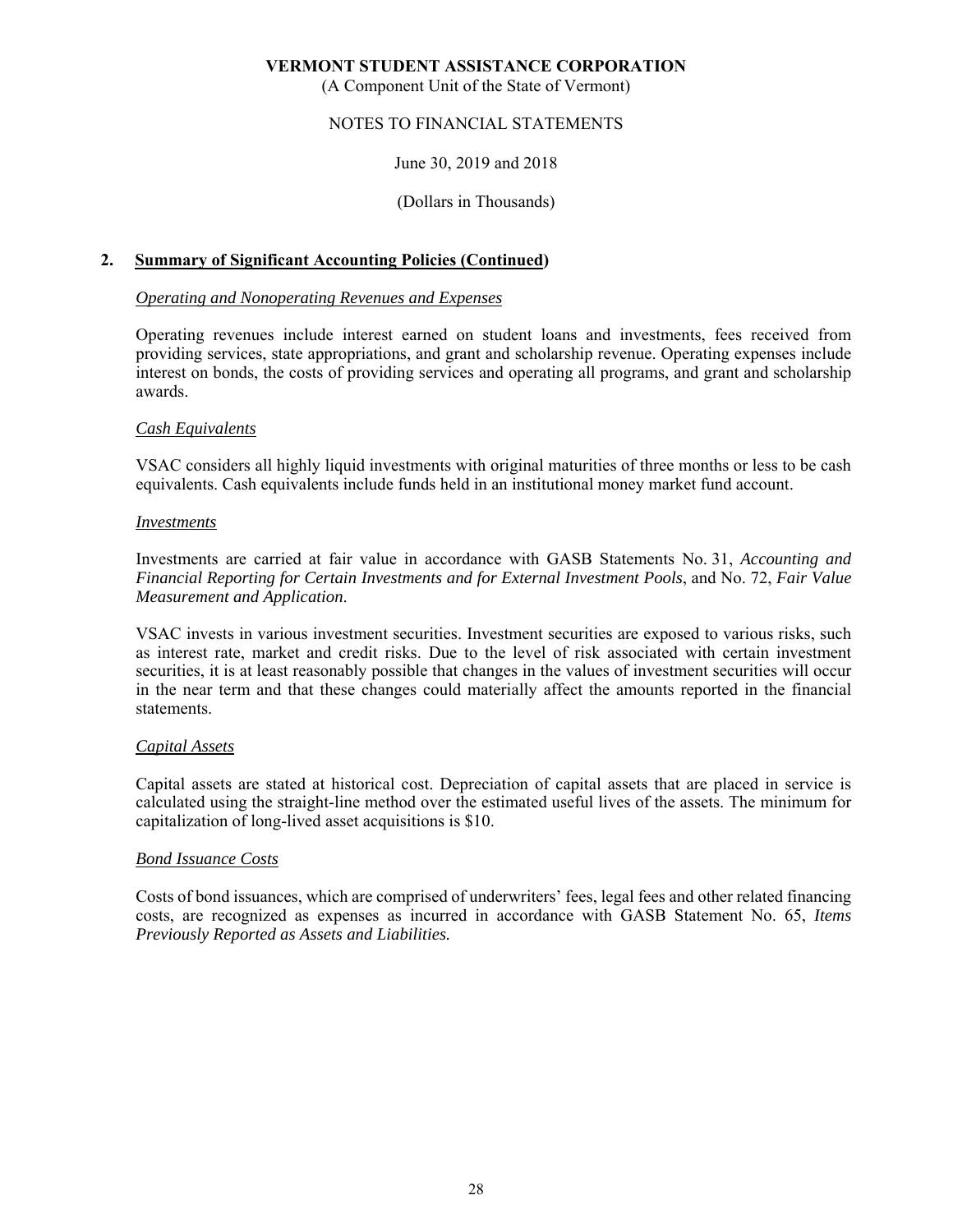**VERMONT STUDENT ASSISTANCE CORPORATION**
(A Component Unit of the State of Vermont)

NOTES TO FINANCIAL STATEMENTS

June 30, 2019 and 2018

(Dollars in Thousands)

## 2. Summary of Significant Accounting Policies (Continued)

*Operating and Nonoperating Revenues and Expenses*

Operating revenues include interest earned on student loans and investments, fees received from providing services, state appropriations, and grant and scholarship revenue. Operating expenses include interest on bonds, the costs of providing services and operating all programs, and grant and scholarship awards.

*Cash Equivalents*

VSAC considers all highly liquid investments with original maturities of three months or less to be cash equivalents. Cash equivalents include funds held in an institutional money market fund account.

*Investments*

Investments are carried at fair value in accordance with GASB Statements No. 31, *Accounting and Financial Reporting for Certain Investments and for External Investment Pools*, and No. 72, *Fair Value Measurement and Application*.

VSAC invests in various investment securities. Investment securities are exposed to various risks, such as interest rate, market and credit risks. Due to the level of risk associated with certain investment securities, it is at least reasonably possible that changes in the values of investment securities will occur in the near term and that these changes could materially affect the amounts reported in the financial statements.

*Capital Assets*

Capital assets are stated at historical cost. Depreciation of capital assets that are placed in service is calculated using the straight-line method over the estimated useful lives of the assets. The minimum for capitalization of long-lived asset acquisitions is $10.

*Bond Issuance Costs*

Costs of bond issuances, which are comprised of underwriters' fees, legal fees and other related financing costs, are recognized as expenses as incurred in accordance with GASB Statement No. 65, *Items Previously Reported as Assets and Liabilities.*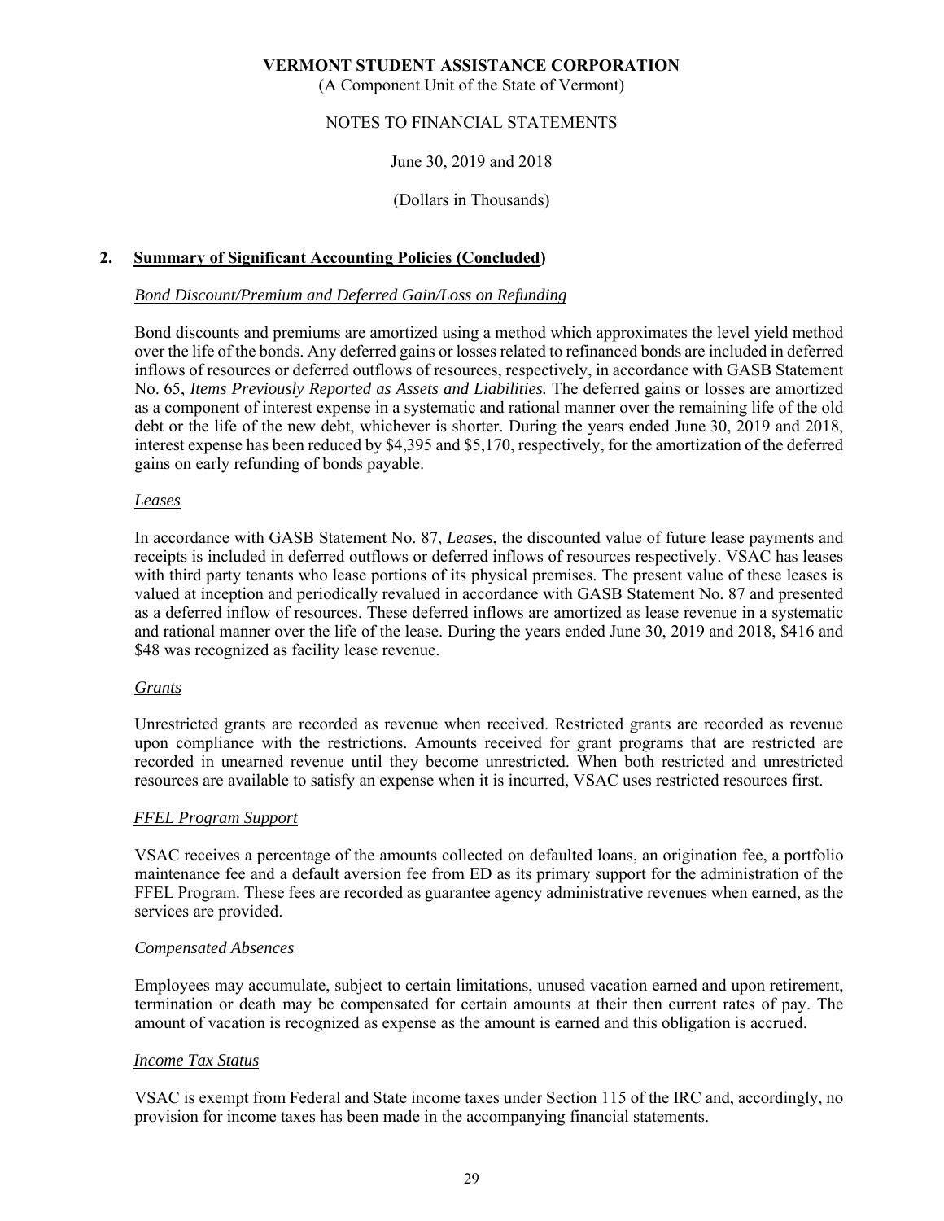VERMONT STUDENT ASSISTANCE CORPORATION

(A Component Unit of the State of Vermont)

NOTES TO FINANCIAL STATEMENTS

June 30, 2019 and 2018

(Dollars in Thousands)

## 2. Summary of Significant Accounting Policies (Concluded)

### *Bond Discount/Premium and Deferred Gain/Loss on Refunding*

Bond discounts and premiums are amortized using a method which approximates the level yield method over the life of the bonds. Any deferred gains or losses related to refinanced bonds are included in deferred inflows of resources or deferred outflows of resources, respectively, in accordance with GASB Statement No. 65, *Items Previously Reported as Assets and Liabilities.* The deferred gains or losses are amortized as a component of interest expense in a systematic and rational manner over the remaining life of the old debt or the life of the new debt, whichever is shorter. During the years ended June 30, 2019 and 2018, interest expense has been reduced by $4,395 and $5,170, respectively, for the amortization of the deferred gains on early refunding of bonds payable.

### *Leases*

In accordance with GASB Statement No. 87, *Leases*, the discounted value of future lease payments and receipts is included in deferred outflows or deferred inflows of resources respectively. VSAC has leases with third party tenants who lease portions of its physical premises. The present value of these leases is valued at inception and periodically revalued in accordance with GASB Statement No. 87 and presented as a deferred inflow of resources. These deferred inflows are amortized as lease revenue in a systematic and rational manner over the life of the lease. During the years ended June 30, 2019 and 2018, $416 and $48 was recognized as facility lease revenue.

### *Grants*

Unrestricted grants are recorded as revenue when received. Restricted grants are recorded as revenue upon compliance with the restrictions. Amounts received for grant programs that are restricted are recorded in unearned revenue until they become unrestricted. When both restricted and unrestricted resources are available to satisfy an expense when it is incurred, VSAC uses restricted resources first.

### *FFEL Program Support*

VSAC receives a percentage of the amounts collected on defaulted loans, an origination fee, a portfolio maintenance fee and a default aversion fee from ED as its primary support for the administration of the FFEL Program. These fees are recorded as guarantee agency administrative revenues when earned, as the services are provided.

### *Compensated Absences*

Employees may accumulate, subject to certain limitations, unused vacation earned and upon retirement, termination or death may be compensated for certain amounts at their then current rates of pay. The amount of vacation is recognized as expense as the amount is earned and this obligation is accrued.

### *Income Tax Status*

VSAC is exempt from Federal and State income taxes under Section 115 of the IRC and, accordingly, no provision for income taxes has been made in the accompanying financial statements.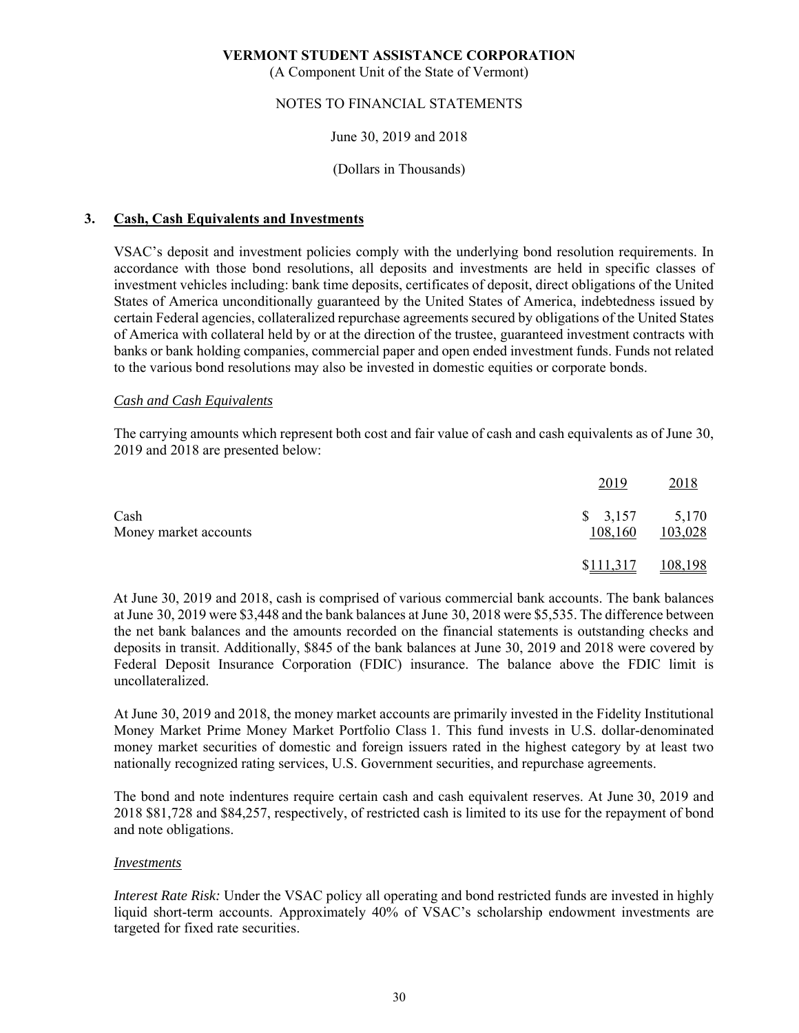**VERMONT STUDENT ASSISTANCE CORPORATION**
(A Component Unit of the State of Vermont)

NOTES TO FINANCIAL STATEMENTS

June 30, 2019 and 2018

(Dollars in Thousands)

## 3. Cash, Cash Equivalents and Investments

VSAC's deposit and investment policies comply with the underlying bond resolution requirements. In accordance with those bond resolutions, all deposits and investments are held in specific classes of investment vehicles including: bank time deposits, certificates of deposit, direct obligations of the United States of America unconditionally guaranteed by the United States of America, indebtedness issued by certain Federal agencies, collateralized repurchase agreements secured by obligations of the United States of America with collateral held by or at the direction of the trustee, guaranteed investment contracts with banks or bank holding companies, commercial paper and open ended investment funds. Funds not related to the various bond resolutions may also be invested in domestic equities or corporate bonds.

*Cash and Cash Equivalents*

The carrying amounts which represent both cost and fair value of cash and cash equivalents as of June 30, 2019 and 2018 are presented below:

| | 2019 | 2018 |
|---|---|---|
| Cash | $ 3,157 | 5,170 |
| Money market accounts | 108,160 | 103,028 |
| | $111,317 | 108,198 |

At June 30, 2019 and 2018, cash is comprised of various commercial bank accounts. The bank balances at June 30, 2019 were $3,448 and the bank balances at June 30, 2018 were $5,535. The difference between the net bank balances and the amounts recorded on the financial statements is outstanding checks and deposits in transit. Additionally, $845 of the bank balances at June 30, 2019 and 2018 were covered by Federal Deposit Insurance Corporation (FDIC) insurance. The balance above the FDIC limit is uncollateralized.

At June 30, 2019 and 2018, the money market accounts are primarily invested in the Fidelity Institutional Money Market Prime Money Market Portfolio Class 1. This fund invests in U.S. dollar-denominated money market securities of domestic and foreign issuers rated in the highest category by at least two nationally recognized rating services, U.S. Government securities, and repurchase agreements.

The bond and note indentures require certain cash and cash equivalent reserves. At June 30, 2019 and 2018 $81,728 and $84,257, respectively, of restricted cash is limited to its use for the repayment of bond and note obligations.

*Investments*

*Interest Rate Risk:* Under the VSAC policy all operating and bond restricted funds are invested in highly liquid short-term accounts. Approximately 40% of VSAC's scholarship endowment investments are targeted for fixed rate securities.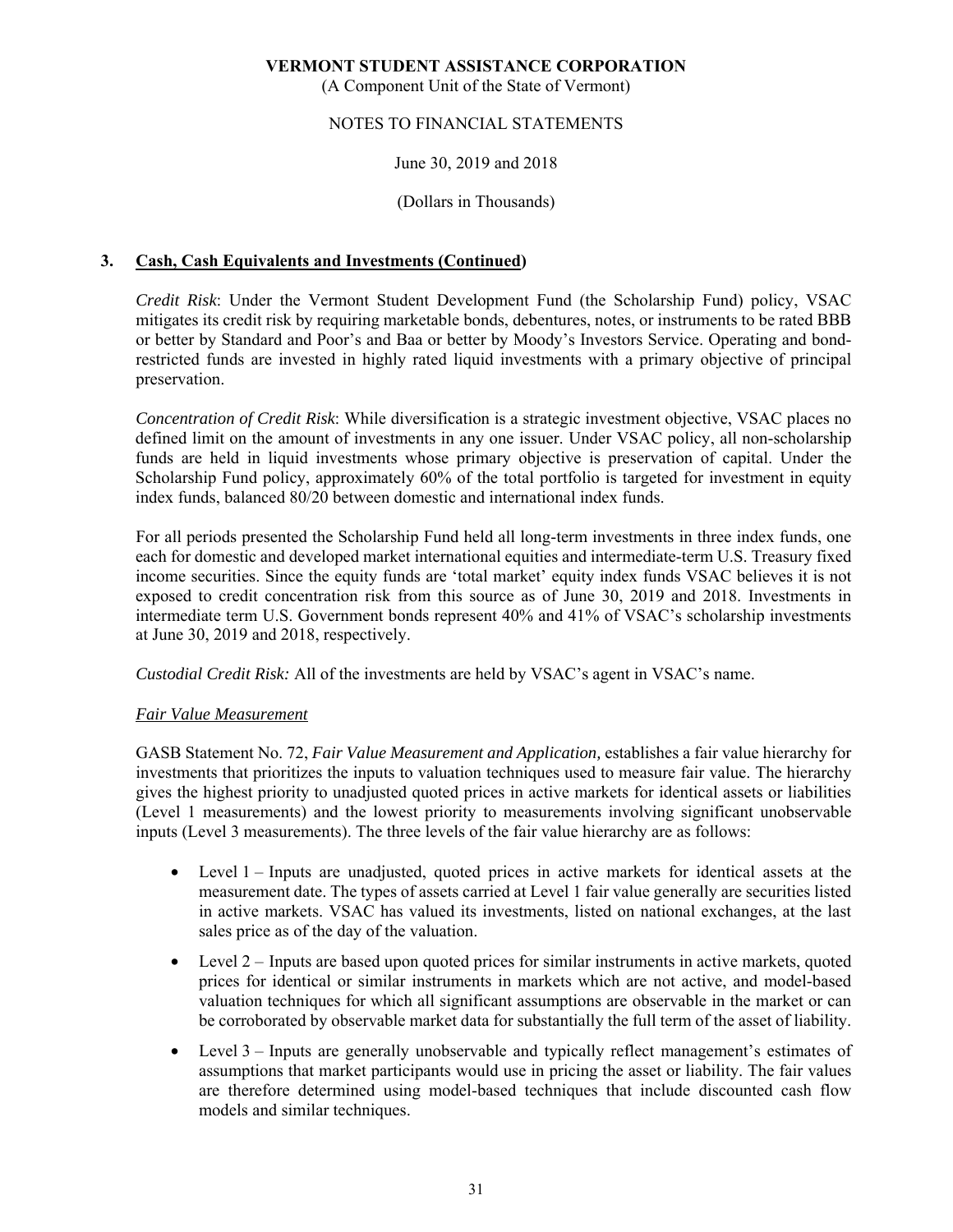## 3. Cash, Cash Equivalents and Investments (Continued)

*Credit Risk*: Under the Vermont Student Development Fund (the Scholarship Fund) policy, VSAC mitigates its credit risk by requiring marketable bonds, debentures, notes, or instruments to be rated BBB or better by Standard and Poor's and Baa or better by Moody's Investors Service. Operating and bond-restricted funds are invested in highly rated liquid investments with a primary objective of principal preservation.

*Concentration of Credit Risk*: While diversification is a strategic investment objective, VSAC places no defined limit on the amount of investments in any one issuer. Under VSAC policy, all non-scholarship funds are held in liquid investments whose primary objective is preservation of capital. Under the Scholarship Fund policy, approximately 60% of the total portfolio is targeted for investment in equity index funds, balanced 80/20 between domestic and international index funds.

For all periods presented the Scholarship Fund held all long-term investments in three index funds, one each for domestic and developed market international equities and intermediate-term U.S. Treasury fixed income securities. Since the equity funds are 'total market' equity index funds VSAC believes it is not exposed to credit concentration risk from this source as of June 30, 2019 and 2018. Investments in intermediate term U.S. Government bonds represent 40% and 41% of VSAC's scholarship investments at June 30, 2019 and 2018, respectively.

*Custodial Credit Risk:* All of the investments are held by VSAC's agent in VSAC's name.

### *Fair Value Measurement*

GASB Statement No. 72, *Fair Value Measurement and Application,* establishes a fair value hierarchy for investments that prioritizes the inputs to valuation techniques used to measure fair value. The hierarchy gives the highest priority to unadjusted quoted prices in active markets for identical assets or liabilities (Level 1 measurements) and the lowest priority to measurements involving significant unobservable inputs (Level 3 measurements). The three levels of the fair value hierarchy are as follows:

- Level 1 – Inputs are unadjusted, quoted prices in active markets for identical assets at the measurement date. The types of assets carried at Level 1 fair value generally are securities listed in active markets. VSAC has valued its investments, listed on national exchanges, at the last sales price as of the day of the valuation.
- Level 2 – Inputs are based upon quoted prices for similar instruments in active markets, quoted prices for identical or similar instruments in markets which are not active, and model-based valuation techniques for which all significant assumptions are observable in the market or can be corroborated by observable market data for substantially the full term of the asset of liability.
- Level 3 – Inputs are generally unobservable and typically reflect management's estimates of assumptions that market participants would use in pricing the asset or liability. The fair values are therefore determined using model-based techniques that include discounted cash flow models and similar techniques.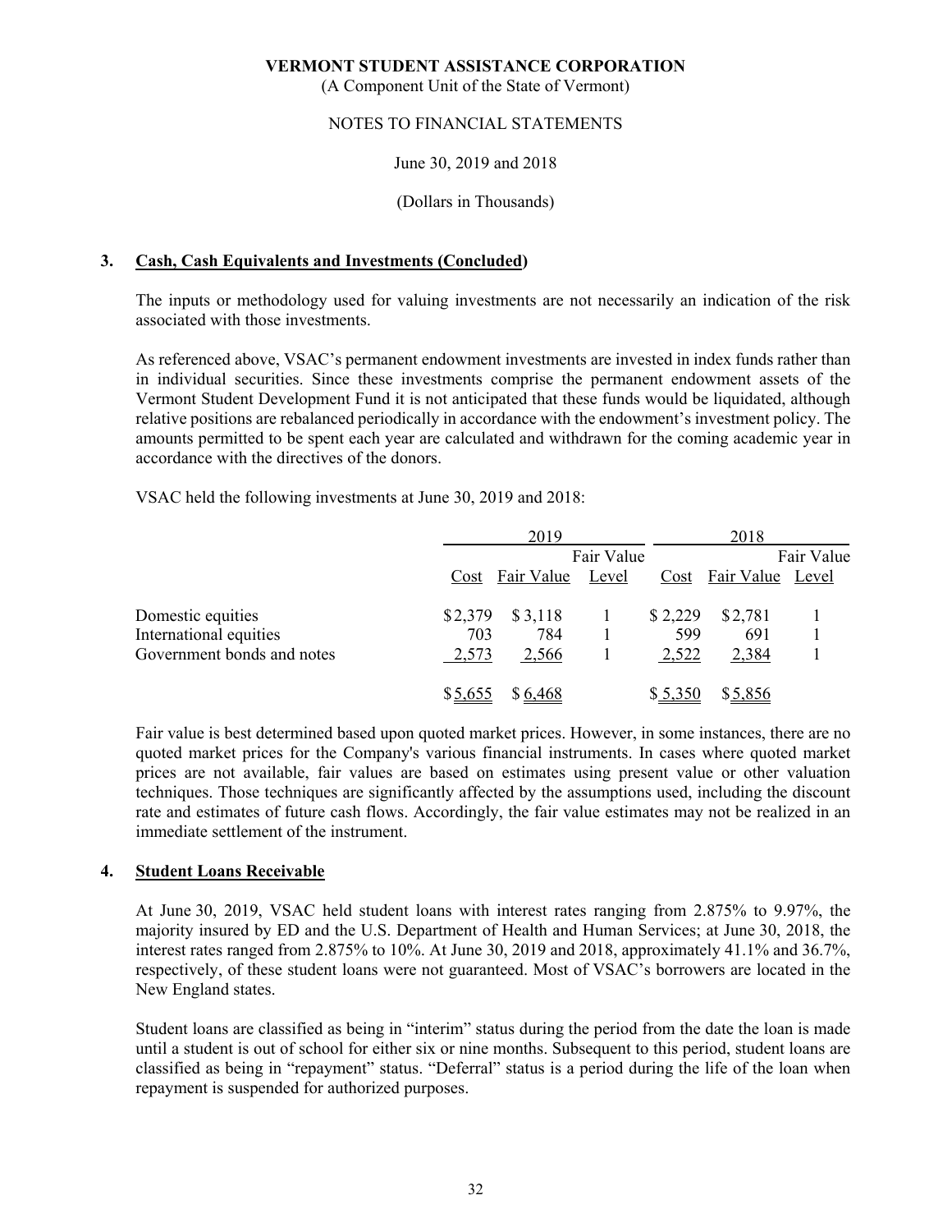VERMONT STUDENT ASSISTANCE CORPORATION

(A Component Unit of the State of Vermont)

NOTES TO FINANCIAL STATEMENTS

June 30, 2019 and 2018

(Dollars in Thousands)

### 3. Cash, Cash Equivalents and Investments (Concluded)

The inputs or methodology used for valuing investments are not necessarily an indication of the risk associated with those investments.

As referenced above, VSAC's permanent endowment investments are invested in index funds rather than in individual securities. Since these investments comprise the permanent endowment assets of the Vermont Student Development Fund it is not anticipated that these funds would be liquidated, although relative positions are rebalanced periodically in accordance with the endowment's investment policy. The amounts permitted to be spent each year are calculated and withdrawn for the coming academic year in accordance with the directives of the donors.

VSAC held the following investments at June 30, 2019 and 2018:

| | 2019 | | | 2018 | | |
|---|---|---|---|---|---|---|
| | Cost | Fair Value | Fair Value Level | Cost | Fair Value | Fair Value Level |
| Domestic equities | $2,379 | $ 3,118 | 1 | $ 2,229 | $2,781 | 1 |
| International equities | 703 | 784 | 1 | 599 | 691 | 1 |
| Government bonds and notes | 2,573 | 2,566 | 1 | 2,522 | 2,384 | 1 |
| | $ 5,655 | $ 6,468 | | $ 5,350 | $ 5,856 | |

Fair value is best determined based upon quoted market prices. However, in some instances, there are no quoted market prices for the Company's various financial instruments. In cases where quoted market prices are not available, fair values are based on estimates using present value or other valuation techniques. Those techniques are significantly affected by the assumptions used, including the discount rate and estimates of future cash flows. Accordingly, the fair value estimates may not be realized in an immediate settlement of the instrument.

### 4. Student Loans Receivable

At June 30, 2019, VSAC held student loans with interest rates ranging from 2.875% to 9.97%, the majority insured by ED and the U.S. Department of Health and Human Services; at June 30, 2018, the interest rates ranged from 2.875% to 10%. At June 30, 2019 and 2018, approximately 41.1% and 36.7%, respectively, of these student loans were not guaranteed. Most of VSAC's borrowers are located in the New England states.

Student loans are classified as being in "interim" status during the period from the date the loan is made until a student is out of school for either six or nine months. Subsequent to this period, student loans are classified as being in "repayment" status. "Deferral" status is a period during the life of the loan when repayment is suspended for authorized purposes.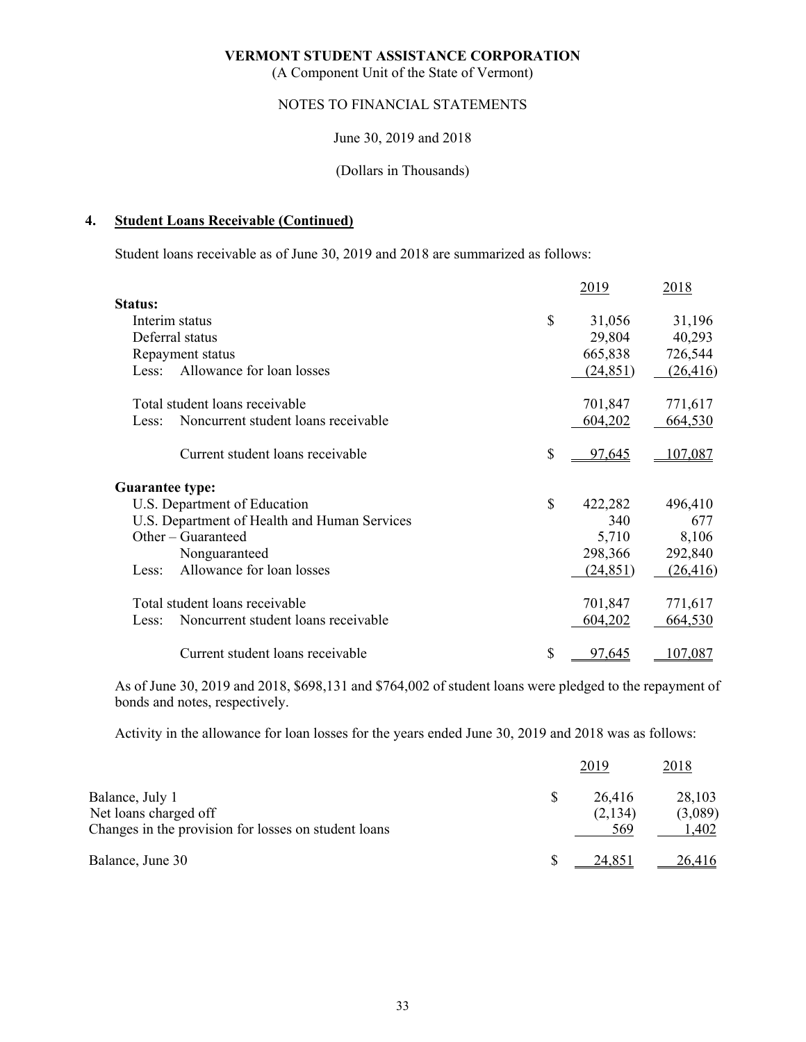**VERMONT STUDENT ASSISTANCE CORPORATION**
(A Component Unit of the State of Vermont)

NOTES TO FINANCIAL STATEMENTS

June 30, 2019 and 2018

(Dollars in Thousands)

## 4. Student Loans Receivable (Continued)

Student loans receivable as of June 30, 2019 and 2018 are summarized as follows:

| | 2019 | 2018 |
|---|---|---|
| **Status:** | | |
| Interim status | $ 31,056 | 31,196 |
| Deferral status | 29,804 | 40,293 |
| Repayment status | 665,838 | 726,544 |
| Less: Allowance for loan losses | (24,851) | (26,416) |
| Total student loans receivable | 701,847 | 771,617 |
| Less: Noncurrent student loans receivable | 604,202 | 664,530 |
| Current student loans receivable | $ 97,645 | 107,087 |
| **Guarantee type:** | | |
| U.S. Department of Education | $ 422,282 | 496,410 |
| U.S. Department of Health and Human Services | 340 | 677 |
| Other – Guaranteed | 5,710 | 8,106 |
| Nonguaranteed | 298,366 | 292,840 |
| Less: Allowance for loan losses | (24,851) | (26,416) |
| Total student loans receivable | 701,847 | 771,617 |
| Less: Noncurrent student loans receivable | 604,202 | 664,530 |
| Current student loans receivable | $ 97,645 | 107,087 |

As of June 30, 2019 and 2018, $698,131 and $764,002 of student loans were pledged to the repayment of bonds and notes, respectively.

Activity in the allowance for loan losses for the years ended June 30, 2019 and 2018 was as follows:

| | 2019 | 2018 |
|---|---|---|
| Balance, July 1 | $ 26,416 | 28,103 |
| Net loans charged off | (2,134) | (3,089) |
| Changes in the provision for losses on student loans | 569 | 1,402 |
| Balance, June 30 | $ 24,851 | 26,416 |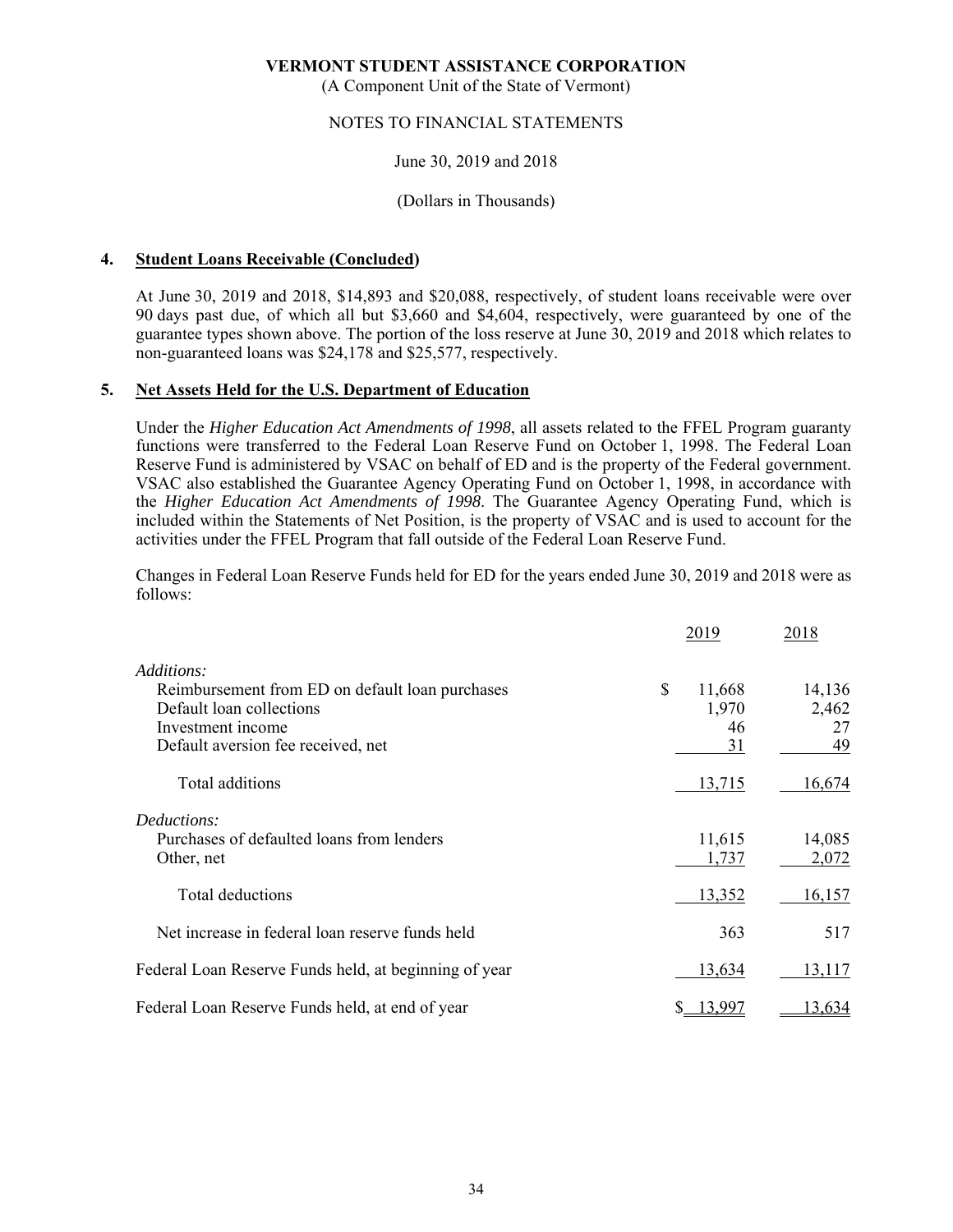# VERMONT STUDENT ASSISTANCE CORPORATION

(A Component Unit of the State of Vermont)

NOTES TO FINANCIAL STATEMENTS

June 30, 2019 and 2018

(Dollars in Thousands)

## 4. Student Loans Receivable (Concluded)

At June 30, 2019 and 2018, $14,893 and $20,088, respectively, of student loans receivable were over 90 days past due, of which all but $3,660 and $4,604, respectively, were guaranteed by one of the guarantee types shown above. The portion of the loss reserve at June 30, 2019 and 2018 which relates to non-guaranteed loans was $24,178 and $25,577, respectively.

## 5. Net Assets Held for the U.S. Department of Education

Under the *Higher Education Act Amendments of 1998*, all assets related to the FFEL Program guaranty functions were transferred to the Federal Loan Reserve Fund on October 1, 1998. The Federal Loan Reserve Fund is administered by VSAC on behalf of ED and is the property of the Federal government. VSAC also established the Guarantee Agency Operating Fund on October 1, 1998, in accordance with the *Higher Education Act Amendments of 1998*. The Guarantee Agency Operating Fund, which is included within the Statements of Net Position, is the property of VSAC and is used to account for the activities under the FFEL Program that fall outside of the Federal Loan Reserve Fund.

Changes in Federal Loan Reserve Funds held for ED for the years ended June 30, 2019 and 2018 were as follows:

| | 2019 | 2018 |
|---|---|---|
| *Additions:* | | |
| Reimbursement from ED on default loan purchases | $ 11,668 | 14,136 |
| Default loan collections | 1,970 | 2,462 |
| Investment income | 46 | 27 |
| Default aversion fee received, net | 31 | 49 |
| Total additions | 13,715 | 16,674 |
| *Deductions:* | | |
| Purchases of defaulted loans from lenders | 11,615 | 14,085 |
| Other, net | 1,737 | 2,072 |
| Total deductions | 13,352 | 16,157 |
| Net increase in federal loan reserve funds held | 363 | 517 |
| Federal Loan Reserve Funds held, at beginning of year | 13,634 | 13,117 |
| Federal Loan Reserve Funds held, at end of year | $ 13,997 | 13,634 |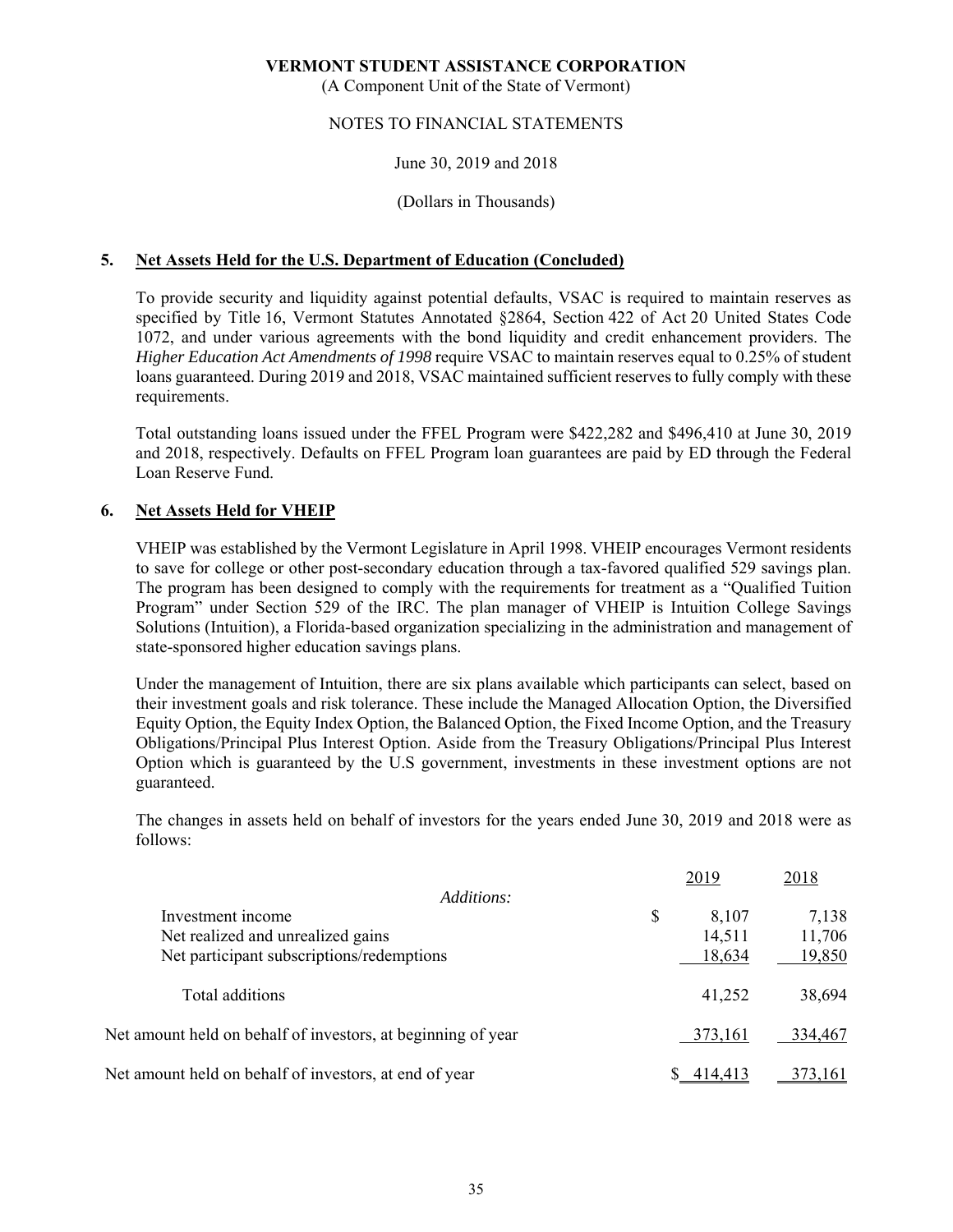**VERMONT STUDENT ASSISTANCE CORPORATION**
(A Component Unit of the State of Vermont)

NOTES TO FINANCIAL STATEMENTS

June 30, 2019 and 2018

(Dollars in Thousands)

## 5. Net Assets Held for the U.S. Department of Education (Concluded)

To provide security and liquidity against potential defaults, VSAC is required to maintain reserves as specified by Title 16, Vermont Statutes Annotated §2864, Section 422 of Act 20 United States Code 1072, and under various agreements with the bond liquidity and credit enhancement providers. The *Higher Education Act Amendments of 1998* require VSAC to maintain reserves equal to 0.25% of student loans guaranteed. During 2019 and 2018, VSAC maintained sufficient reserves to fully comply with these requirements.

Total outstanding loans issued under the FFEL Program were $422,282 and $496,410 at June 30, 2019 and 2018, respectively. Defaults on FFEL Program loan guarantees are paid by ED through the Federal Loan Reserve Fund.

## 6. Net Assets Held for VHEIP

VHEIP was established by the Vermont Legislature in April 1998. VHEIP encourages Vermont residents to save for college or other post-secondary education through a tax-favored qualified 529 savings plan. The program has been designed to comply with the requirements for treatment as a "Qualified Tuition Program" under Section 529 of the IRC. The plan manager of VHEIP is Intuition College Savings Solutions (Intuition), a Florida-based organization specializing in the administration and management of state-sponsored higher education savings plans.

Under the management of Intuition, there are six plans available which participants can select, based on their investment goals and risk tolerance. These include the Managed Allocation Option, the Diversified Equity Option, the Equity Index Option, the Balanced Option, the Fixed Income Option, and the Treasury Obligations/Principal Plus Interest Option. Aside from the Treasury Obligations/Principal Plus Interest Option which is guaranteed by the U.S government, investments in these investment options are not guaranteed.

The changes in assets held on behalf of investors for the years ended June 30, 2019 and 2018 were as follows:

| | 2019 | 2018 |
|---|---|---|
| *Additions:* | | |
| Investment income | $ 8,107 | 7,138 |
| Net realized and unrealized gains | 14,511 | 11,706 |
| Net participant subscriptions/redemptions | 18,634 | 19,850 |
| Total additions | 41,252 | 38,694 |
| Net amount held on behalf of investors, at beginning of year | 373,161 | 334,467 |
| Net amount held on behalf of investors, at end of year | $ 414,413 | 373,161 |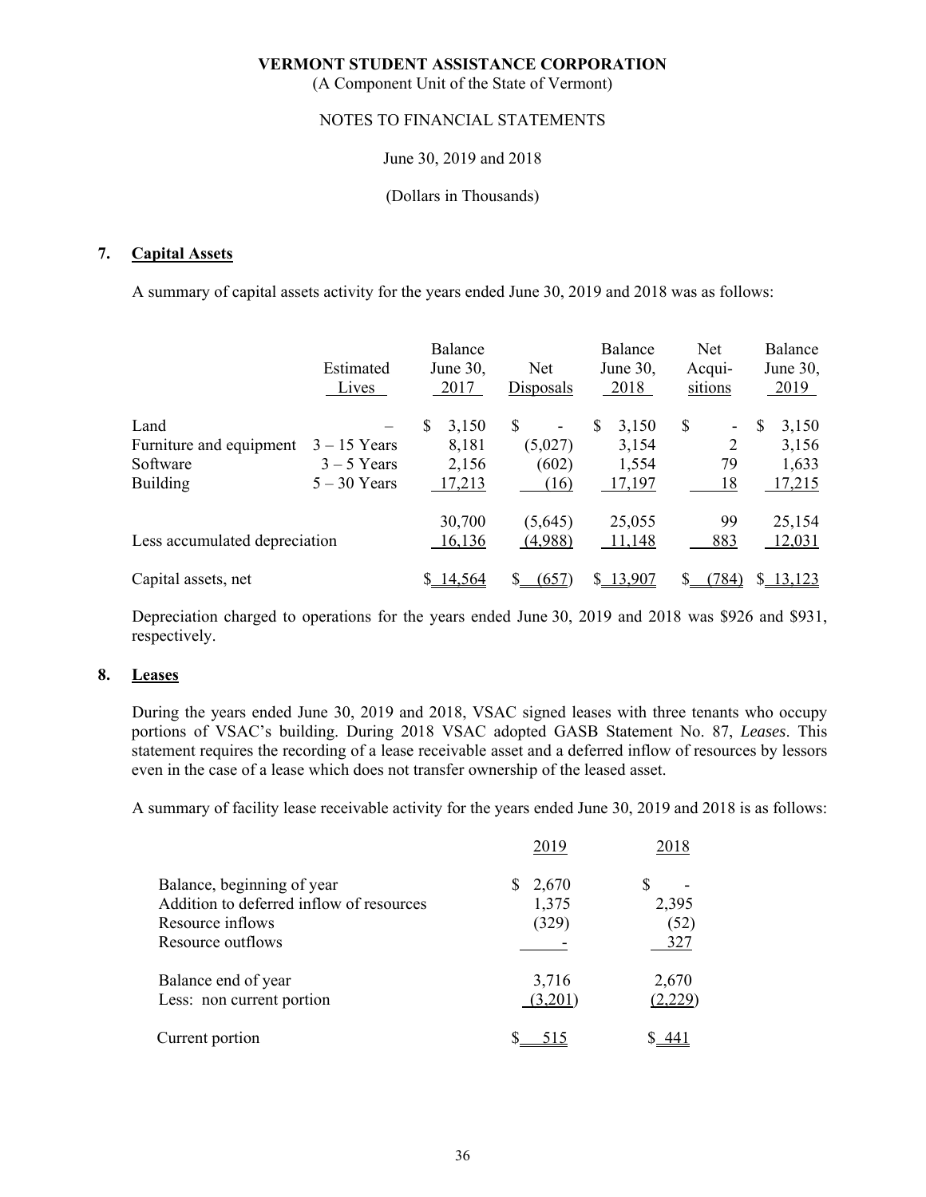**VERMONT STUDENT ASSISTANCE CORPORATION**
(A Component Unit of the State of Vermont)

NOTES TO FINANCIAL STATEMENTS

June 30, 2019 and 2018

(Dollars in Thousands)

## 7. Capital Assets

A summary of capital assets activity for the years ended June 30, 2019 and 2018 was as follows:

| | Estimated Lives | Balance June 30, 2017 | Net Disposals | Balance June 30, 2018 | Net Acqui-sitions | Balance June 30, 2019 |
|---|---|---|---|---|---|---|
| Land | – | $ 3,150 | $ - | $ 3,150 | $ - | $ 3,150 |
| Furniture and equipment | 3 – 15 Years | 8,181 | (5,027) | 3,154 | 2 | 3,156 |
| Software | 3 – 5 Years | 2,156 | (602) | 1,554 | 79 | 1,633 |
| Building | 5 – 30 Years | 17,213 | (16) | 17,197 | 18 | 17,215 |
| | | 30,700 | (5,645) | 25,055 | 99 | 25,154 |
| Less accumulated depreciation | | 16,136 | (4,988) | 11,148 | 883 | 12,031 |
| Capital assets, net | | $ 14,564 | $ (657) | $ 13,907 | $ (784) | $ 13,123 |

Depreciation charged to operations for the years ended June 30, 2019 and 2018 was $926 and $931, respectively.

## 8. Leases

During the years ended June 30, 2019 and 2018, VSAC signed leases with three tenants who occupy portions of VSAC's building. During 2018 VSAC adopted GASB Statement No. 87, *Leases*. This statement requires the recording of a lease receivable asset and a deferred inflow of resources by lessors even in the case of a lease which does not transfer ownership of the leased asset.

A summary of facility lease receivable activity for the years ended June 30, 2019 and 2018 is as follows:

| | 2019 | 2018 |
|---|---|---|
| Balance, beginning of year | $ 2,670 | $ - |
| Addition to deferred inflow of resources | 1,375 | 2,395 |
| Resource inflows | (329) | (52) |
| Resource outflows | - | 327 |
| Balance end of year | 3,716 | 2,670 |
| Less: non current portion | (3,201) | (2,229) |
| Current portion | $ 515 | $ 441 |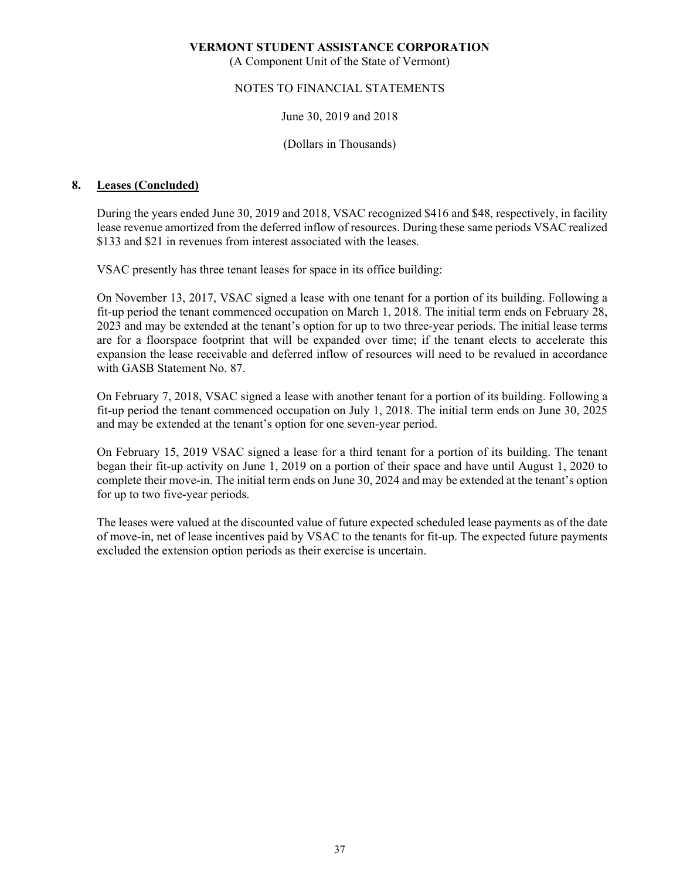## 8. Leases (Concluded)

During the years ended June 30, 2019 and 2018, VSAC recognized $416 and $48, respectively, in facility lease revenue amortized from the deferred inflow of resources. During these same periods VSAC realized $133 and $21 in revenues from interest associated with the leases.

VSAC presently has three tenant leases for space in its office building:

On November 13, 2017, VSAC signed a lease with one tenant for a portion of its building. Following a fit-up period the tenant commenced occupation on March 1, 2018. The initial term ends on February 28, 2023 and may be extended at the tenant's option for up to two three-year periods. The initial lease terms are for a floorspace footprint that will be expanded over time; if the tenant elects to accelerate this expansion the lease receivable and deferred inflow of resources will need to be revalued in accordance with GASB Statement No. 87.

On February 7, 2018, VSAC signed a lease with another tenant for a portion of its building. Following a fit-up period the tenant commenced occupation on July 1, 2018. The initial term ends on June 30, 2025 and may be extended at the tenant's option for one seven-year period.

On February 15, 2019 VSAC signed a lease for a third tenant for a portion of its building. The tenant began their fit-up activity on June 1, 2019 on a portion of their space and have until August 1, 2020 to complete their move-in. The initial term ends on June 30, 2024 and may be extended at the tenant's option for up to two five-year periods.

The leases were valued at the discounted value of future expected scheduled lease payments as of the date of move-in, net of lease incentives paid by VSAC to the tenants for fit-up. The expected future payments excluded the extension option periods as their exercise is uncertain.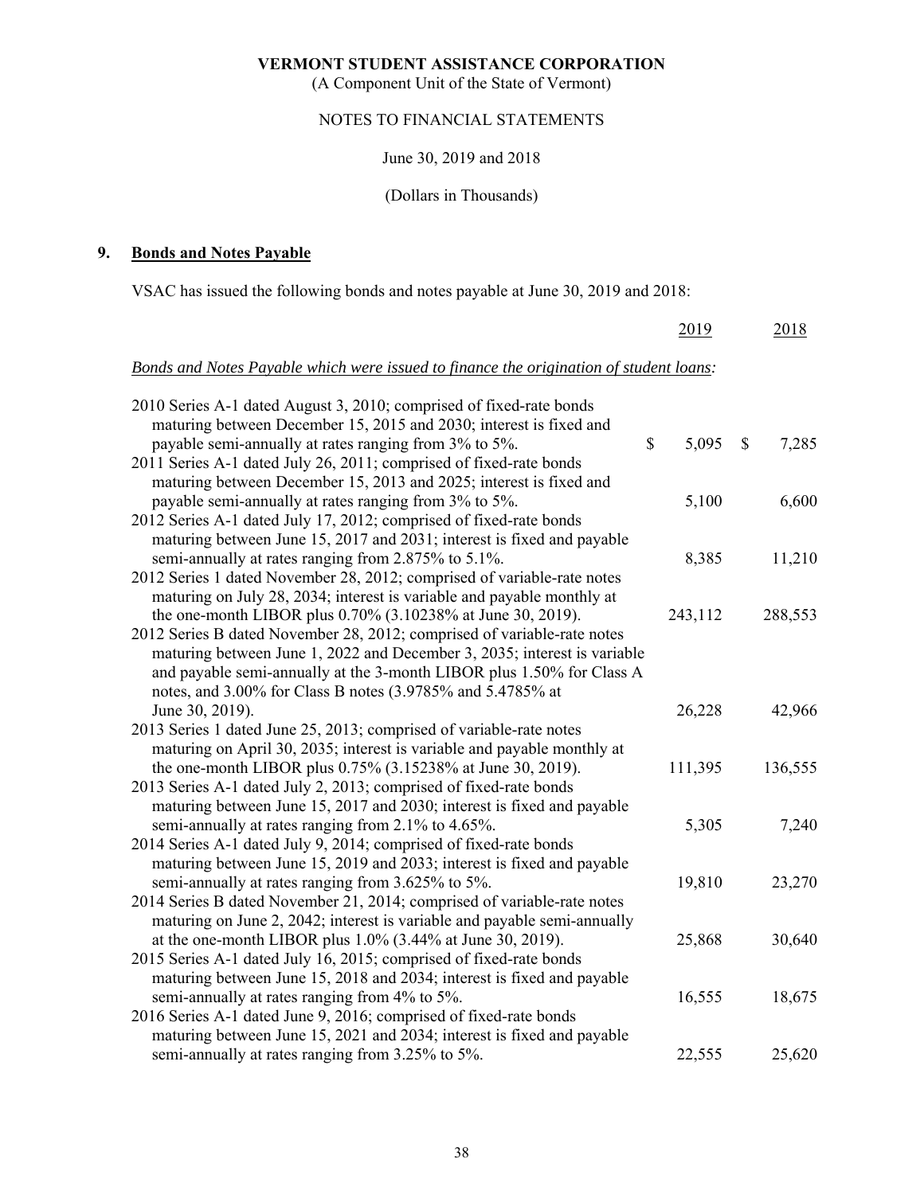**VERMONT STUDENT ASSISTANCE CORPORATION**

(A Component Unit of the State of Vermont)

NOTES TO FINANCIAL STATEMENTS

June 30, 2019 and 2018

(Dollars in Thousands)

## 9. Bonds and Notes Payable

VSAC has issued the following bonds and notes payable at June 30, 2019 and 2018:

| | 2019 | 2018 |
|---|---|---|
| *Bonds and Notes Payable which were issued to finance the origination of student loans:* | | |
| 2010 Series A-1 dated August 3, 2010; comprised of fixed-rate bonds maturing between December 15, 2015 and 2030; interest is fixed and payable semi-annually at rates ranging from 3% to 5%. | $ 5,095 | $ 7,285 |
| 2011 Series A-1 dated July 26, 2011; comprised of fixed-rate bonds maturing between December 15, 2013 and 2025; interest is fixed and payable semi-annually at rates ranging from 3% to 5%. | 5,100 | 6,600 |
| 2012 Series A-1 dated July 17, 2012; comprised of fixed-rate bonds maturing between June 15, 2017 and 2031; interest is fixed and payable semi-annually at rates ranging from 2.875% to 5.1%. | 8,385 | 11,210 |
| 2012 Series 1 dated November 28, 2012; comprised of variable-rate notes maturing on July 28, 2034; interest is variable and payable monthly at the one-month LIBOR plus 0.70% (3.10238% at June 30, 2019). | 243,112 | 288,553 |
| 2012 Series B dated November 28, 2012; comprised of variable-rate notes maturing between June 1, 2022 and December 3, 2035; interest is variable and payable semi-annually at the 3-month LIBOR plus 1.50% for Class A notes, and 3.00% for Class B notes (3.9785% and 5.4785% at June 30, 2019). | 26,228 | 42,966 |
| 2013 Series 1 dated June 25, 2013; comprised of variable-rate notes maturing on April 30, 2035; interest is variable and payable monthly at the one-month LIBOR plus 0.75% (3.15238% at June 30, 2019). | 111,395 | 136,555 |
| 2013 Series A-1 dated July 2, 2013; comprised of fixed-rate bonds maturing between June 15, 2017 and 2030; interest is fixed and payable semi-annually at rates ranging from 2.1% to 4.65%. | 5,305 | 7,240 |
| 2014 Series A-1 dated July 9, 2014; comprised of fixed-rate bonds maturing between June 15, 2019 and 2033; interest is fixed and payable semi-annually at rates ranging from 3.625% to 5%. | 19,810 | 23,270 |
| 2014 Series B dated November 21, 2014; comprised of variable-rate notes maturing on June 2, 2042; interest is variable and payable semi-annually at the one-month LIBOR plus 1.0% (3.44% at June 30, 2019). | 25,868 | 30,640 |
| 2015 Series A-1 dated July 16, 2015; comprised of fixed-rate bonds maturing between June 15, 2018 and 2034; interest is fixed and payable semi-annually at rates ranging from 4% to 5%. | 16,555 | 18,675 |
| 2016 Series A-1 dated June 9, 2016; comprised of fixed-rate bonds maturing between June 15, 2021 and 2034; interest is fixed and payable semi-annually at rates ranging from 3.25% to 5%. | 22,555 | 25,620 |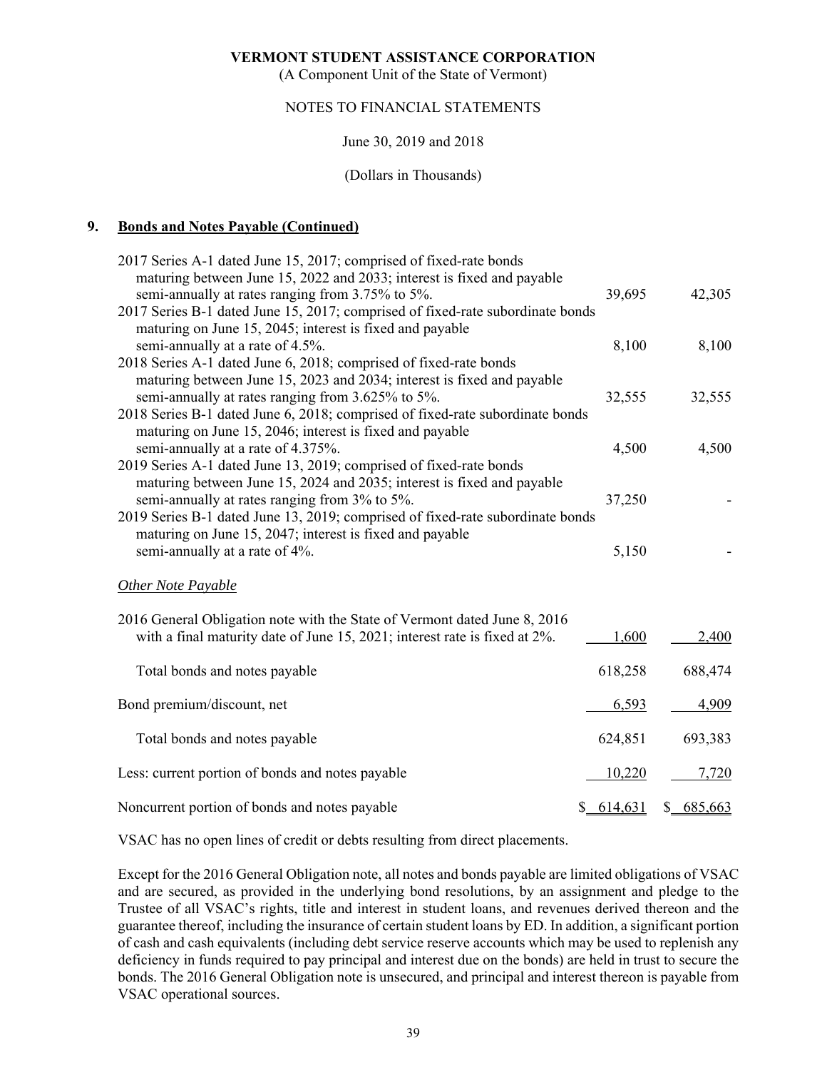## 9. Bonds and Notes Payable (Continued)

| | | |
|---|---|---|
| 2017 Series A-1 dated June 15, 2017; comprised of fixed-rate bonds maturing between June 15, 2022 and 2033; interest is fixed and payable semi-annually at rates ranging from 3.75% to 5%. | 39,695 | 42,305 |
| 2017 Series B-1 dated June 15, 2017; comprised of fixed-rate subordinate bonds maturing on June 15, 2045; interest is fixed and payable semi-annually at a rate of 4.5%. | 8,100 | 8,100 |
| 2018 Series A-1 dated June 6, 2018; comprised of fixed-rate bonds maturing between June 15, 2023 and 2034; interest is fixed and payable semi-annually at rates ranging from 3.625% to 5%. | 32,555 | 32,555 |
| 2018 Series B-1 dated June 6, 2018; comprised of fixed-rate subordinate bonds maturing on June 15, 2046; interest is fixed and payable semi-annually at a rate of 4.375%. | 4,500 | 4,500 |
| 2019 Series A-1 dated June 13, 2019; comprised of fixed-rate bonds maturing between June 15, 2024 and 2035; interest is fixed and payable semi-annually at rates ranging from 3% to 5%. | 37,250 | - |
| 2019 Series B-1 dated June 13, 2019; comprised of fixed-rate subordinate bonds maturing on June 15, 2047; interest is fixed and payable semi-annually at a rate of 4%. | 5,150 | - |
| *Other Note Payable* | | |
| 2016 General Obligation note with the State of Vermont dated June 8, 2016 with a final maturity date of June 15, 2021; interest rate is fixed at 2%. | 1,600 | 2,400 |
| Total bonds and notes payable | 618,258 | 688,474 |
| Bond premium/discount, net | 6,593 | 4,909 |
| Total bonds and notes payable | 624,851 | 693,383 |
| Less: current portion of bonds and notes payable | 10,220 | 7,720 |
| Noncurrent portion of bonds and notes payable | $ 614,631 | $ 685,663 |

VSAC has no open lines of credit or debts resulting from direct placements.

Except for the 2016 General Obligation note, all notes and bonds payable are limited obligations of VSAC and are secured, as provided in the underlying bond resolutions, by an assignment and pledge to the Trustee of all VSAC's rights, title and interest in student loans, and revenues derived thereon and the guarantee thereof, including the insurance of certain student loans by ED. In addition, a significant portion of cash and cash equivalents (including debt service reserve accounts which may be used to replenish any deficiency in funds required to pay principal and interest due on the bonds) are held in trust to secure the bonds. The 2016 General Obligation note is unsecured, and principal and interest thereon is payable from VSAC operational sources.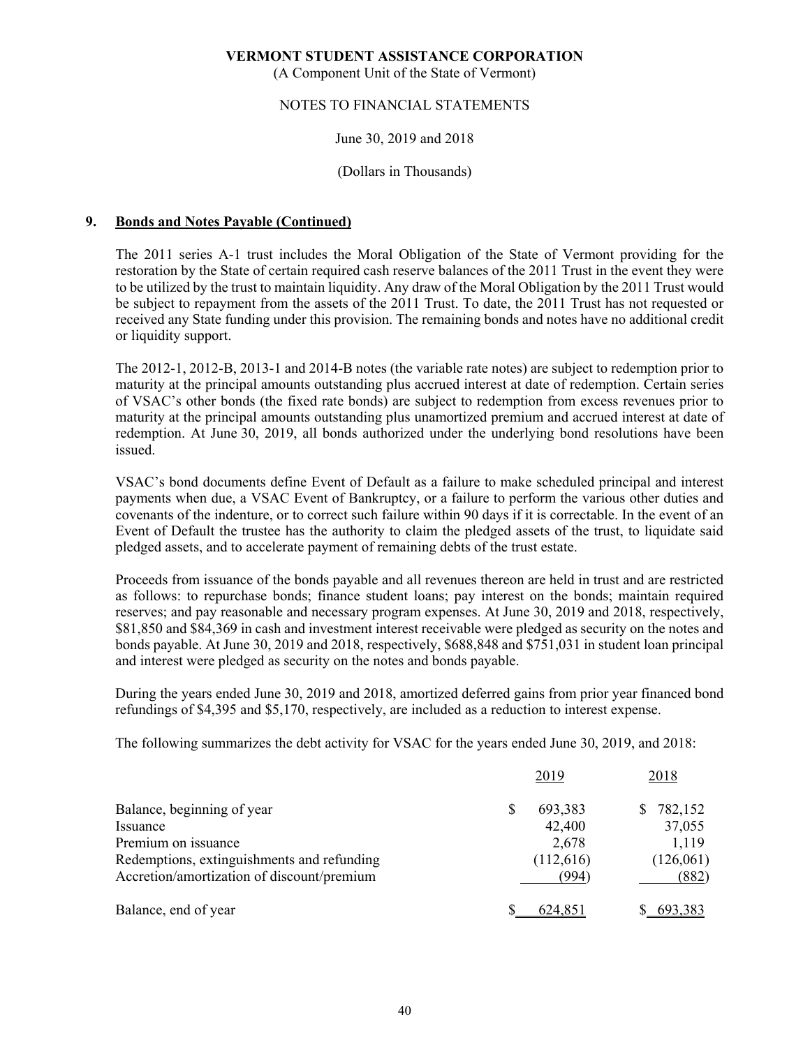**VERMONT STUDENT ASSISTANCE CORPORATION**

(A Component Unit of the State of Vermont)

NOTES TO FINANCIAL STATEMENTS

June 30, 2019 and 2018

(Dollars in Thousands)

## 9. Bonds and Notes Payable (Continued)

The 2011 series A-1 trust includes the Moral Obligation of the State of Vermont providing for the restoration by the State of certain required cash reserve balances of the 2011 Trust in the event they were to be utilized by the trust to maintain liquidity. Any draw of the Moral Obligation by the 2011 Trust would be subject to repayment from the assets of the 2011 Trust. To date, the 2011 Trust has not requested or received any State funding under this provision. The remaining bonds and notes have no additional credit or liquidity support.

The 2012-1, 2012-B, 2013-1 and 2014-B notes (the variable rate notes) are subject to redemption prior to maturity at the principal amounts outstanding plus accrued interest at date of redemption. Certain series of VSAC's other bonds (the fixed rate bonds) are subject to redemption from excess revenues prior to maturity at the principal amounts outstanding plus unamortized premium and accrued interest at date of redemption. At June 30, 2019, all bonds authorized under the underlying bond resolutions have been issued.

VSAC's bond documents define Event of Default as a failure to make scheduled principal and interest payments when due, a VSAC Event of Bankruptcy, or a failure to perform the various other duties and covenants of the indenture, or to correct such failure within 90 days if it is correctable. In the event of an Event of Default the trustee has the authority to claim the pledged assets of the trust, to liquidate said pledged assets, and to accelerate payment of remaining debts of the trust estate.

Proceeds from issuance of the bonds payable and all revenues thereon are held in trust and are restricted as follows: to repurchase bonds; finance student loans; pay interest on the bonds; maintain required reserves; and pay reasonable and necessary program expenses. At June 30, 2019 and 2018, respectively, $81,850 and $84,369 in cash and investment interest receivable were pledged as security on the notes and bonds payable. At June 30, 2019 and 2018, respectively, $688,848 and $751,031 in student loan principal and interest were pledged as security on the notes and bonds payable.

During the years ended June 30, 2019 and 2018, amortized deferred gains from prior year financed bond refundings of $4,395 and $5,170, respectively, are included as a reduction to interest expense.

The following summarizes the debt activity for VSAC for the years ended June 30, 2019, and 2018:

| | 2019 | 2018 |
|---|---|---|
| Balance, beginning of year | $ 693,383 | $ 782,152 |
| Issuance | 42,400 | 37,055 |
| Premium on issuance | 2,678 | 1,119 |
| Redemptions, extinguishments and refunding | (112,616) | (126,061) |
| Accretion/amortization of discount/premium | (994) | (882) |
| Balance, end of year | $ 624,851 | $ 693,383 |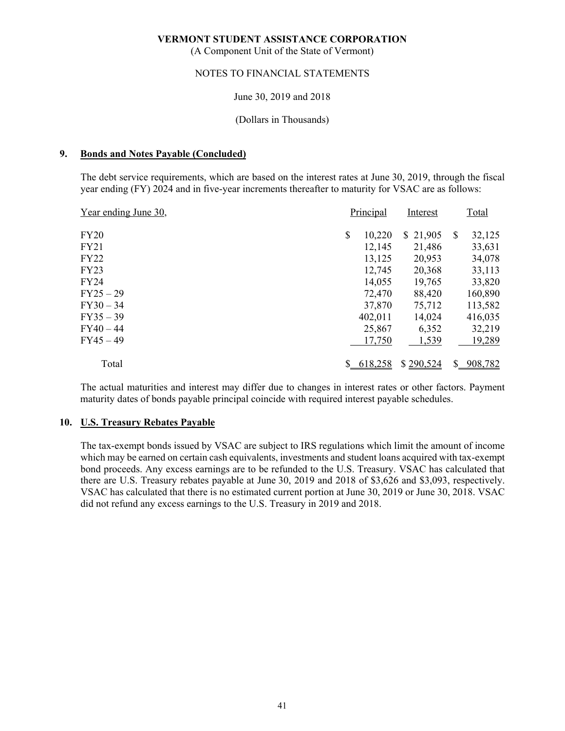**VERMONT STUDENT ASSISTANCE CORPORATION**

(A Component Unit of the State of Vermont)

NOTES TO FINANCIAL STATEMENTS

June 30, 2019 and 2018

(Dollars in Thousands)

## 9. Bonds and Notes Payable (Concluded)

The debt service requirements, which are based on the interest rates at June 30, 2019, through the fiscal year ending (FY) 2024 and in five-year increments thereafter to maturity for VSAC are as follows:

| Year ending June 30, | Principal | Interest | Total |
|---|---|---|---|
| FY20 | $ 10,220 | $ 21,905 | $ 32,125 |
| FY21 | 12,145 | 21,486 | 33,631 |
| FY22 | 13,125 | 20,953 | 34,078 |
| FY23 | 12,745 | 20,368 | 33,113 |
| FY24 | 14,055 | 19,765 | 33,820 |
| FY25 – 29 | 72,470 | 88,420 | 160,890 |
| FY30 – 34 | 37,870 | 75,712 | 113,582 |
| FY35 – 39 | 402,011 | 14,024 | 416,035 |
| FY40 – 44 | 25,867 | 6,352 | 32,219 |
| FY45 – 49 | 17,750 | 1,539 | 19,289 |
| Total | $ 618,258 | $ 290,524 | $ 908,782 |

The actual maturities and interest may differ due to changes in interest rates or other factors. Payment maturity dates of bonds payable principal coincide with required interest payable schedules.

## 10. U.S. Treasury Rebates Payable

The tax-exempt bonds issued by VSAC are subject to IRS regulations which limit the amount of income which may be earned on certain cash equivalents, investments and student loans acquired with tax-exempt bond proceeds. Any excess earnings are to be refunded to the U.S. Treasury. VSAC has calculated that there are U.S. Treasury rebates payable at June 30, 2019 and 2018 of $3,626 and $3,093, respectively. VSAC has calculated that there is no estimated current portion at June 30, 2019 or June 30, 2018. VSAC did not refund any excess earnings to the U.S. Treasury in 2019 and 2018.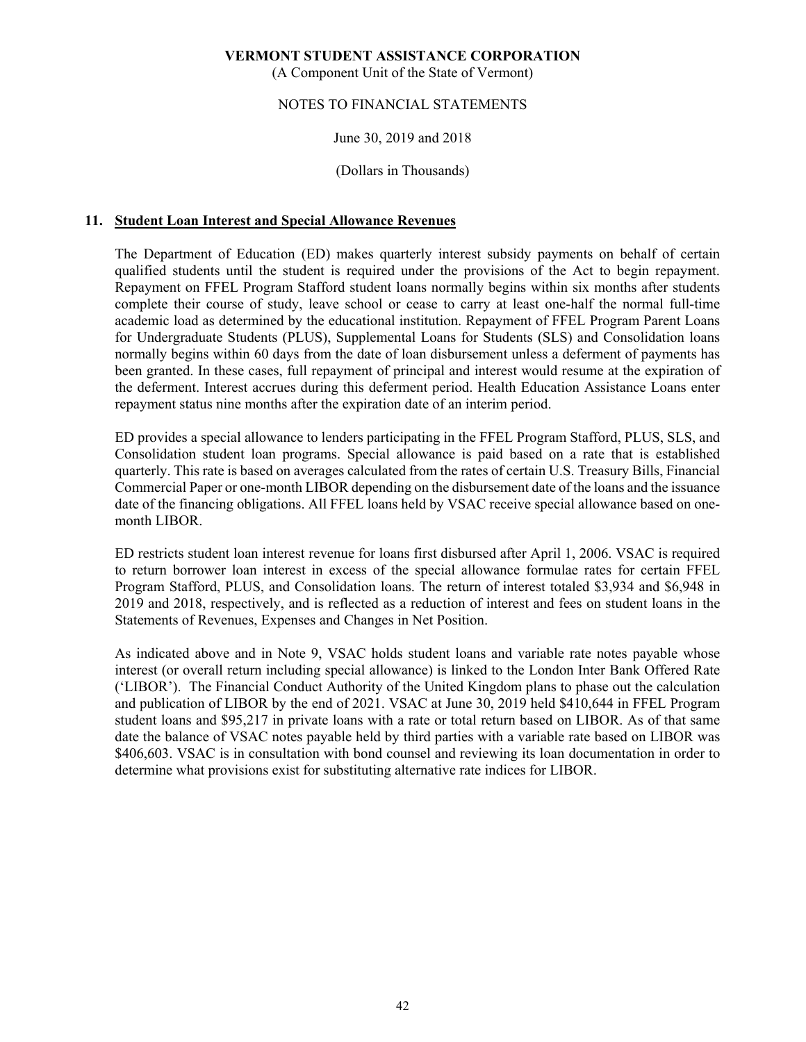**VERMONT STUDENT ASSISTANCE CORPORATION**

(A Component Unit of the State of Vermont)

NOTES TO FINANCIAL STATEMENTS

June 30, 2019 and 2018

(Dollars in Thousands)

## 11. Student Loan Interest and Special Allowance Revenues

The Department of Education (ED) makes quarterly interest subsidy payments on behalf of certain qualified students until the student is required under the provisions of the Act to begin repayment. Repayment on FFEL Program Stafford student loans normally begins within six months after students complete their course of study, leave school or cease to carry at least one-half the normal full-time academic load as determined by the educational institution. Repayment of FFEL Program Parent Loans for Undergraduate Students (PLUS), Supplemental Loans for Students (SLS) and Consolidation loans normally begins within 60 days from the date of loan disbursement unless a deferment of payments has been granted. In these cases, full repayment of principal and interest would resume at the expiration of the deferment. Interest accrues during this deferment period. Health Education Assistance Loans enter repayment status nine months after the expiration date of an interim period.

ED provides a special allowance to lenders participating in the FFEL Program Stafford, PLUS, SLS, and Consolidation student loan programs. Special allowance is paid based on a rate that is established quarterly. This rate is based on averages calculated from the rates of certain U.S. Treasury Bills, Financial Commercial Paper or one-month LIBOR depending on the disbursement date of the loans and the issuance date of the financing obligations. All FFEL loans held by VSAC receive special allowance based on one-month LIBOR.

ED restricts student loan interest revenue for loans first disbursed after April 1, 2006. VSAC is required to return borrower loan interest in excess of the special allowance formulae rates for certain FFEL Program Stafford, PLUS, and Consolidation loans. The return of interest totaled \$3,934 and \$6,948 in 2019 and 2018, respectively, and is reflected as a reduction of interest and fees on student loans in the Statements of Revenues, Expenses and Changes in Net Position.

As indicated above and in Note 9, VSAC holds student loans and variable rate notes payable whose interest (or overall return including special allowance) is linked to the London Inter Bank Offered Rate ('LIBOR'). The Financial Conduct Authority of the United Kingdom plans to phase out the calculation and publication of LIBOR by the end of 2021. VSAC at June 30, 2019 held \$410,644 in FFEL Program student loans and \$95,217 in private loans with a rate or total return based on LIBOR. As of that same date the balance of VSAC notes payable held by third parties with a variable rate based on LIBOR was \$406,603. VSAC is in consultation with bond counsel and reviewing its loan documentation in order to determine what provisions exist for substituting alternative rate indices for LIBOR.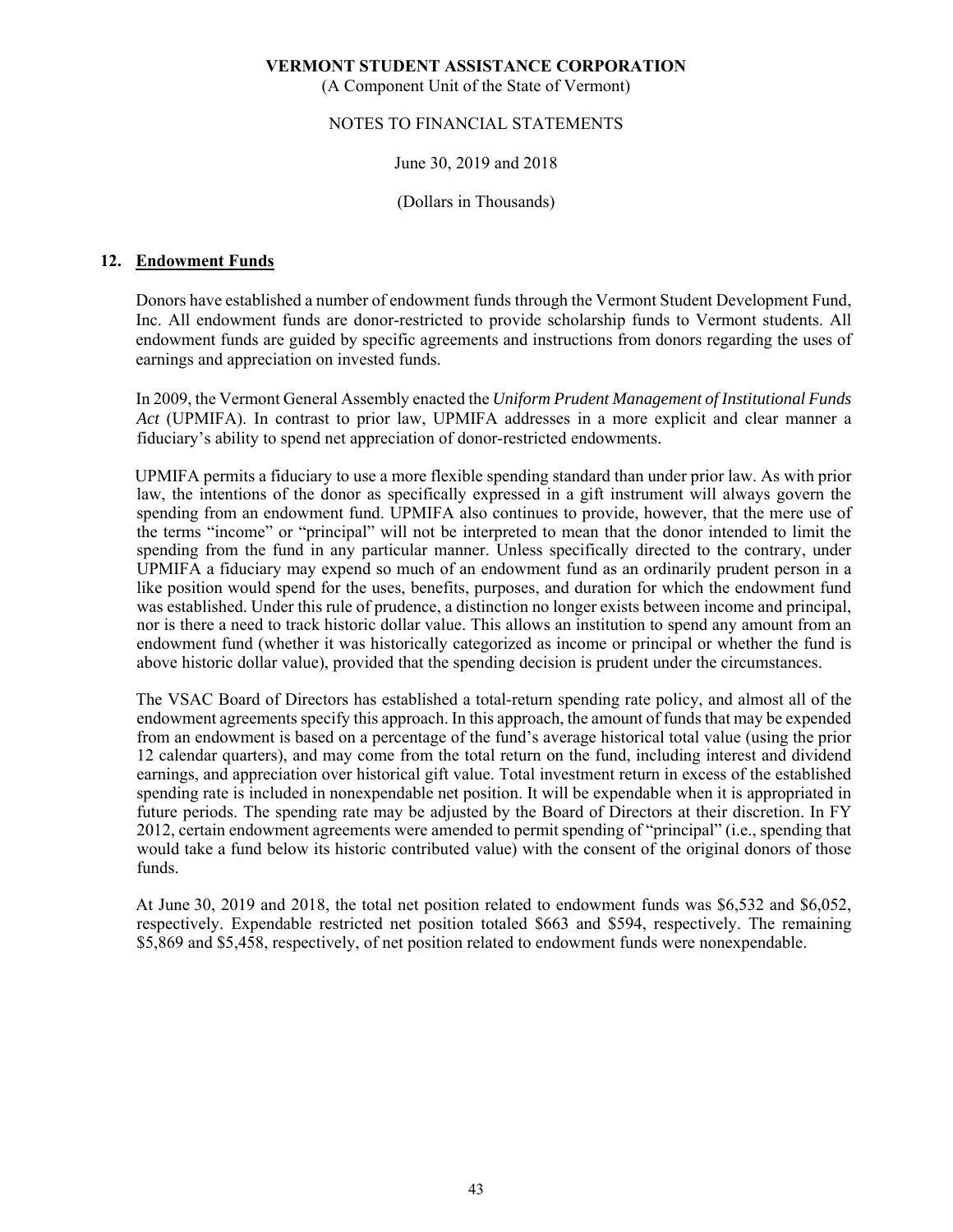## 12. Endowment Funds

Donors have established a number of endowment funds through the Vermont Student Development Fund, Inc. All endowment funds are donor-restricted to provide scholarship funds to Vermont students. All endowment funds are guided by specific agreements and instructions from donors regarding the uses of earnings and appreciation on invested funds.

In 2009, the Vermont General Assembly enacted the *Uniform Prudent Management of Institutional Funds Act* (UPMIFA). In contrast to prior law, UPMIFA addresses in a more explicit and clear manner a fiduciary's ability to spend net appreciation of donor-restricted endowments.

UPMIFA permits a fiduciary to use a more flexible spending standard than under prior law. As with prior law, the intentions of the donor as specifically expressed in a gift instrument will always govern the spending from an endowment fund. UPMIFA also continues to provide, however, that the mere use of the terms "income" or "principal" will not be interpreted to mean that the donor intended to limit the spending from the fund in any particular manner. Unless specifically directed to the contrary, under UPMIFA a fiduciary may expend so much of an endowment fund as an ordinarily prudent person in a like position would spend for the uses, benefits, purposes, and duration for which the endowment fund was established. Under this rule of prudence, a distinction no longer exists between income and principal, nor is there a need to track historic dollar value. This allows an institution to spend any amount from an endowment fund (whether it was historically categorized as income or principal or whether the fund is above historic dollar value), provided that the spending decision is prudent under the circumstances.

The VSAC Board of Directors has established a total-return spending rate policy, and almost all of the endowment agreements specify this approach. In this approach, the amount of funds that may be expended from an endowment is based on a percentage of the fund's average historical total value (using the prior 12 calendar quarters), and may come from the total return on the fund, including interest and dividend earnings, and appreciation over historical gift value. Total investment return in excess of the established spending rate is included in nonexpendable net position. It will be expendable when it is appropriated in future periods. The spending rate may be adjusted by the Board of Directors at their discretion. In FY 2012, certain endowment agreements were amended to permit spending of "principal" (i.e., spending that would take a fund below its historic contributed value) with the consent of the original donors of those funds.

At June 30, 2019 and 2018, the total net position related to endowment funds was $6,532 and $6,052, respectively. Expendable restricted net position totaled $663 and $594, respectively. The remaining $5,869 and $5,458, respectively, of net position related to endowment funds were nonexpendable.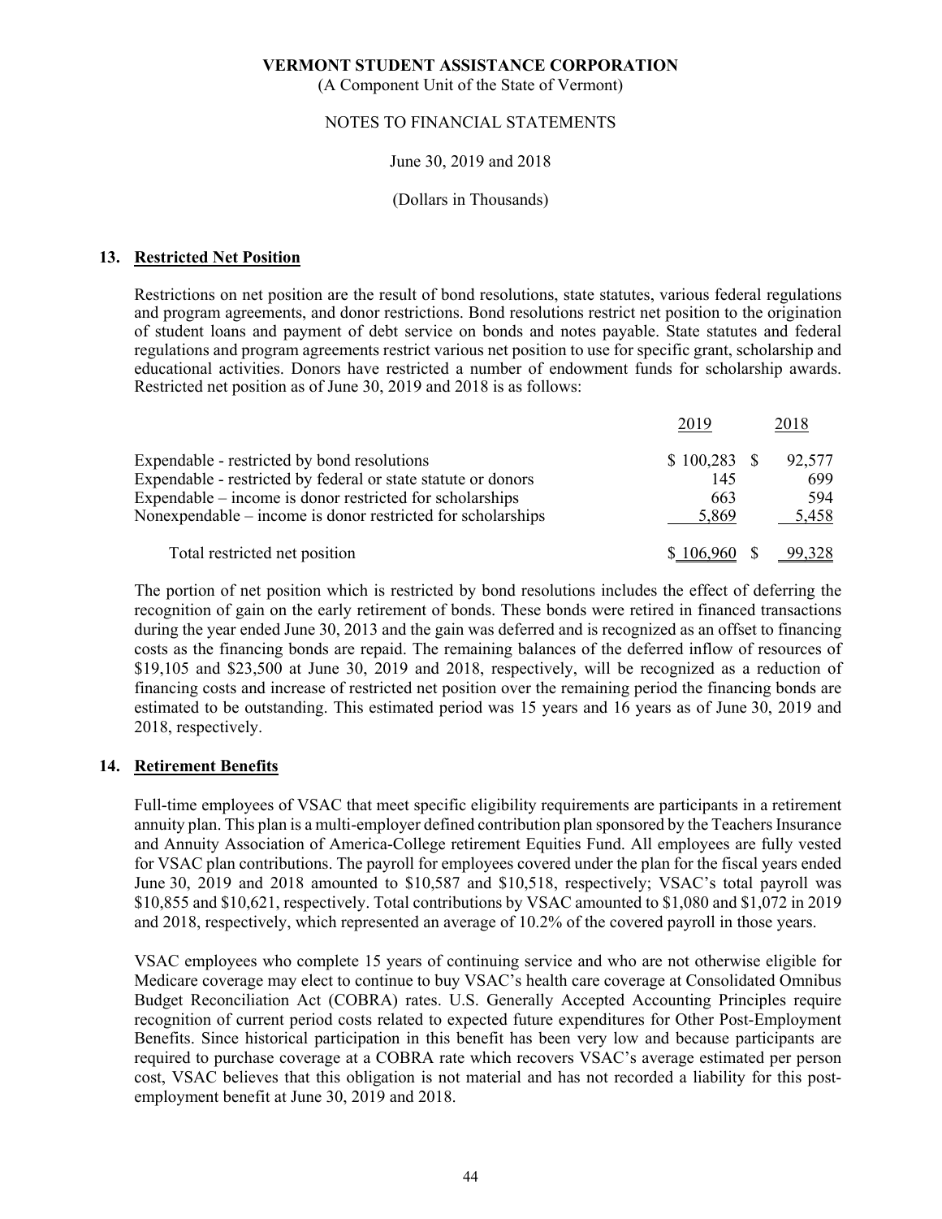**VERMONT STUDENT ASSISTANCE CORPORATION**

(A Component Unit of the State of Vermont)

NOTES TO FINANCIAL STATEMENTS

June 30, 2019 and 2018

(Dollars in Thousands)

## 13. Restricted Net Position

Restrictions on net position are the result of bond resolutions, state statutes, various federal regulations and program agreements, and donor restrictions. Bond resolutions restrict net position to the origination of student loans and payment of debt service on bonds and notes payable. State statutes and federal regulations and program agreements restrict various net position to use for specific grant, scholarship and educational activities. Donors have restricted a number of endowment funds for scholarship awards. Restricted net position as of June 30, 2019 and 2018 is as follows:

| | 2019 | 2018 |
|---|---|---|
| Expendable - restricted by bond resolutions | $ 100,283 | $ 92,577 |
| Expendable - restricted by federal or state statute or donors | 145 | 699 |
| Expendable – income is donor restricted for scholarships | 663 | 594 |
| Nonexpendable – income is donor restricted for scholarships | 5,869 | 5,458 |
| Total restricted net position | $ 106,960 | $ 99,328 |

The portion of net position which is restricted by bond resolutions includes the effect of deferring the recognition of gain on the early retirement of bonds. These bonds were retired in financed transactions during the year ended June 30, 2013 and the gain was deferred and is recognized as an offset to financing costs as the financing bonds are repaid. The remaining balances of the deferred inflow of resources of $19,105 and $23,500 at June 30, 2019 and 2018, respectively, will be recognized as a reduction of financing costs and increase of restricted net position over the remaining period the financing bonds are estimated to be outstanding. This estimated period was 15 years and 16 years as of June 30, 2019 and 2018, respectively.

## 14. Retirement Benefits

Full-time employees of VSAC that meet specific eligibility requirements are participants in a retirement annuity plan. This plan is a multi-employer defined contribution plan sponsored by the Teachers Insurance and Annuity Association of America-College retirement Equities Fund. All employees are fully vested for VSAC plan contributions. The payroll for employees covered under the plan for the fiscal years ended June 30, 2019 and 2018 amounted to $10,587 and $10,518, respectively; VSAC's total payroll was $10,855 and $10,621, respectively. Total contributions by VSAC amounted to $1,080 and $1,072 in 2019 and 2018, respectively, which represented an average of 10.2% of the covered payroll in those years.

VSAC employees who complete 15 years of continuing service and who are not otherwise eligible for Medicare coverage may elect to continue to buy VSAC's health care coverage at Consolidated Omnibus Budget Reconciliation Act (COBRA) rates. U.S. Generally Accepted Accounting Principles require recognition of current period costs related to expected future expenditures for Other Post-Employment Benefits. Since historical participation in this benefit has been very low and because participants are required to purchase coverage at a COBRA rate which recovers VSAC's average estimated per person cost, VSAC believes that this obligation is not material and has not recorded a liability for this post-employment benefit at June 30, 2019 and 2018.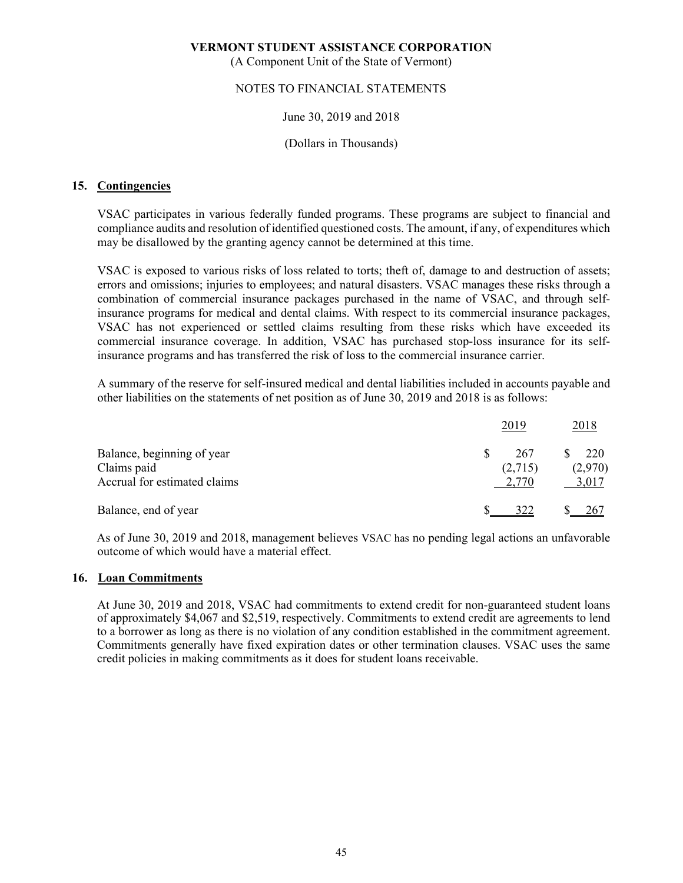**VERMONT STUDENT ASSISTANCE CORPORATION**
(A Component Unit of the State of Vermont)

NOTES TO FINANCIAL STATEMENTS

June 30, 2019 and 2018

(Dollars in Thousands)

## 15. Contingencies

VSAC participates in various federally funded programs. These programs are subject to financial and compliance audits and resolution of identified questioned costs. The amount, if any, of expenditures which may be disallowed by the granting agency cannot be determined at this time.

VSAC is exposed to various risks of loss related to torts; theft of, damage to and destruction of assets; errors and omissions; injuries to employees; and natural disasters. VSAC manages these risks through a combination of commercial insurance packages purchased in the name of VSAC, and through self-insurance programs for medical and dental claims. With respect to its commercial insurance packages, VSAC has not experienced or settled claims resulting from these risks which have exceeded its commercial insurance coverage. In addition, VSAC has purchased stop-loss insurance for its self-insurance programs and has transferred the risk of loss to the commercial insurance carrier.

A summary of the reserve for self-insured medical and dental liabilities included in accounts payable and other liabilities on the statements of net position as of June 30, 2019 and 2018 is as follows:

| | 2019 | 2018 |
|---|---|---|
| Balance, beginning of year | $ 267 | $ 220 |
| Claims paid | (2,715) | (2,970) |
| Accrual for estimated claims | 2,770 | 3,017 |
| Balance, end of year | $ 322 | $ 267 |

As of June 30, 2019 and 2018, management believes VSAC has no pending legal actions an unfavorable outcome of which would have a material effect.

## 16. Loan Commitments

At June 30, 2019 and 2018, VSAC had commitments to extend credit for non-guaranteed student loans of approximately $4,067 and $2,519, respectively. Commitments to extend credit are agreements to lend to a borrower as long as there is no violation of any condition established in the commitment agreement. Commitments generally have fixed expiration dates or other termination clauses. VSAC uses the same credit policies in making commitments as it does for student loans receivable.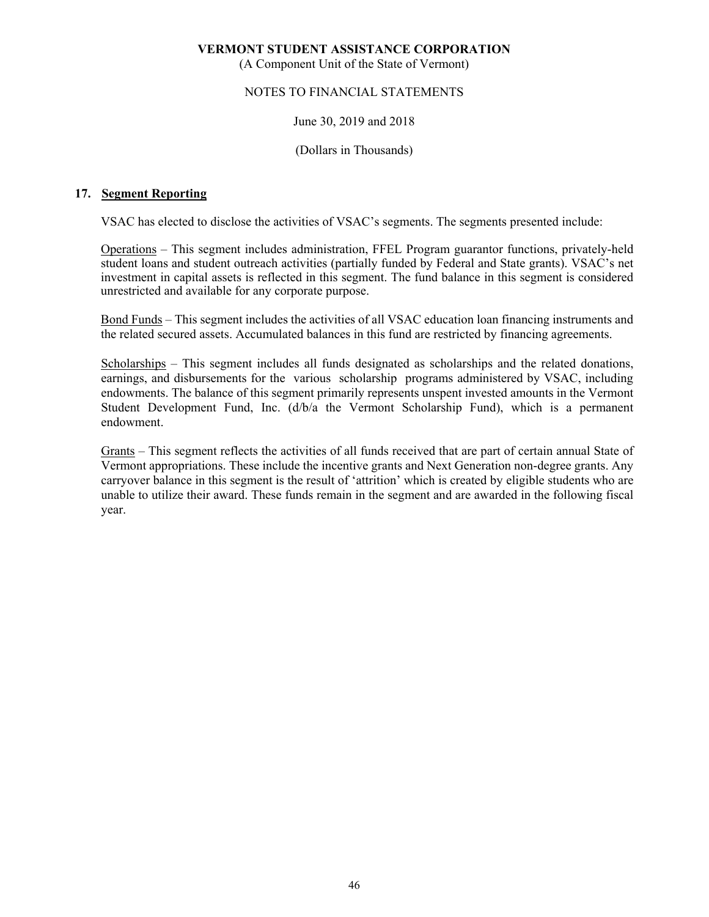## 17. Segment Reporting

VSAC has elected to disclose the activities of VSAC's segments. The segments presented include:

Operations – This segment includes administration, FFEL Program guarantor functions, privately-held student loans and student outreach activities (partially funded by Federal and State grants). VSAC's net investment in capital assets is reflected in this segment. The fund balance in this segment is considered unrestricted and available for any corporate purpose.

Bond Funds – This segment includes the activities of all VSAC education loan financing instruments and the related secured assets. Accumulated balances in this fund are restricted by financing agreements.

Scholarships – This segment includes all funds designated as scholarships and the related donations, earnings, and disbursements for the various scholarship programs administered by VSAC, including endowments. The balance of this segment primarily represents unspent invested amounts in the Vermont Student Development Fund, Inc. (d/b/a the Vermont Scholarship Fund), which is a permanent endowment.

Grants – This segment reflects the activities of all funds received that are part of certain annual State of Vermont appropriations. These include the incentive grants and Next Generation non-degree grants. Any carryover balance in this segment is the result of 'attrition' which is created by eligible students who are unable to utilize their award. These funds remain in the segment and are awarded in the following fiscal year.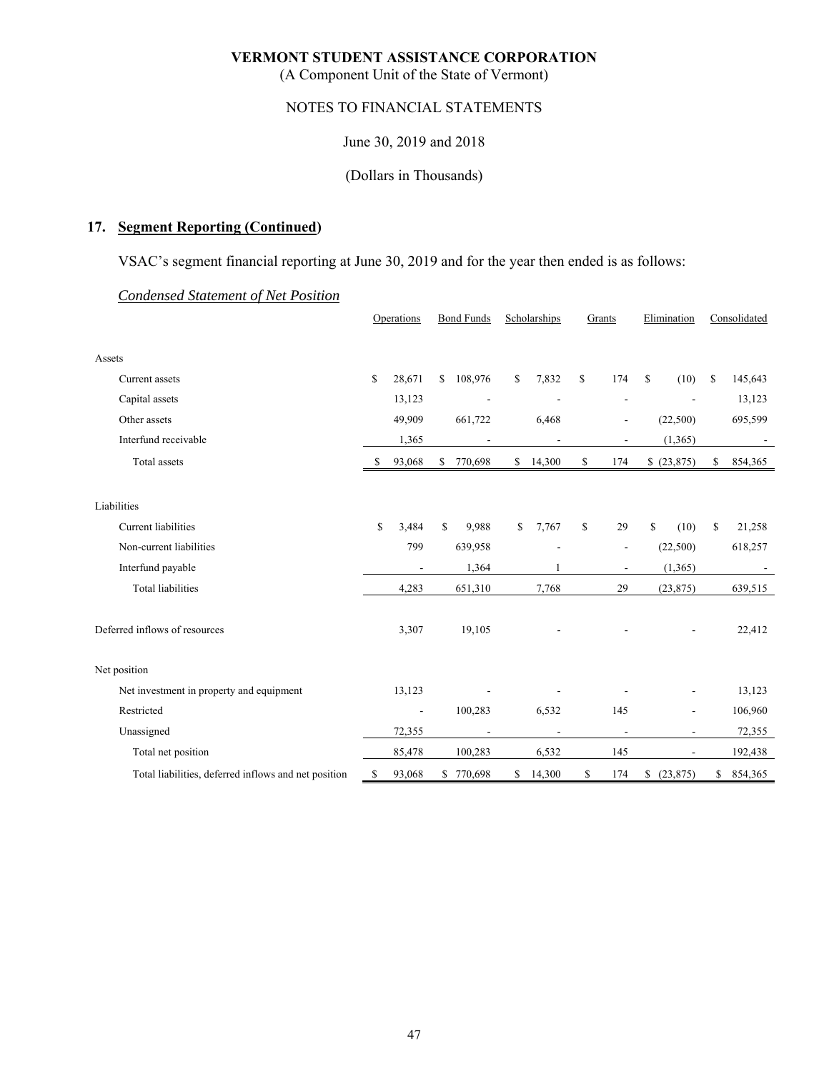**VERMONT STUDENT ASSISTANCE CORPORATION**
(A Component Unit of the State of Vermont)

NOTES TO FINANCIAL STATEMENTS

June 30, 2019 and 2018

(Dollars in Thousands)

## 17. Segment Reporting (Continued)

VSAC's segment financial reporting at June 30, 2019 and for the year then ended is as follows:

*Condensed Statement of Net Position*

| | Operations | Bond Funds | Scholarships | Grants | Elimination | Consolidated |
|---|---|---|---|---|---|---|
| Assets | | | | | | |
| Current assets | $ 28,671 | $ 108,976 | $ 7,832 | $ 174 | $ (10) | $ 145,643 |
| Capital assets | 13,123 | - | - | - | - | 13,123 |
| Other assets | 49,909 | 661,722 | 6,468 | - | (22,500) | 695,599 |
| Interfund receivable | 1,365 | - | - | - | (1,365) | - |
| Total assets | $ 93,068 | $ 770,698 | $ 14,300 | $ 174 | $ (23,875) | $ 854,365 |
| Liabilities | | | | | | |
| Current liabilities | $ 3,484 | $ 9,988 | $ 7,767 | $ 29 | $ (10) | $ 21,258 |
| Non-current liabilities | 799 | 639,958 | - | - | (22,500) | 618,257 |
| Interfund payable | - | 1,364 | 1 | - | (1,365) | - |
| Total liabilities | 4,283 | 651,310 | 7,768 | 29 | (23,875) | 639,515 |
| Deferred inflows of resources | 3,307 | 19,105 | - | - | - | 22,412 |
| Net position | | | | | | |
| Net investment in property and equipment | 13,123 | - | - | - | - | 13,123 |
| Restricted | - | 100,283 | 6,532 | 145 | - | 106,960 |
| Unassigned | 72,355 | - | - | - | - | 72,355 |
| Total net position | 85,478 | 100,283 | 6,532 | 145 | - | 192,438 |
| Total liabilities, deferred inflows and net position | $ 93,068 | $ 770,698 | $ 14,300 | $ 174 | $ (23,875) | $ 854,365 |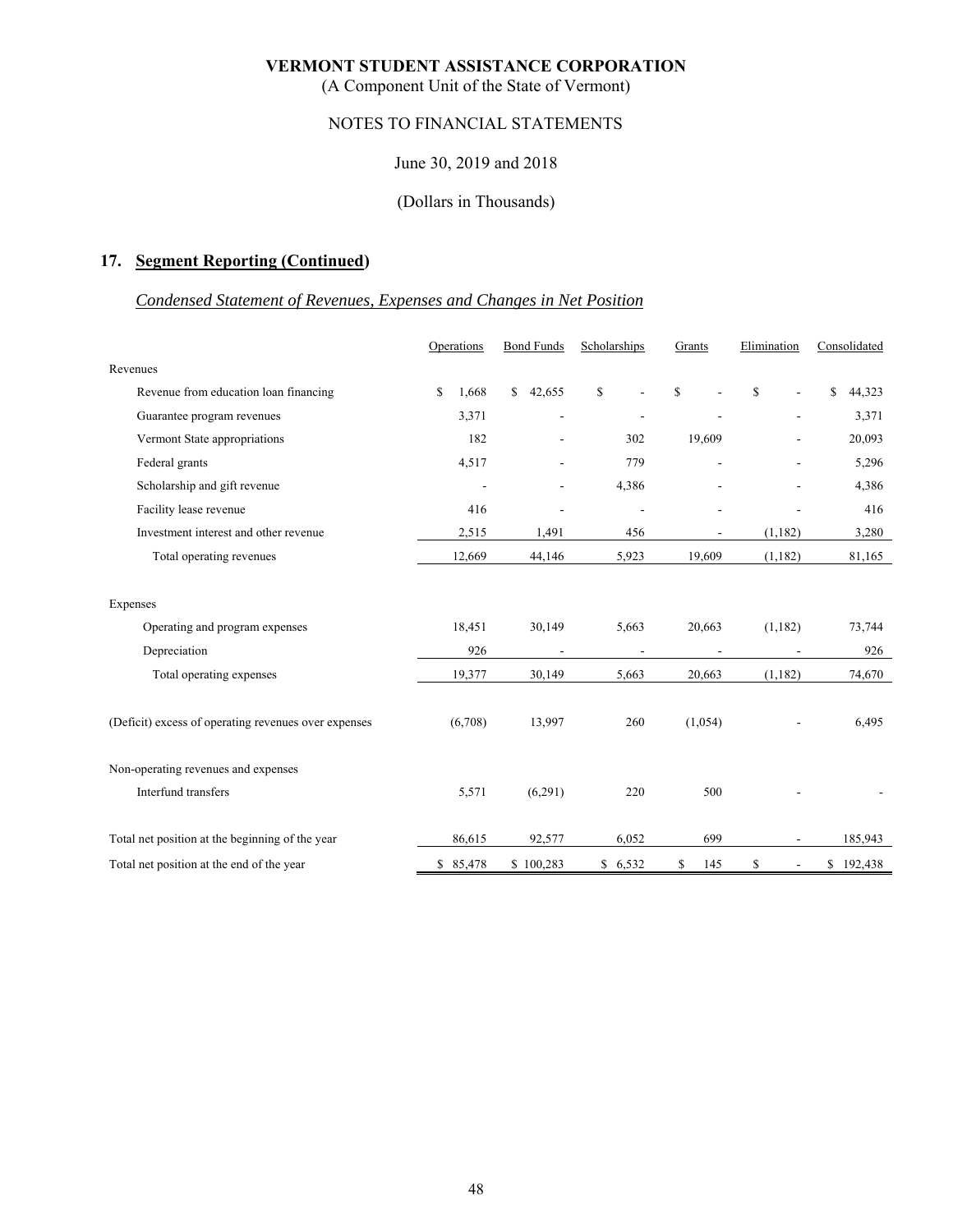**VERMONT STUDENT ASSISTANCE CORPORATION**
(A Component Unit of the State of Vermont)

NOTES TO FINANCIAL STATEMENTS

June 30, 2019 and 2018

(Dollars in Thousands)

## 17. Segment Reporting (Continued)

### *Condensed Statement of Revenues, Expenses and Changes in Net Position*

| | Operations | Bond Funds | Scholarships | Grants | Elimination | Consolidated |
|---|---|---|---|---|---|---|
| Revenues | | | | | | |
| Revenue from education loan financing | $ 1,668 | $ 42,655 | $ - | $ - | $ - | $ 44,323 |
| Guarantee program revenues | 3,371 | - | - | - | - | 3,371 |
| Vermont State appropriations | 182 | - | 302 | 19,609 | - | 20,093 |
| Federal grants | 4,517 | - | 779 | - | - | 5,296 |
| Scholarship and gift revenue | - | - | 4,386 | - | - | 4,386 |
| Facility lease revenue | 416 | - | - | - | - | 416 |
| Investment interest and other revenue | 2,515 | 1,491 | 456 | - | (1,182) | 3,280 |
| Total operating revenues | 12,669 | 44,146 | 5,923 | 19,609 | (1,182) | 81,165 |
| Expenses | | | | | | |
| Operating and program expenses | 18,451 | 30,149 | 5,663 | 20,663 | (1,182) | 73,744 |
| Depreciation | 926 | - | - | - | - | 926 |
| Total operating expenses | 19,377 | 30,149 | 5,663 | 20,663 | (1,182) | 74,670 |
| (Deficit) excess of operating revenues over expenses | (6,708) | 13,997 | 260 | (1,054) | - | 6,495 |
| Non-operating revenues and expenses | | | | | | |
| Interfund transfers | 5,571 | (6,291) | 220 | 500 | - | - |
| Total net position at the beginning of the year | 86,615 | 92,577 | 6,052 | 699 | - | 185,943 |
| Total net position at the end of the year | $ 85,478 | $ 100,283 | $ 6,532 | $ 145 | $ - | $ 192,438 |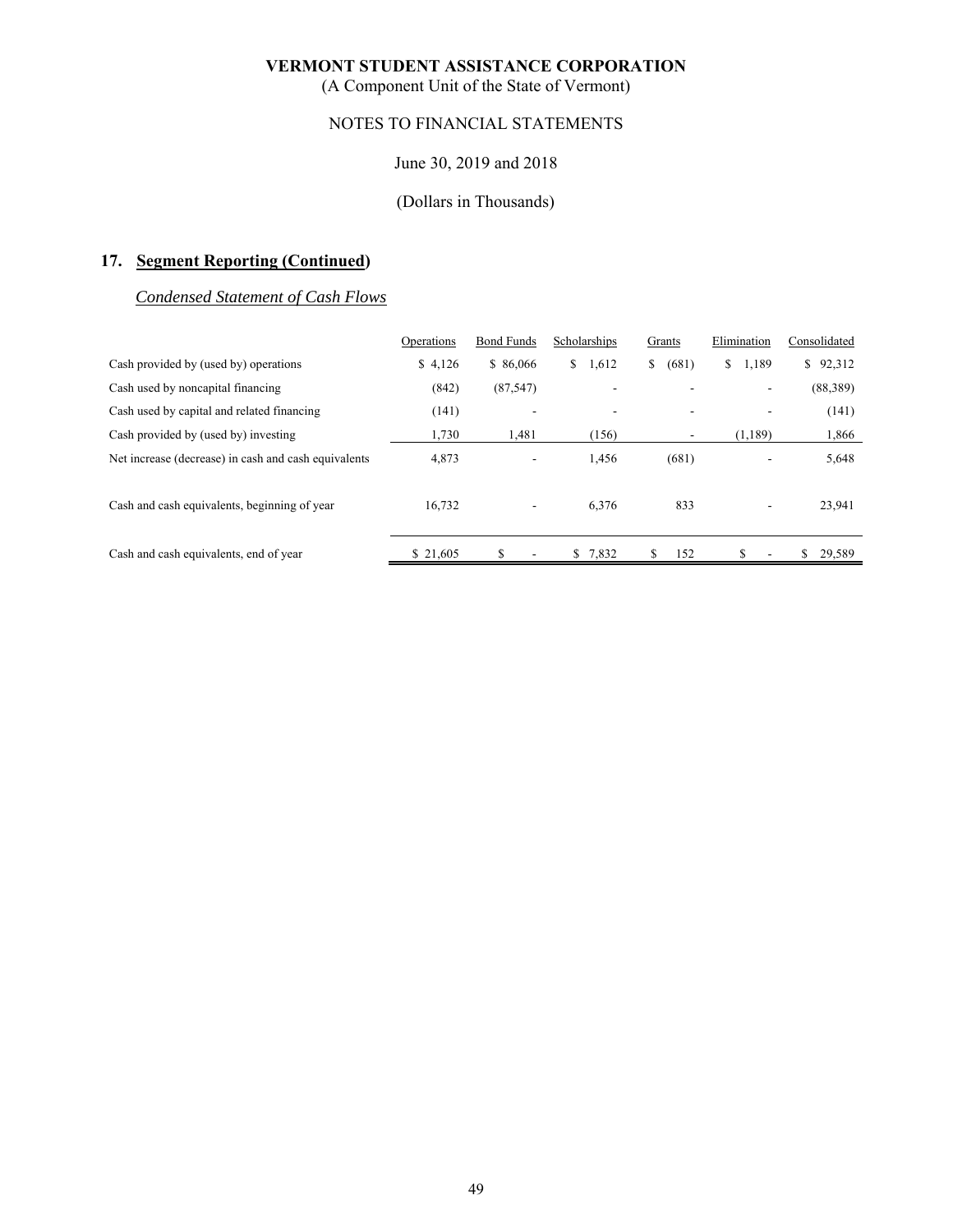**VERMONT STUDENT ASSISTANCE CORPORATION**
(A Component Unit of the State of Vermont)

NOTES TO FINANCIAL STATEMENTS

June 30, 2019 and 2018

(Dollars in Thousands)

## 17. Segment Reporting (Continued)

### *Condensed Statement of Cash Flows*

| | Operations | Bond Funds | Scholarships | Grants | Elimination | Consolidated |
|---|---|---|---|---|---|---|
| Cash provided by (used by) operations | $ 4,126 | $ 86,066 | $ 1,612 | $ (681) | $ 1,189 | $ 92,312 |
| Cash used by noncapital financing | (842) | (87,547) | - | - | - | (88,389) |
| Cash used by capital and related financing | (141) | - | - | - | - | (141) |
| Cash provided by (used by) investing | 1,730 | 1,481 | (156) | - | (1,189) | 1,866 |
| Net increase (decrease) in cash and cash equivalents | 4,873 | - | 1,456 | (681) | - | 5,648 |
| Cash and cash equivalents, beginning of year | 16,732 | - | 6,376 | 833 | - | 23,941 |
| Cash and cash equivalents, end of year | $ 21,605 | $ - | $ 7,832 | $ 152 | $ - | $ 29,589 |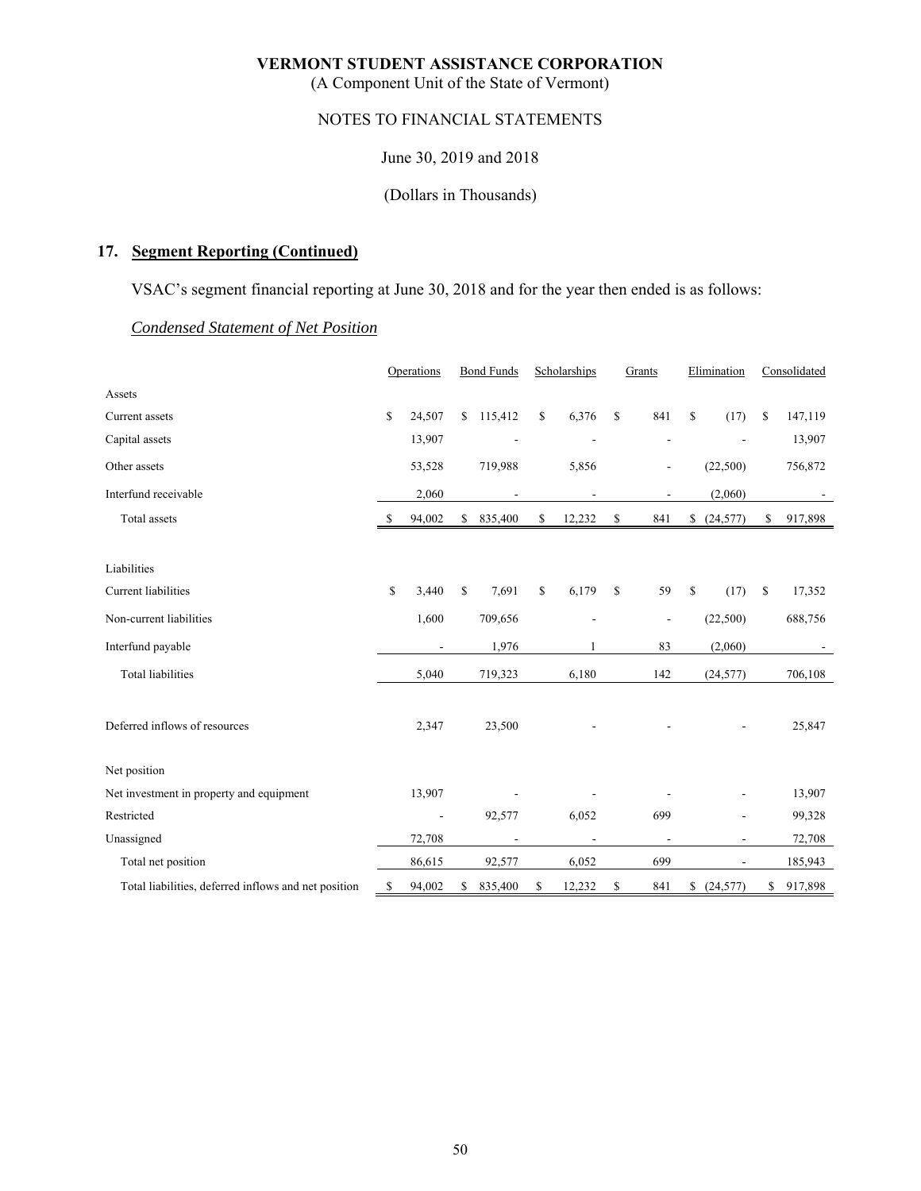# VERMONT STUDENT ASSISTANCE CORPORATION

(A Component Unit of the State of Vermont)

NOTES TO FINANCIAL STATEMENTS

June 30, 2019 and 2018

(Dollars in Thousands)

## 17. Segment Reporting (Continued)

VSAC's segment financial reporting at June 30, 2018 and for the year then ended is as follows:

*Condensed Statement of Net Position*

| | Operations | Bond Funds | Scholarships | Grants | Elimination | Consolidated |
|---|---|---|---|---|---|---|
| Assets | | | | | | |
| Current assets | $ 24,507 | $ 115,412 | $ 6,376 | $ 841 | $ (17) | $ 147,119 |
| Capital assets | 13,907 | - | - | - | - | 13,907 |
| Other assets | 53,528 | 719,988 | 5,856 | - | (22,500) | 756,872 |
| Interfund receivable | 2,060 | - | - | - | (2,060) | - |
| Total assets | $ 94,002 | $ 835,400 | $ 12,232 | $ 841 | $ (24,577) | $ 917,898 |
| Liabilities | | | | | | |
| Current liabilities | $ 3,440 | $ 7,691 | $ 6,179 | $ 59 | $ (17) | $ 17,352 |
| Non-current liabilities | 1,600 | 709,656 | - | - | (22,500) | 688,756 |
| Interfund payable | - | 1,976 | 1 | 83 | (2,060) | - |
| Total liabilities | 5,040 | 719,323 | 6,180 | 142 | (24,577) | 706,108 |
| Deferred inflows of resources | 2,347 | 23,500 | - | - | - | 25,847 |
| Net position | | | | | | |
| Net investment in property and equipment | 13,907 | - | - | - | - | 13,907 |
| Restricted | - | 92,577 | 6,052 | 699 | - | 99,328 |
| Unassigned | 72,708 | - | - | - | - | 72,708 |
| Total net position | 86,615 | 92,577 | 6,052 | 699 | - | 185,943 |
| Total liabilities, deferred inflows and net position | $ 94,002 | $ 835,400 | $ 12,232 | $ 841 | $ (24,577) | $ 917,898 |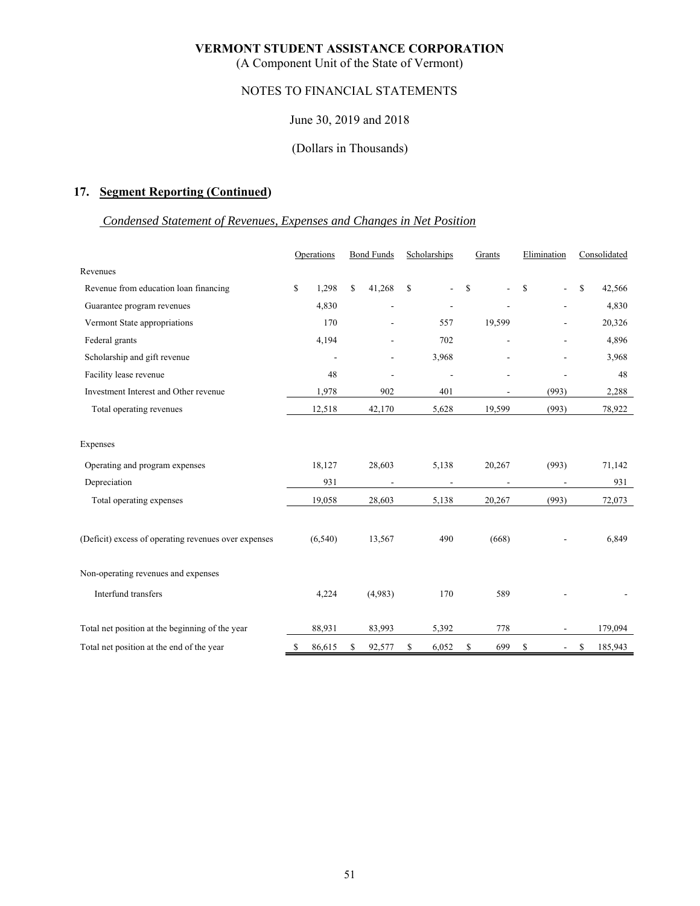**VERMONT STUDENT ASSISTANCE CORPORATION**
(A Component Unit of the State of Vermont)

NOTES TO FINANCIAL STATEMENTS

June 30, 2019 and 2018

(Dollars in Thousands)

## 17. Segment Reporting (Continued)

*Condensed Statement of Revenues, Expenses and Changes in Net Position*

| | Operations | Bond Funds | Scholarships | Grants | Elimination | Consolidated |
|---|---|---|---|---|---|---|
| Revenues | | | | | | |
| Revenue from education loan financing | $ 1,298 | $ 41,268 | $ - | $ - | $ - | $ 42,566 |
| Guarantee program revenues | 4,830 | - | - | - | - | 4,830 |
| Vermont State appropriations | 170 | - | 557 | 19,599 | - | 20,326 |
| Federal grants | 4,194 | - | 702 | - | - | 4,896 |
| Scholarship and gift revenue | - | - | 3,968 | - | - | 3,968 |
| Facility lease revenue | 48 | - | - | - | - | 48 |
| Investment Interest and Other revenue | 1,978 | 902 | 401 | - | (993) | 2,288 |
| Total operating revenues | 12,518 | 42,170 | 5,628 | 19,599 | (993) | 78,922 |
| Expenses | | | | | | |
| Operating and program expenses | 18,127 | 28,603 | 5,138 | 20,267 | (993) | 71,142 |
| Depreciation | 931 | - | - | - | - | 931 |
| Total operating expenses | 19,058 | 28,603 | 5,138 | 20,267 | (993) | 72,073 |
| (Deficit) excess of operating revenues over expenses | (6,540) | 13,567 | 490 | (668) | - | 6,849 |
| Non-operating revenues and expenses | | | | | | |
| Interfund transfers | 4,224 | (4,983) | 170 | 589 | - | - |
| Total net position at the beginning of the year | 88,931 | 83,993 | 5,392 | 778 | - | 179,094 |
| Total net position at the end of the year | $ 86,615 | $ 92,577 | $ 6,052 | $ 699 | $ - | $ 185,943 |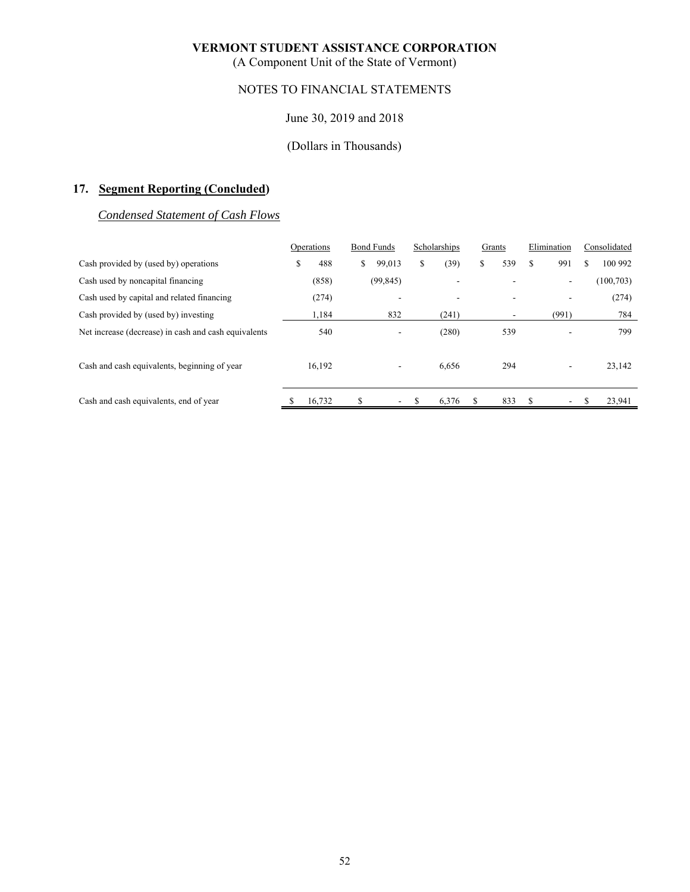**VERMONT STUDENT ASSISTANCE CORPORATION**
(A Component Unit of the State of Vermont)

NOTES TO FINANCIAL STATEMENTS

June 30, 2019 and 2018

(Dollars in Thousands)

## 17. Segment Reporting (Concluded)

*Condensed Statement of Cash Flows*

| | Operations | Bond Funds | Scholarships | Grants | Elimination | Consolidated |
|---|---|---|---|---|---|---|
| Cash provided by (used by) operations | $ 488 | $ 99,013 | $ (39) | $ 539 | $ 991 | $ 100 992 |
| Cash used by noncapital financing | (858) | (99,845) | - | - | - | (100,703) |
| Cash used by capital and related financing | (274) | - | - | - | - | (274) |
| Cash provided by (used by) investing | 1,184 | 832 | (241) | - | (991) | 784 |
| Net increase (decrease) in cash and cash equivalents | 540 | - | (280) | 539 | - | 799 |
| Cash and cash equivalents, beginning of year | 16,192 | - | 6,656 | 294 | - | 23,142 |
| Cash and cash equivalents, end of year | $ 16,732 | $ - | $ 6,376 | $ 833 | $ - | $ 23,941 |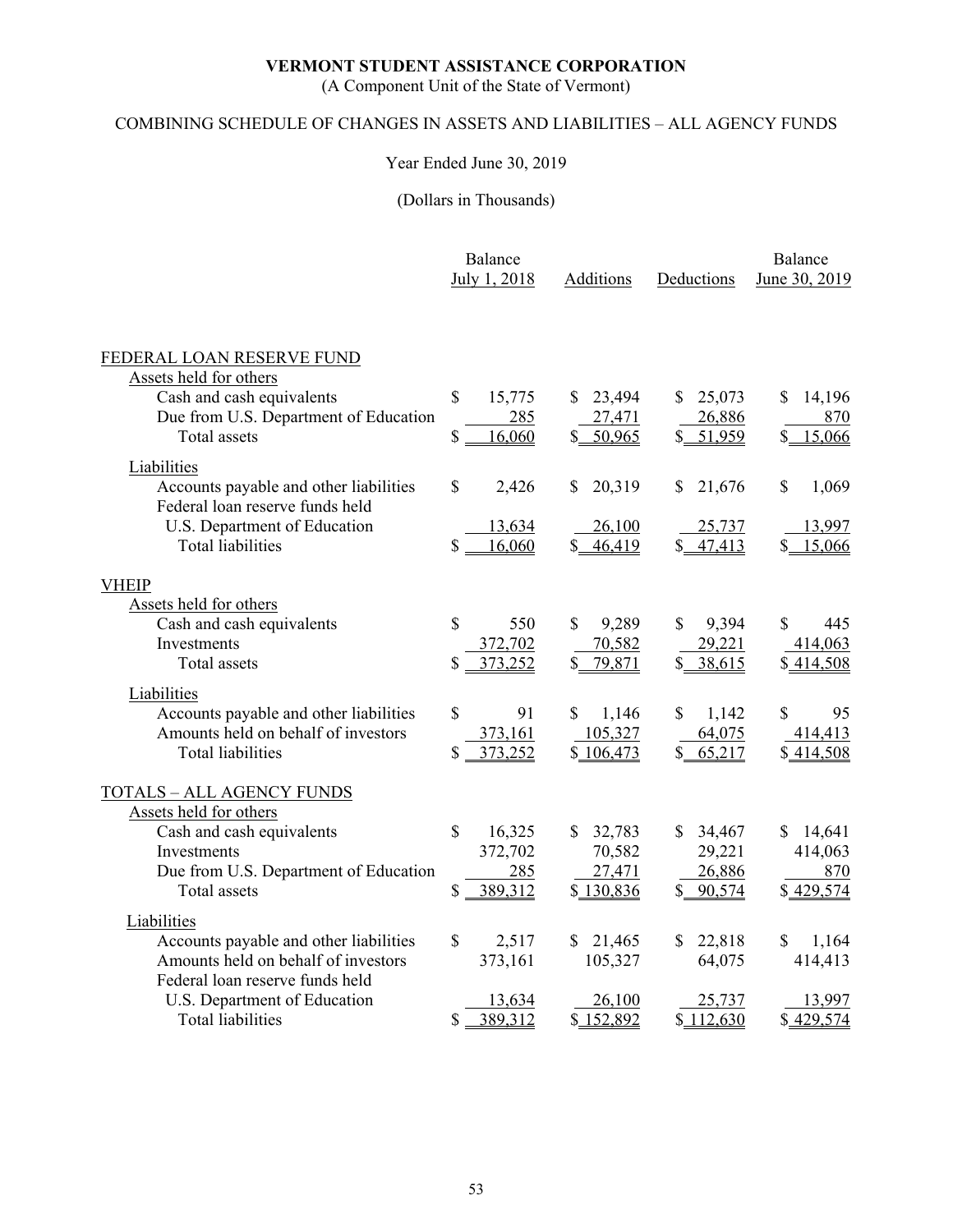# VERMONT STUDENT ASSISTANCE CORPORATION

(A Component Unit of the State of Vermont)

## COMBINING SCHEDULE OF CHANGES IN ASSETS AND LIABILITIES – ALL AGENCY FUNDS

Year Ended June 30, 2019

(Dollars in Thousands)

| | Balance July 1, 2018 | Additions | Deductions | Balance June 30, 2019 |
|---|---|---|---|---|
| FEDERAL LOAN RESERVE FUND | | | | |
| Assets held for others | | | | |
| Cash and cash equivalents | $ 15,775 | $ 23,494 | $ 25,073 | $ 14,196 |
| Due from U.S. Department of Education | 285 | 27,471 | 26,886 | 870 |
| Total assets | $ 16,060 | $ 50,965 | $ 51,959 | $ 15,066 |
| Liabilities | | | | |
| Accounts payable and other liabilities | $ 2,426 | $ 20,319 | $ 21,676 | $ 1,069 |
| Federal loan reserve funds held U.S. Department of Education | 13,634 | 26,100 | 25,737 | 13,997 |
| Total liabilities | $ 16,060 | $ 46,419 | $ 47,413 | $ 15,066 |
| VHEIP | | | | |
| Assets held for others | | | | |
| Cash and cash equivalents | $ 550 | $ 9,289 | $ 9,394 | $ 445 |
| Investments | 372,702 | 70,582 | 29,221 | 414,063 |
| Total assets | $ 373,252 | $ 79,871 | $ 38,615 | $ 414,508 |
| Liabilities | | | | |
| Accounts payable and other liabilities | $ 91 | $ 1,146 | $ 1,142 | $ 95 |
| Amounts held on behalf of investors | 373,161 | 105,327 | 64,075 | 414,413 |
| Total liabilities | $ 373,252 | $ 106,473 | $ 65,217 | $ 414,508 |
| TOTALS – ALL AGENCY FUNDS | | | | |
| Assets held for others | | | | |
| Cash and cash equivalents | $ 16,325 | $ 32,783 | $ 34,467 | $ 14,641 |
| Investments | 372,702 | 70,582 | 29,221 | 414,063 |
| Due from U.S. Department of Education | 285 | 27,471 | 26,886 | 870 |
| Total assets | $ 389,312 | $ 130,836 | $ 90,574 | $ 429,574 |
| Liabilities | | | | |
| Accounts payable and other liabilities | $ 2,517 | $ 21,465 | $ 22,818 | $ 1,164 |
| Amounts held on behalf of investors | 373,161 | 105,327 | 64,075 | 414,413 |
| Federal loan reserve funds held U.S. Department of Education | 13,634 | 26,100 | 25,737 | 13,997 |
| Total liabilities | $ 389,312 | $ 152,892 | $ 112,630 | $ 429,574 |